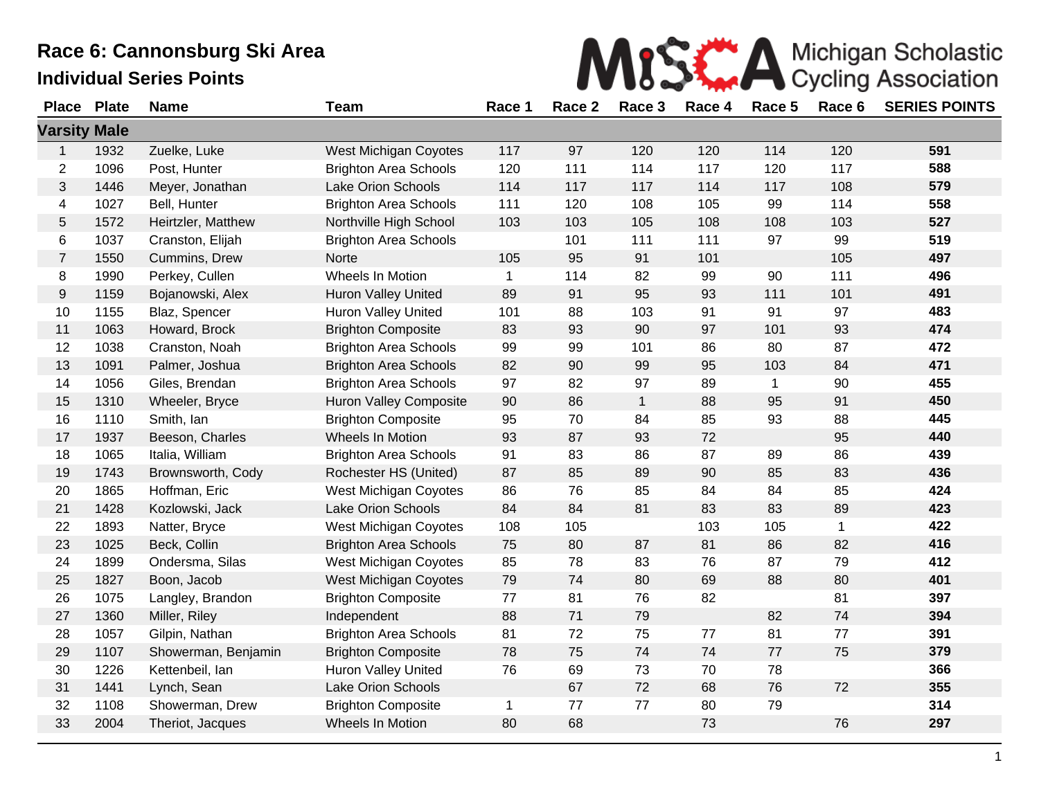# Race 6: Cannonsburg Ski Area

## Individual Series Points

Michigan Scholastic Cycling Association

| Place | Plate | Name | Team | Race 1 | Race 2 | Race 3 | Race 4 | Race 5 | Race 6 | SERIES POINTS |
|---|---|---|---|---|---|---|---|---|---|---|
| **Varsity Male** | | | | | | | | | | |
| 1 | 1932 | Zuelke, Luke | West Michigan Coyotes | 117 | 97 | 120 | 120 | 114 | 120 | **591** |
| 2 | 1096 | Post, Hunter | Brighton Area Schools | 120 | 111 | 114 | 117 | 120 | 117 | **588** |
| 3 | 1446 | Meyer, Jonathan | Lake Orion Schools | 114 | 117 | 117 | 114 | 117 | 108 | **579** |
| 4 | 1027 | Bell, Hunter | Brighton Area Schools | 111 | 120 | 108 | 105 | 99 | 114 | **558** |
| 5 | 1572 | Heirtzler, Matthew | Northville High School | 103 | 103 | 105 | 108 | 108 | 103 | **527** |
| 6 | 1037 | Cranston, Elijah | Brighton Area Schools | | 101 | 111 | 111 | 97 | 99 | **519** |
| 7 | 1550 | Cummins, Drew | Norte | 105 | 95 | 91 | 101 | | 105 | **497** |
| 8 | 1990 | Perkey, Cullen | Wheels In Motion | 1 | 114 | 82 | 99 | 90 | 111 | **496** |
| 9 | 1159 | Bojanowski, Alex | Huron Valley United | 89 | 91 | 95 | 93 | 111 | 101 | **491** |
| 10 | 1155 | Blaz, Spencer | Huron Valley United | 101 | 88 | 103 | 91 | 91 | 97 | **483** |
| 11 | 1063 | Howard, Brock | Brighton Composite | 83 | 93 | 90 | 97 | 101 | 93 | **474** |
| 12 | 1038 | Cranston, Noah | Brighton Area Schools | 99 | 99 | 101 | 86 | 80 | 87 | **472** |
| 13 | 1091 | Palmer, Joshua | Brighton Area Schools | 82 | 90 | 99 | 95 | 103 | 84 | **471** |
| 14 | 1056 | Giles, Brendan | Brighton Area Schools | 97 | 82 | 97 | 89 | 1 | 90 | **455** |
| 15 | 1310 | Wheeler, Bryce | Huron Valley Composite | 90 | 86 | 1 | 88 | 95 | 91 | **450** |
| 16 | 1110 | Smith, Ian | Brighton Composite | 95 | 70 | 84 | 85 | 93 | 88 | **445** |
| 17 | 1937 | Beeson, Charles | Wheels In Motion | 93 | 87 | 93 | 72 | | 95 | **440** |
| 18 | 1065 | Italia, William | Brighton Area Schools | 91 | 83 | 86 | 87 | 89 | 86 | **439** |
| 19 | 1743 | Brownsworth, Cody | Rochester HS (United) | 87 | 85 | 89 | 90 | 85 | 83 | **436** |
| 20 | 1865 | Hoffman, Eric | West Michigan Coyotes | 86 | 76 | 85 | 84 | 84 | 85 | **424** |
| 21 | 1428 | Kozlowski, Jack | Lake Orion Schools | 84 | 84 | 81 | 83 | 83 | 89 | **423** |
| 22 | 1893 | Natter, Bryce | West Michigan Coyotes | 108 | 105 | | 103 | 105 | 1 | **422** |
| 23 | 1025 | Beck, Collin | Brighton Area Schools | 75 | 80 | 87 | 81 | 86 | 82 | **416** |
| 24 | 1899 | Ondersma, Silas | West Michigan Coyotes | 85 | 78 | 83 | 76 | 87 | 79 | **412** |
| 25 | 1827 | Boon, Jacob | West Michigan Coyotes | 79 | 74 | 80 | 69 | 88 | 80 | **401** |
| 26 | 1075 | Langley, Brandon | Brighton Composite | 77 | 81 | 76 | 82 | | 81 | **397** |
| 27 | 1360 | Miller, Riley | Independent | 88 | 71 | 79 | | 82 | 74 | **394** |
| 28 | 1057 | Gilpin, Nathan | Brighton Area Schools | 81 | 72 | 75 | 77 | 81 | 77 | **391** |
| 29 | 1107 | Showerman, Benjamin | Brighton Composite | 78 | 75 | 74 | 74 | 77 | 75 | **379** |
| 30 | 1226 | Kettenbeil, Ian | Huron Valley United | 76 | 69 | 73 | 70 | 78 | | **366** |
| 31 | 1441 | Lynch, Sean | Lake Orion Schools | | 67 | 72 | 68 | 76 | 72 | **355** |
| 32 | 1108 | Showerman, Drew | Brighton Composite | 1 | 77 | 77 | 80 | 79 | | **314** |
| 33 | 2004 | Theriot, Jacques | Wheels In Motion | 80 | 68 | | 73 | | 76 | **297** |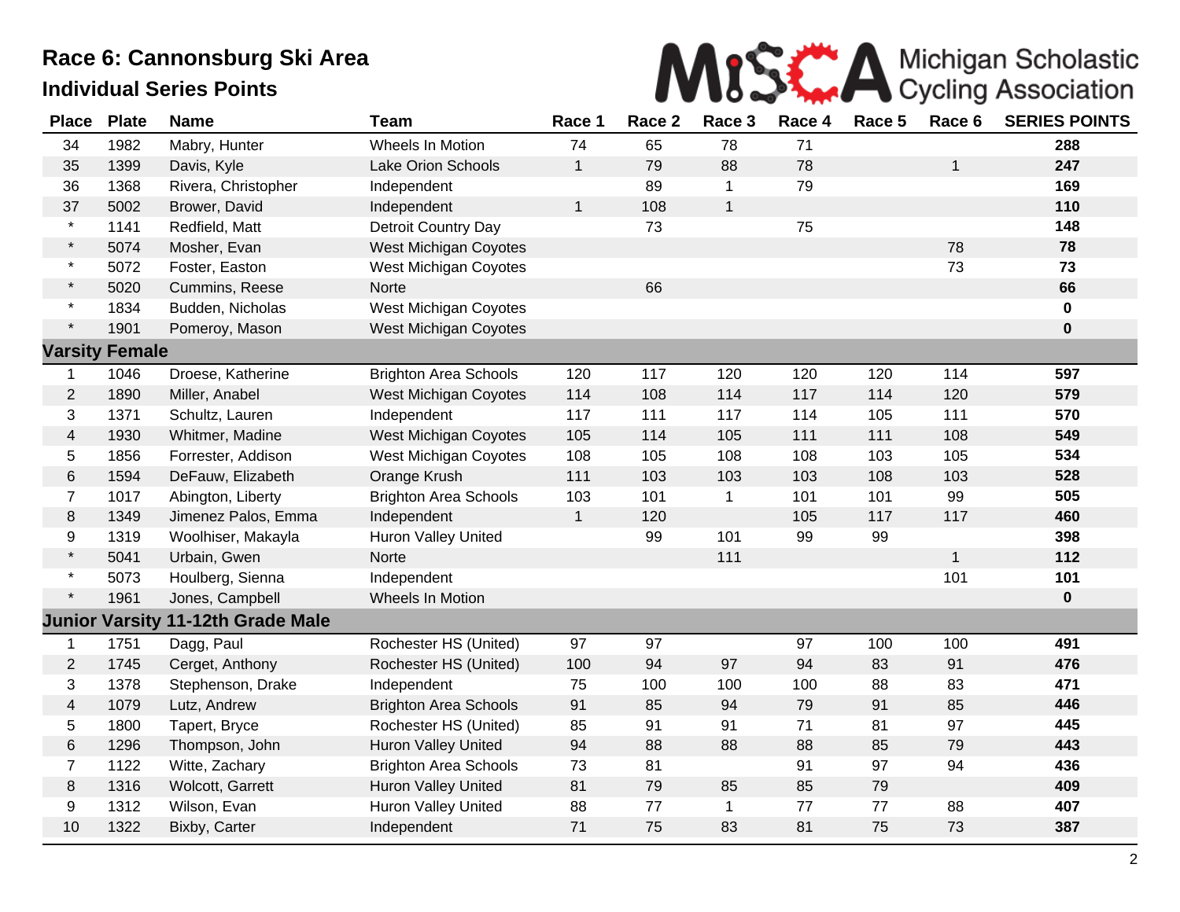# Race 6: Cannonsburg Ski Area

## Individual Series Points

Michigan Scholastic Cycling Association

| Place | Plate | Name | Team | Race 1 | Race 2 | Race 3 | Race 4 | Race 5 | Race 6 | SERIES POINTS |
|---|---|---|---|---|---|---|---|---|---|---|
| 34 | 1982 | Mabry, Hunter | Wheels In Motion | 74 | 65 | 78 | 71 | | | **288** |
| 35 | 1399 | Davis, Kyle | Lake Orion Schools | 1 | 79 | 88 | 78 | | 1 | **247** |
| 36 | 1368 | Rivera, Christopher | Independent | | 89 | 1 | 79 | | | **169** |
| 37 | 5002 | Brower, David | Independent | 1 | 108 | 1 | | | | **110** |
| * | 1141 | Redfield, Matt | Detroit Country Day | | 73 | | 75 | | | **148** |
| * | 5074 | Mosher, Evan | West Michigan Coyotes | | | | | | 78 | **78** |
| * | 5072 | Foster, Easton | West Michigan Coyotes | | | | | | 73 | **73** |
| * | 5020 | Cummins, Reese | Norte | | 66 | | | | | **66** |
| * | 1834 | Budden, Nicholas | West Michigan Coyotes | | | | | | | **0** |
| * | 1901 | Pomeroy, Mason | West Michigan Coyotes | | | | | | | **0** |
| **Varsity Female** | | | | | | | | | | |
| 1 | 1046 | Droese, Katherine | Brighton Area Schools | 120 | 117 | 120 | 120 | 120 | 114 | **597** |
| 2 | 1890 | Miller, Anabel | West Michigan Coyotes | 114 | 108 | 114 | 117 | 114 | 120 | **579** |
| 3 | 1371 | Schultz, Lauren | Independent | 117 | 111 | 117 | 114 | 105 | 111 | **570** |
| 4 | 1930 | Whitmer, Madine | West Michigan Coyotes | 105 | 114 | 105 | 111 | 111 | 108 | **549** |
| 5 | 1856 | Forrester, Addison | West Michigan Coyotes | 108 | 105 | 108 | 108 | 103 | 105 | **534** |
| 6 | 1594 | DeFauw, Elizabeth | Orange Krush | 111 | 103 | 103 | 103 | 108 | 103 | **528** |
| 7 | 1017 | Abington, Liberty | Brighton Area Schools | 103 | 101 | 1 | 101 | 101 | 99 | **505** |
| 8 | 1349 | Jimenez Palos, Emma | Independent | 1 | 120 | | 105 | 117 | 117 | **460** |
| 9 | 1319 | Woolhiser, Makayla | Huron Valley United | | 99 | 101 | 99 | 99 | | **398** |
| * | 5041 | Urbain, Gwen | Norte | | | 111 | | | 1 | **112** |
| * | 5073 | Houlberg, Sienna | Independent | | | | | | 101 | **101** |
| * | 1961 | Jones, Campbell | Wheels In Motion | | | | | | | **0** |
| **Junior Varsity 11-12th Grade Male** | | | | | | | | | | |
| 1 | 1751 | Dagg, Paul | Rochester HS (United) | 97 | 97 | | 97 | 100 | 100 | **491** |
| 2 | 1745 | Cerget, Anthony | Rochester HS (United) | 100 | 94 | 97 | 94 | 83 | 91 | **476** |
| 3 | 1378 | Stephenson, Drake | Independent | 75 | 100 | 100 | 100 | 88 | 83 | **471** |
| 4 | 1079 | Lutz, Andrew | Brighton Area Schools | 91 | 85 | 94 | 79 | 91 | 85 | **446** |
| 5 | 1800 | Tapert, Bryce | Rochester HS (United) | 85 | 91 | 91 | 71 | 81 | 97 | **445** |
| 6 | 1296 | Thompson, John | Huron Valley United | 94 | 88 | 88 | 88 | 85 | 79 | **443** |
| 7 | 1122 | Witte, Zachary | Brighton Area Schools | 73 | 81 | | 91 | 97 | 94 | **436** |
| 8 | 1316 | Wolcott, Garrett | Huron Valley United | 81 | 79 | 85 | 85 | 79 | | **409** |
| 9 | 1312 | Wilson, Evan | Huron Valley United | 88 | 77 | 1 | 77 | 77 | 88 | **407** |
| 10 | 1322 | Bixby, Carter | Independent | 71 | 75 | 83 | 81 | 75 | 73 | **387** |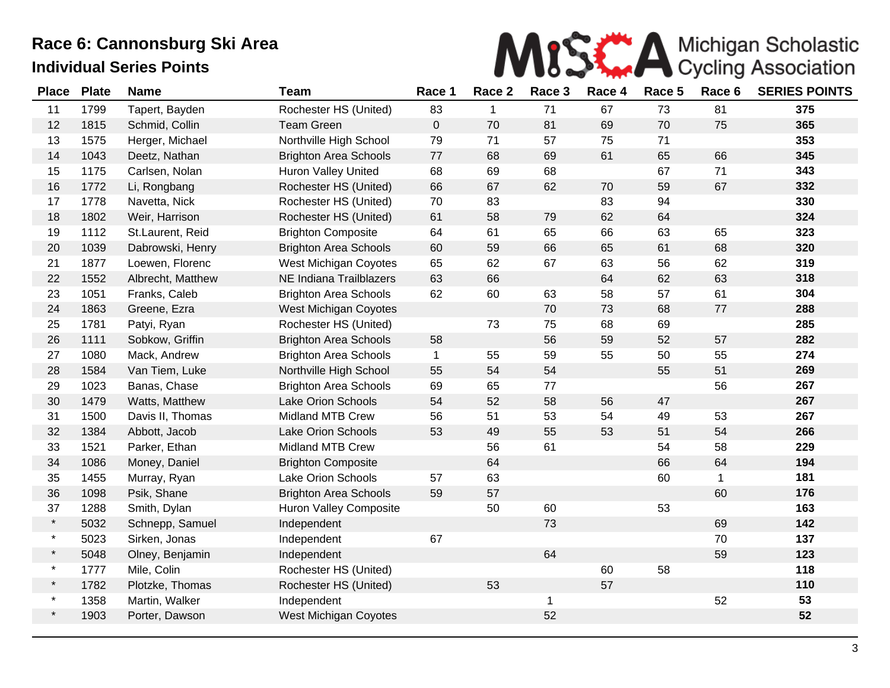# Race 6: Cannonsburg Ski Area

## Individual Series Points

Michigan Scholastic Cycling Association

| Place | Plate | Name | Team | Race 1 | Race 2 | Race 3 | Race 4 | Race 5 | Race 6 | SERIES POINTS |
|---|---|---|---|---|---|---|---|---|---|---|
| 11 | 1799 | Tapert, Bayden | Rochester HS (United) | 83 | 1 | 71 | 67 | 73 | 81 | **375** |
| 12 | 1815 | Schmid, Collin | Team Green | 0 | 70 | 81 | 69 | 70 | 75 | **365** |
| 13 | 1575 | Herger, Michael | Northville High School | 79 | 71 | 57 | 75 | 71 | | **353** |
| 14 | 1043 | Deetz, Nathan | Brighton Area Schools | 77 | 68 | 69 | 61 | 65 | 66 | **345** |
| 15 | 1175 | Carlsen, Nolan | Huron Valley United | 68 | 69 | 68 | | 67 | 71 | **343** |
| 16 | 1772 | Li, Rongbang | Rochester HS (United) | 66 | 67 | 62 | 70 | 59 | 67 | **332** |
| 17 | 1778 | Navetta, Nick | Rochester HS (United) | 70 | 83 | | 83 | 94 | | **330** |
| 18 | 1802 | Weir, Harrison | Rochester HS (United) | 61 | 58 | 79 | 62 | 64 | | **324** |
| 19 | 1112 | St.Laurent, Reid | Brighton Composite | 64 | 61 | 65 | 66 | 63 | 65 | **323** |
| 20 | 1039 | Dabrowski, Henry | Brighton Area Schools | 60 | 59 | 66 | 65 | 61 | 68 | **320** |
| 21 | 1877 | Loewen, Florenc | West Michigan Coyotes | 65 | 62 | 67 | 63 | 56 | 62 | **319** |
| 22 | 1552 | Albrecht, Matthew | NE Indiana Trailblazers | 63 | 66 | | 64 | 62 | 63 | **318** |
| 23 | 1051 | Franks, Caleb | Brighton Area Schools | 62 | 60 | 63 | 58 | 57 | 61 | **304** |
| 24 | 1863 | Greene, Ezra | West Michigan Coyotes | | | 70 | 73 | 68 | 77 | **288** |
| 25 | 1781 | Patyi, Ryan | Rochester HS (United) | | 73 | 75 | 68 | 69 | | **285** |
| 26 | 1111 | Sobkow, Griffin | Brighton Area Schools | 58 | | 56 | 59 | 52 | 57 | **282** |
| 27 | 1080 | Mack, Andrew | Brighton Area Schools | 1 | 55 | 59 | 55 | 50 | 55 | **274** |
| 28 | 1584 | Van Tiem, Luke | Northville High School | 55 | 54 | 54 | | 55 | 51 | **269** |
| 29 | 1023 | Banas, Chase | Brighton Area Schools | 69 | 65 | 77 | | | 56 | **267** |
| 30 | 1479 | Watts, Matthew | Lake Orion Schools | 54 | 52 | 58 | 56 | 47 | | **267** |
| 31 | 1500 | Davis II, Thomas | Midland MTB Crew | 56 | 51 | 53 | 54 | 49 | 53 | **267** |
| 32 | 1384 | Abbott, Jacob | Lake Orion Schools | 53 | 49 | 55 | 53 | 51 | 54 | **266** |
| 33 | 1521 | Parker, Ethan | Midland MTB Crew | | 56 | 61 | | 54 | 58 | **229** |
| 34 | 1086 | Money, Daniel | Brighton Composite | | 64 | | | 66 | 64 | **194** |
| 35 | 1455 | Murray, Ryan | Lake Orion Schools | 57 | 63 | | | 60 | 1 | **181** |
| 36 | 1098 | Psik, Shane | Brighton Area Schools | 59 | 57 | | | | 60 | **176** |
| 37 | 1288 | Smith, Dylan | Huron Valley Composite | | 50 | 60 | | 53 | | **163** |
| * | 5032 | Schnepp, Samuel | Independent | | | 73 | | | 69 | **142** |
| * | 5023 | Sirken, Jonas | Independent | 67 | | | | | 70 | **137** |
| * | 5048 | Olney, Benjamin | Independent | | | 64 | | | 59 | **123** |
| * | 1777 | Mile, Colin | Rochester HS (United) | | | | 60 | 58 | | **118** |
| * | 1782 | Plotzke, Thomas | Rochester HS (United) | | 53 | | 57 | | | **110** |
| * | 1358 | Martin, Walker | Independent | | | 1 | | | 52 | **53** |
| * | 1903 | Porter, Dawson | West Michigan Coyotes | | | 52 | | | | **52** |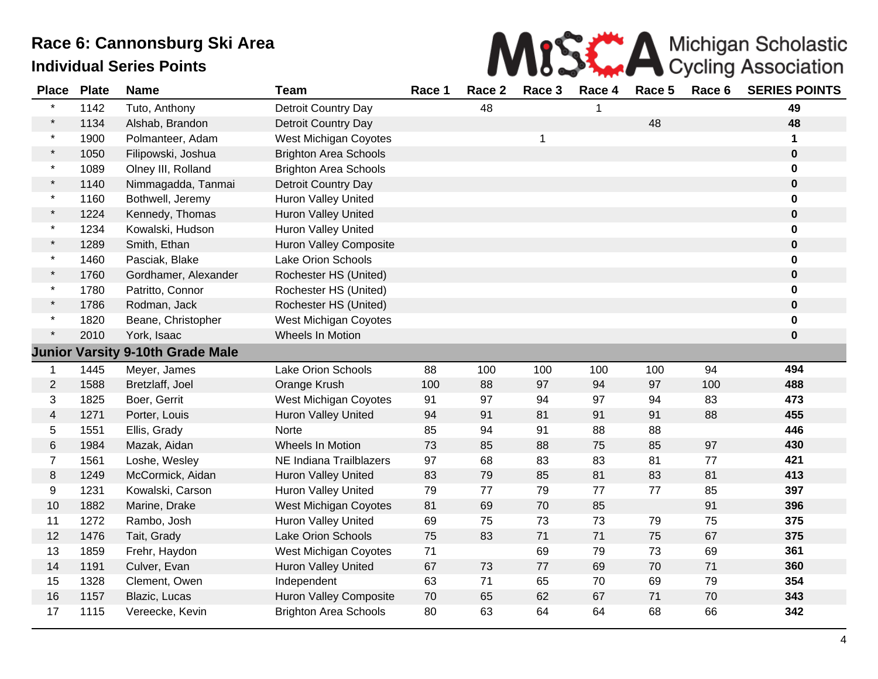# Race 6: Cannonsburg Ski Area

## Individual Series Points

Michigan Scholastic Cycling Association

| Place | Plate | Name | Team | Race 1 | Race 2 | Race 3 | Race 4 | Race 5 | Race 6 | SERIES POINTS |
|---|---|---|---|---|---|---|---|---|---|---|
| * | 1142 | Tuto, Anthony | Detroit Country Day | | 48 | | 1 | | | **49** |
| * | 1134 | Alshab, Brandon | Detroit Country Day | | | | | 48 | | **48** |
| * | 1900 | Polmanteer, Adam | West Michigan Coyotes | | | 1 | | | | **1** |
| * | 1050 | Filipowski, Joshua | Brighton Area Schools | | | | | | | **0** |
| * | 1089 | Olney III, Rolland | Brighton Area Schools | | | | | | | **0** |
| * | 1140 | Nimmagadda, Tanmai | Detroit Country Day | | | | | | | **0** |
| * | 1160 | Bothwell, Jeremy | Huron Valley United | | | | | | | **0** |
| * | 1224 | Kennedy, Thomas | Huron Valley United | | | | | | | **0** |
| * | 1234 | Kowalski, Hudson | Huron Valley United | | | | | | | **0** |
| * | 1289 | Smith, Ethan | Huron Valley Composite | | | | | | | **0** |
| * | 1460 | Pasciak, Blake | Lake Orion Schools | | | | | | | **0** |
| * | 1760 | Gordhamer, Alexander | Rochester HS (United) | | | | | | | **0** |
| * | 1780 | Patritto, Connor | Rochester HS (United) | | | | | | | **0** |
| * | 1786 | Rodman, Jack | Rochester HS (United) | | | | | | | **0** |
| * | 1820 | Beane, Christopher | West Michigan Coyotes | | | | | | | **0** |
| * | 2010 | York, Isaac | Wheels In Motion | | | | | | | **0** |
| **Junior Varsity 9-10th Grade Male** | | | | | | | | | | |
| 1 | 1445 | Meyer, James | Lake Orion Schools | 88 | 100 | 100 | 100 | 100 | 94 | **494** |
| 2 | 1588 | Bretzlaff, Joel | Orange Krush | 100 | 88 | 97 | 94 | 97 | 100 | **488** |
| 3 | 1825 | Boer, Gerrit | West Michigan Coyotes | 91 | 97 | 94 | 97 | 94 | 83 | **473** |
| 4 | 1271 | Porter, Louis | Huron Valley United | 94 | 91 | 81 | 91 | 91 | 88 | **455** |
| 5 | 1551 | Ellis, Grady | Norte | 85 | 94 | 91 | 88 | 88 | | **446** |
| 6 | 1984 | Mazak, Aidan | Wheels In Motion | 73 | 85 | 88 | 75 | 85 | 97 | **430** |
| 7 | 1561 | Loshe, Wesley | NE Indiana Trailblazers | 97 | 68 | 83 | 83 | 81 | 77 | **421** |
| 8 | 1249 | McCormick, Aidan | Huron Valley United | 83 | 79 | 85 | 81 | 83 | 81 | **413** |
| 9 | 1231 | Kowalski, Carson | Huron Valley United | 79 | 77 | 79 | 77 | 77 | 85 | **397** |
| 10 | 1882 | Marine, Drake | West Michigan Coyotes | 81 | 69 | 70 | 85 | | 91 | **396** |
| 11 | 1272 | Rambo, Josh | Huron Valley United | 69 | 75 | 73 | 73 | 79 | 75 | **375** |
| 12 | 1476 | Tait, Grady | Lake Orion Schools | 75 | 83 | 71 | 71 | 75 | 67 | **375** |
| 13 | 1859 | Frehr, Haydon | West Michigan Coyotes | 71 | | 69 | 79 | 73 | 69 | **361** |
| 14 | 1191 | Culver, Evan | Huron Valley United | 67 | 73 | 77 | 69 | 70 | 71 | **360** |
| 15 | 1328 | Clement, Owen | Independent | 63 | 71 | 65 | 70 | 69 | 79 | **354** |
| 16 | 1157 | Blazic, Lucas | Huron Valley Composite | 70 | 65 | 62 | 67 | 71 | 70 | **343** |
| 17 | 1115 | Vereecke, Kevin | Brighton Area Schools | 80 | 63 | 64 | 64 | 68 | 66 | **342** |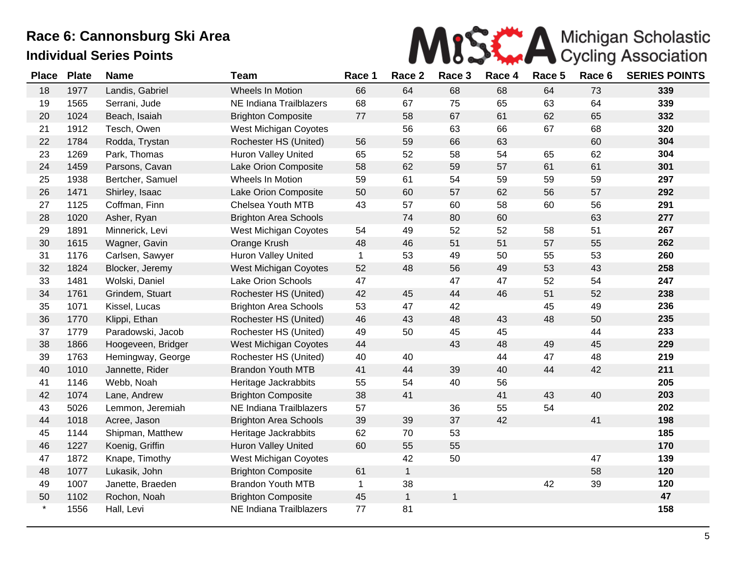# Race 6: Cannonsburg Ski Area

## Individual Series Points

Michigan Scholastic Cycling Association

| Place | Plate | Name | Team | Race 1 | Race 2 | Race 3 | Race 4 | Race 5 | Race 6 | SERIES POINTS |
|---|---|---|---|---|---|---|---|---|---|---|
| 18 | 1977 | Landis, Gabriel | Wheels In Motion | 66 | 64 | 68 | 68 | 64 | 73 | **339** |
| 19 | 1565 | Serrani, Jude | NE Indiana Trailblazers | 68 | 67 | 75 | 65 | 63 | 64 | **339** |
| 20 | 1024 | Beach, Isaiah | Brighton Composite | 77 | 58 | 67 | 61 | 62 | 65 | **332** |
| 21 | 1912 | Tesch, Owen | West Michigan Coyotes | | 56 | 63 | 66 | 67 | 68 | **320** |
| 22 | 1784 | Rodda, Trystan | Rochester HS (United) | 56 | 59 | 66 | 63 | | 60 | **304** |
| 23 | 1269 | Park, Thomas | Huron Valley United | 65 | 52 | 58 | 54 | 65 | 62 | **304** |
| 24 | 1459 | Parsons, Cavan | Lake Orion Composite | 58 | 62 | 59 | 57 | 61 | 61 | **301** |
| 25 | 1938 | Bertcher, Samuel | Wheels In Motion | 59 | 61 | 54 | 59 | 59 | 59 | **297** |
| 26 | 1471 | Shirley, Isaac | Lake Orion Composite | 50 | 60 | 57 | 62 | 56 | 57 | **292** |
| 27 | 1125 | Coffman, Finn | Chelsea Youth MTB | 43 | 57 | 60 | 58 | 60 | 56 | **291** |
| 28 | 1020 | Asher, Ryan | Brighton Area Schools | | 74 | 80 | 60 | | 63 | **277** |
| 29 | 1891 | Minnerick, Levi | West Michigan Coyotes | 54 | 49 | 52 | 52 | 58 | 51 | **267** |
| 30 | 1615 | Wagner, Gavin | Orange Krush | 48 | 46 | 51 | 51 | 57 | 55 | **262** |
| 31 | 1176 | Carlsen, Sawyer | Huron Valley United | 1 | 53 | 49 | 50 | 55 | 53 | **260** |
| 32 | 1824 | Blocker, Jeremy | West Michigan Coyotes | 52 | 48 | 56 | 49 | 53 | 43 | **258** |
| 33 | 1481 | Wolski, Daniel | Lake Orion Schools | 47 | | 47 | 47 | 52 | 54 | **247** |
| 34 | 1761 | Grindem, Stuart | Rochester HS (United) | 42 | 45 | 44 | 46 | 51 | 52 | **238** |
| 35 | 1071 | Kissel, Lucas | Brighton Area Schools | 53 | 47 | 42 | | 45 | 49 | **236** |
| 36 | 1770 | Klippi, Ethan | Rochester HS (United) | 46 | 43 | 48 | 43 | 48 | 50 | **235** |
| 37 | 1779 | Paradowski, Jacob | Rochester HS (United) | 49 | 50 | 45 | 45 | | 44 | **233** |
| 38 | 1866 | Hoogeveen, Bridger | West Michigan Coyotes | 44 | | 43 | 48 | 49 | 45 | **229** |
| 39 | 1763 | Hemingway, George | Rochester HS (United) | 40 | 40 | | 44 | 47 | 48 | **219** |
| 40 | 1010 | Jannette, Rider | Brandon Youth MTB | 41 | 44 | 39 | 40 | 44 | 42 | **211** |
| 41 | 1146 | Webb, Noah | Heritage Jackrabbits | 55 | 54 | 40 | 56 | | | **205** |
| 42 | 1074 | Lane, Andrew | Brighton Composite | 38 | 41 | | 41 | 43 | 40 | **203** |
| 43 | 5026 | Lemmon, Jeremiah | NE Indiana Trailblazers | 57 | | 36 | 55 | 54 | | **202** |
| 44 | 1018 | Acree, Jason | Brighton Area Schools | 39 | 39 | 37 | 42 | | 41 | **198** |
| 45 | 1144 | Shipman, Matthew | Heritage Jackrabbits | 62 | 70 | 53 | | | | **185** |
| 46 | 1227 | Koenig, Griffin | Huron Valley United | 60 | 55 | 55 | | | | **170** |
| 47 | 1872 | Knape, Timothy | West Michigan Coyotes | | 42 | 50 | | | 47 | **139** |
| 48 | 1077 | Lukasik, John | Brighton Composite | 61 | 1 | | | | 58 | **120** |
| 49 | 1007 | Janette, Braeden | Brandon Youth MTB | 1 | 38 | | | 42 | 39 | **120** |
| 50 | 1102 | Rochon, Noah | Brighton Composite | 45 | 1 | 1 | | | | **47** |
| * | 1556 | Hall, Levi | NE Indiana Trailblazers | 77 | 81 | | | | | **158** |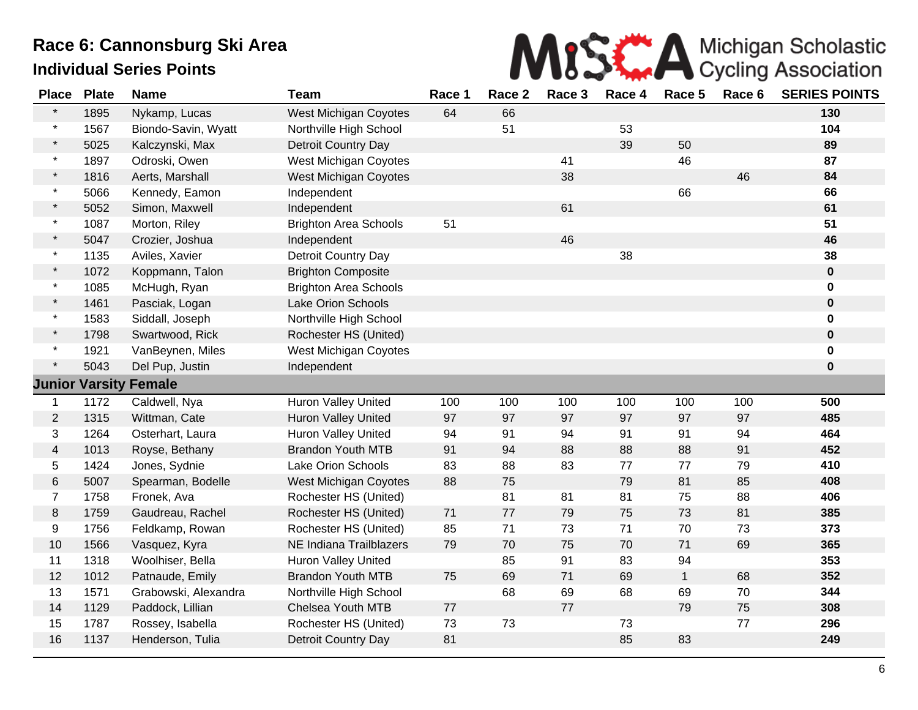# Race 6: Cannonsburg Ski Area

## Individual Series Points

Michigan Scholastic Cycling Association

| Place | Plate | Name | Team | Race 1 | Race 2 | Race 3 | Race 4 | Race 5 | Race 6 | SERIES POINTS |
|---|---|---|---|---|---|---|---|---|---|---|
| * | 1895 | Nykamp, Lucas | West Michigan Coyotes | 64 | 66 | | | | | **130** |
| * | 1567 | Biondo-Savin, Wyatt | Northville High School | | 51 | | 53 | | | **104** |
| * | 5025 | Kalczynski, Max | Detroit Country Day | | | | 39 | 50 | | **89** |
| * | 1897 | Odroski, Owen | West Michigan Coyotes | | | 41 | | 46 | | **87** |
| * | 1816 | Aerts, Marshall | West Michigan Coyotes | | | 38 | | | 46 | **84** |
| * | 5066 | Kennedy, Eamon | Independent | | | | | 66 | | **66** |
| * | 5052 | Simon, Maxwell | Independent | | | 61 | | | | **61** |
| * | 1087 | Morton, Riley | Brighton Area Schools | 51 | | | | | | **51** |
| * | 5047 | Crozier, Joshua | Independent | | | 46 | | | | **46** |
| * | 1135 | Aviles, Xavier | Detroit Country Day | | | | 38 | | | **38** |
| * | 1072 | Koppmann, Talon | Brighton Composite | | | | | | | **0** |
| * | 1085 | McHugh, Ryan | Brighton Area Schools | | | | | | | **0** |
| * | 1461 | Pasciak, Logan | Lake Orion Schools | | | | | | | **0** |
| * | 1583 | Siddall, Joseph | Northville High School | | | | | | | **0** |
| * | 1798 | Swartwood, Rick | Rochester HS (United) | | | | | | | **0** |
| * | 1921 | VanBeynen, Miles | West Michigan Coyotes | | | | | | | **0** |
| * | 5043 | Del Pup, Justin | Independent | | | | | | | **0** |
| **Junior Varsity Female** | | | | | | | | | | |
| 1 | 1172 | Caldwell, Nya | Huron Valley United | 100 | 100 | 100 | 100 | 100 | 100 | **500** |
| 2 | 1315 | Wittman, Cate | Huron Valley United | 97 | 97 | 97 | 97 | 97 | 97 | **485** |
| 3 | 1264 | Osterhart, Laura | Huron Valley United | 94 | 91 | 94 | 91 | 91 | 94 | **464** |
| 4 | 1013 | Royse, Bethany | Brandon Youth MTB | 91 | 94 | 88 | 88 | 88 | 91 | **452** |
| 5 | 1424 | Jones, Sydnie | Lake Orion Schools | 83 | 88 | 83 | 77 | 77 | 79 | **410** |
| 6 | 5007 | Spearman, Bodelle | West Michigan Coyotes | 88 | 75 | | 79 | 81 | 85 | **408** |
| 7 | 1758 | Fronek, Ava | Rochester HS (United) | | 81 | 81 | 81 | 75 | 88 | **406** |
| 8 | 1759 | Gaudreau, Rachel | Rochester HS (United) | 71 | 77 | 79 | 75 | 73 | 81 | **385** |
| 9 | 1756 | Feldkamp, Rowan | Rochester HS (United) | 85 | 71 | 73 | 71 | 70 | 73 | **373** |
| 10 | 1566 | Vasquez, Kyra | NE Indiana Trailblazers | 79 | 70 | 75 | 70 | 71 | 69 | **365** |
| 11 | 1318 | Woolhiser, Bella | Huron Valley United | | 85 | 91 | 83 | 94 | | **353** |
| 12 | 1012 | Patnaude, Emily | Brandon Youth MTB | 75 | 69 | 71 | 69 | 1 | 68 | **352** |
| 13 | 1571 | Grabowski, Alexandra | Northville High School | | 68 | 69 | 68 | 69 | 70 | **344** |
| 14 | 1129 | Paddock, Lillian | Chelsea Youth MTB | 77 | | 77 | | 79 | 75 | **308** |
| 15 | 1787 | Rossey, Isabella | Rochester HS (United) | 73 | 73 | | 73 | | 77 | **296** |
| 16 | 1137 | Henderson, Tulia | Detroit Country Day | 81 | | | 85 | 83 | | **249** |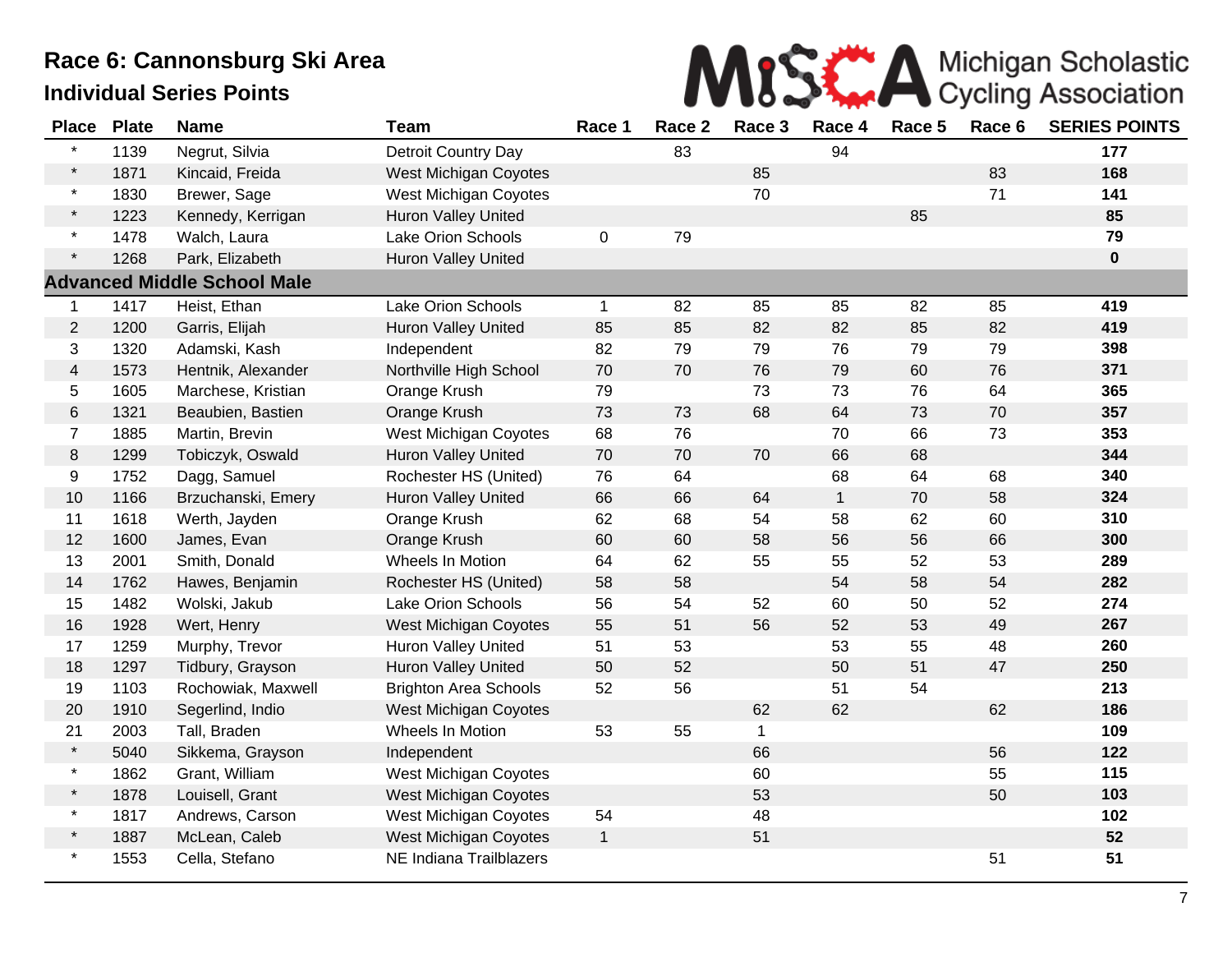# Race 6: Cannonsburg Ski Area

## Individual Series Points

MiSCA Michigan Scholastic Cycling Association

| Place | Plate | Name | Team | Race 1 | Race 2 | Race 3 | Race 4 | Race 5 | Race 6 | SERIES POINTS |
|---|---|---|---|---|---|---|---|---|---|---|
| * | 1139 | Negrut, Silvia | Detroit Country Day | | 83 | | 94 | | | **177** |
| * | 1871 | Kincaid, Freida | West Michigan Coyotes | | | 85 | | | 83 | **168** |
| * | 1830 | Brewer, Sage | West Michigan Coyotes | | | 70 | | | 71 | **141** |
| * | 1223 | Kennedy, Kerrigan | Huron Valley United | | | | | 85 | | **85** |
| * | 1478 | Walch, Laura | Lake Orion Schools | 0 | 79 | | | | | **79** |
| * | 1268 | Park, Elizabeth | Huron Valley United | | | | | | | **0** |
| **Advanced Middle School Male** | | | | | | | | | | |
| 1 | 1417 | Heist, Ethan | Lake Orion Schools | 1 | 82 | 85 | 85 | 82 | 85 | **419** |
| 2 | 1200 | Garris, Elijah | Huron Valley United | 85 | 85 | 82 | 82 | 85 | 82 | **419** |
| 3 | 1320 | Adamski, Kash | Independent | 82 | 79 | 79 | 76 | 79 | 79 | **398** |
| 4 | 1573 | Hentnik, Alexander | Northville High School | 70 | 70 | 76 | 79 | 60 | 76 | **371** |
| 5 | 1605 | Marchese, Kristian | Orange Krush | 79 | | 73 | 73 | 76 | 64 | **365** |
| 6 | 1321 | Beaubien, Bastien | Orange Krush | 73 | 73 | 68 | 64 | 73 | 70 | **357** |
| 7 | 1885 | Martin, Brevin | West Michigan Coyotes | 68 | 76 | | 70 | 66 | 73 | **353** |
| 8 | 1299 | Tobiczyk, Oswald | Huron Valley United | 70 | 70 | 70 | 66 | 68 | | **344** |
| 9 | 1752 | Dagg, Samuel | Rochester HS (United) | 76 | 64 | | 68 | 64 | 68 | **340** |
| 10 | 1166 | Brzuchanski, Emery | Huron Valley United | 66 | 66 | 64 | 1 | 70 | 58 | **324** |
| 11 | 1618 | Werth, Jayden | Orange Krush | 62 | 68 | 54 | 58 | 62 | 60 | **310** |
| 12 | 1600 | James, Evan | Orange Krush | 60 | 60 | 58 | 56 | 56 | 66 | **300** |
| 13 | 2001 | Smith, Donald | Wheels In Motion | 64 | 62 | 55 | 55 | 52 | 53 | **289** |
| 14 | 1762 | Hawes, Benjamin | Rochester HS (United) | 58 | 58 | | 54 | 58 | 54 | **282** |
| 15 | 1482 | Wolski, Jakub | Lake Orion Schools | 56 | 54 | 52 | 60 | 50 | 52 | **274** |
| 16 | 1928 | Wert, Henry | West Michigan Coyotes | 55 | 51 | 56 | 52 | 53 | 49 | **267** |
| 17 | 1259 | Murphy, Trevor | Huron Valley United | 51 | 53 | | 53 | 55 | 48 | **260** |
| 18 | 1297 | Tidbury, Grayson | Huron Valley United | 50 | 52 | | 50 | 51 | 47 | **250** |
| 19 | 1103 | Rochowiak, Maxwell | Brighton Area Schools | 52 | 56 | | 51 | 54 | | **213** |
| 20 | 1910 | Segerlind, Indio | West Michigan Coyotes | | | 62 | 62 | | 62 | **186** |
| 21 | 2003 | Tall, Braden | Wheels In Motion | 53 | 55 | 1 | | | | **109** |
| * | 5040 | Sikkema, Grayson | Independent | | | 66 | | | 56 | **122** |
| * | 1862 | Grant, William | West Michigan Coyotes | | | 60 | | | 55 | **115** |
| * | 1878 | Louisell, Grant | West Michigan Coyotes | | | 53 | | | 50 | **103** |
| * | 1817 | Andrews, Carson | West Michigan Coyotes | 54 | | 48 | | | | **102** |
| * | 1887 | McLean, Caleb | West Michigan Coyotes | 1 | | 51 | | | | **52** |
| * | 1553 | Cella, Stefano | NE Indiana Trailblazers | | | | | | 51 | **51** |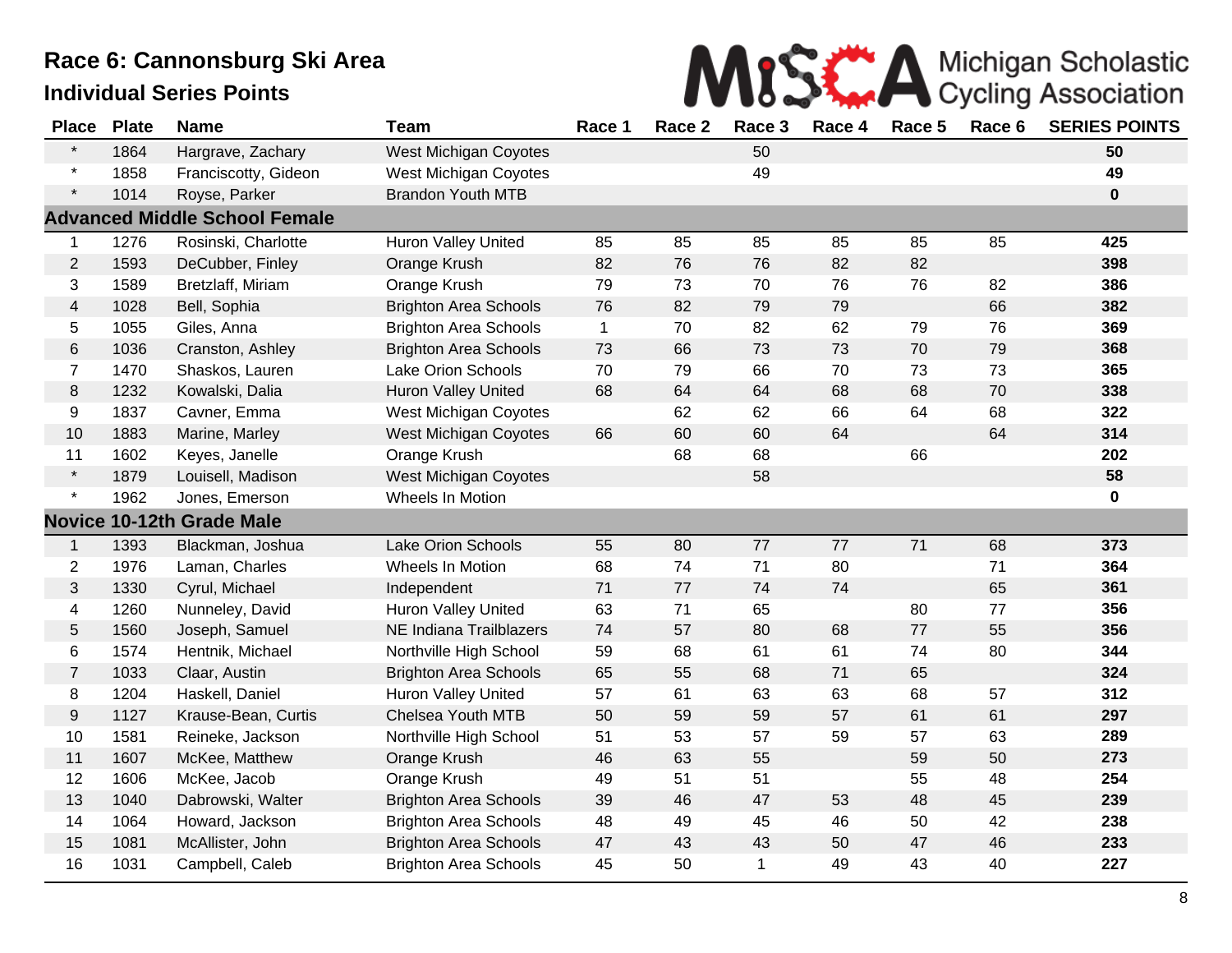# Race 6: Cannonsburg Ski Area

## Individual Series Points

Michigan Scholastic Cycling Association

| Place | Plate | Name | Team | Race 1 | Race 2 | Race 3 | Race 4 | Race 5 | Race 6 | SERIES POINTS |
|---|---|---|---|---|---|---|---|---|---|---|
| * | 1864 | Hargrave, Zachary | West Michigan Coyotes | | | 50 | | | | **50** |
| * | 1858 | Franciscotty, Gideon | West Michigan Coyotes | | | 49 | | | | **49** |
| * | 1014 | Royse, Parker | Brandon Youth MTB | | | | | | | **0** |
| **Advanced Middle School Female** | | | | | | | | | | |
| 1 | 1276 | Rosinski, Charlotte | Huron Valley United | 85 | 85 | 85 | 85 | 85 | 85 | **425** |
| 2 | 1593 | DeCubber, Finley | Orange Krush | 82 | 76 | 76 | 82 | 82 | | **398** |
| 3 | 1589 | Bretzlaff, Miriam | Orange Krush | 79 | 73 | 70 | 76 | 76 | 82 | **386** |
| 4 | 1028 | Bell, Sophia | Brighton Area Schools | 76 | 82 | 79 | 79 | | 66 | **382** |
| 5 | 1055 | Giles, Anna | Brighton Area Schools | 1 | 70 | 82 | 62 | 79 | 76 | **369** |
| 6 | 1036 | Cranston, Ashley | Brighton Area Schools | 73 | 66 | 73 | 73 | 70 | 79 | **368** |
| 7 | 1470 | Shaskos, Lauren | Lake Orion Schools | 70 | 79 | 66 | 70 | 73 | 73 | **365** |
| 8 | 1232 | Kowalski, Dalia | Huron Valley United | 68 | 64 | 64 | 68 | 68 | 70 | **338** |
| 9 | 1837 | Cavner, Emma | West Michigan Coyotes | | 62 | 62 | 66 | 64 | 68 | **322** |
| 10 | 1883 | Marine, Marley | West Michigan Coyotes | 66 | 60 | 60 | 64 | | 64 | **314** |
| 11 | 1602 | Keyes, Janelle | Orange Krush | | 68 | 68 | | 66 | | **202** |
| * | 1879 | Louisell, Madison | West Michigan Coyotes | | | 58 | | | | **58** |
| * | 1962 | Jones, Emerson | Wheels In Motion | | | | | | | **0** |
| **Novice 10-12th Grade Male** | | | | | | | | | | |
| 1 | 1393 | Blackman, Joshua | Lake Orion Schools | 55 | 80 | 77 | 77 | 71 | 68 | **373** |
| 2 | 1976 | Laman, Charles | Wheels In Motion | 68 | 74 | 71 | 80 | | 71 | **364** |
| 3 | 1330 | Cyrul, Michael | Independent | 71 | 77 | 74 | 74 | | 65 | **361** |
| 4 | 1260 | Nunneley, David | Huron Valley United | 63 | 71 | 65 | | 80 | 77 | **356** |
| 5 | 1560 | Joseph, Samuel | NE Indiana Trailblazers | 74 | 57 | 80 | 68 | 77 | 55 | **356** |
| 6 | 1574 | Hentnik, Michael | Northville High School | 59 | 68 | 61 | 61 | 74 | 80 | **344** |
| 7 | 1033 | Claar, Austin | Brighton Area Schools | 65 | 55 | 68 | 71 | 65 | | **324** |
| 8 | 1204 | Haskell, Daniel | Huron Valley United | 57 | 61 | 63 | 63 | 68 | 57 | **312** |
| 9 | 1127 | Krause-Bean, Curtis | Chelsea Youth MTB | 50 | 59 | 59 | 57 | 61 | 61 | **297** |
| 10 | 1581 | Reineke, Jackson | Northville High School | 51 | 53 | 57 | 59 | 57 | 63 | **289** |
| 11 | 1607 | McKee, Matthew | Orange Krush | 46 | 63 | 55 | | 59 | 50 | **273** |
| 12 | 1606 | McKee, Jacob | Orange Krush | 49 | 51 | 51 | | 55 | 48 | **254** |
| 13 | 1040 | Dabrowski, Walter | Brighton Area Schools | 39 | 46 | 47 | 53 | 48 | 45 | **239** |
| 14 | 1064 | Howard, Jackson | Brighton Area Schools | 48 | 49 | 45 | 46 | 50 | 42 | **238** |
| 15 | 1081 | McAllister, John | Brighton Area Schools | 47 | 43 | 43 | 50 | 47 | 46 | **233** |
| 16 | 1031 | Campbell, Caleb | Brighton Area Schools | 45 | 50 | 1 | 49 | 43 | 40 | **227** |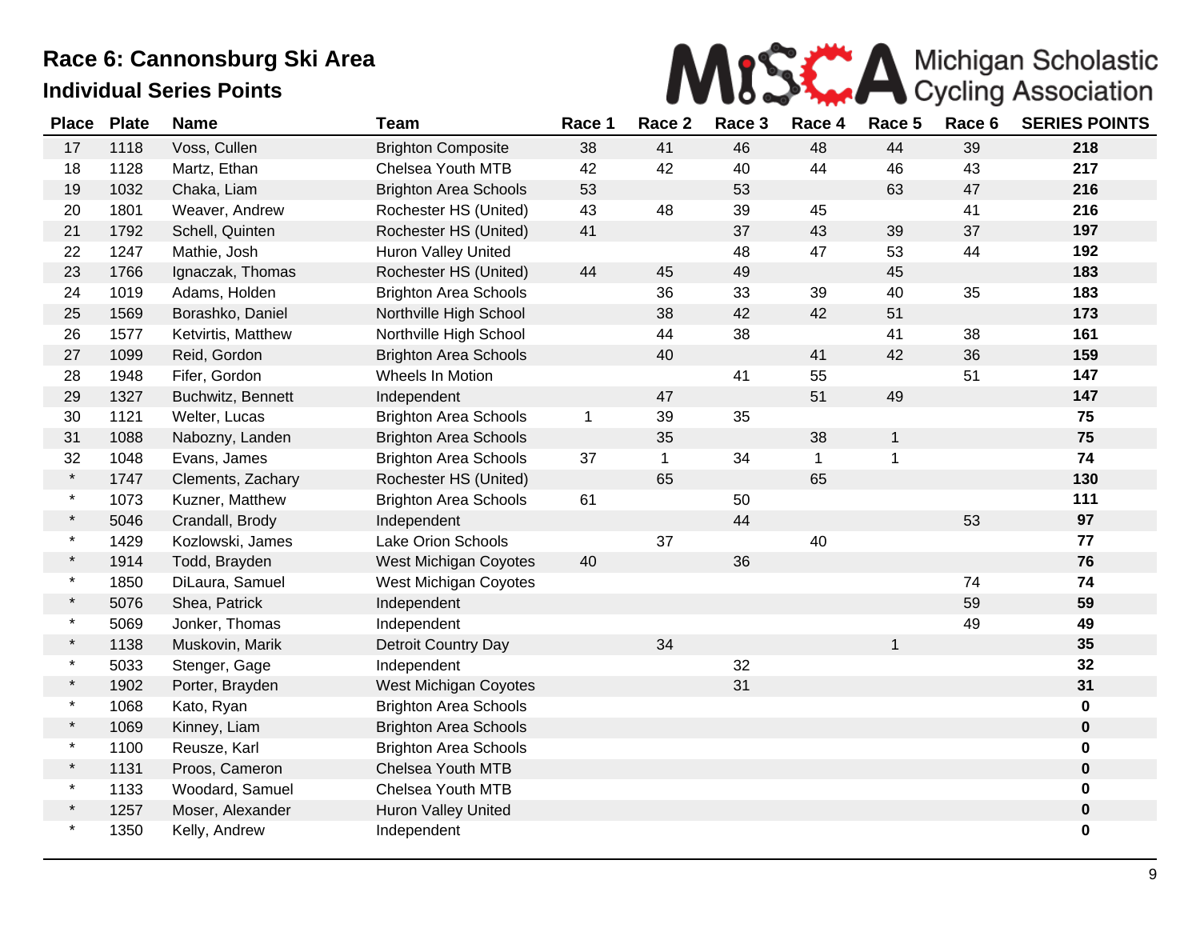# Race 6: Cannonsburg Ski Area

## Individual Series Points

Michigan Scholastic Cycling Association

| Place | Plate | Name | Team | Race 1 | Race 2 | Race 3 | Race 4 | Race 5 | Race 6 | SERIES POINTS |
|---|---|---|---|---|---|---|---|---|---|---|
| 17 | 1118 | Voss, Cullen | Brighton Composite | 38 | 41 | 46 | 48 | 44 | 39 | **218** |
| 18 | 1128 | Martz, Ethan | Chelsea Youth MTB | 42 | 42 | 40 | 44 | 46 | 43 | **217** |
| 19 | 1032 | Chaka, Liam | Brighton Area Schools | 53 | | 53 | | 63 | 47 | **216** |
| 20 | 1801 | Weaver, Andrew | Rochester HS (United) | 43 | 48 | 39 | 45 | | 41 | **216** |
| 21 | 1792 | Schell, Quinten | Rochester HS (United) | 41 | | 37 | 43 | 39 | 37 | **197** |
| 22 | 1247 | Mathie, Josh | Huron Valley United | | | 48 | 47 | 53 | 44 | **192** |
| 23 | 1766 | Ignaczak, Thomas | Rochester HS (United) | 44 | 45 | 49 | | 45 | | **183** |
| 24 | 1019 | Adams, Holden | Brighton Area Schools | | 36 | 33 | 39 | 40 | 35 | **183** |
| 25 | 1569 | Borashko, Daniel | Northville High School | | 38 | 42 | 42 | 51 | | **173** |
| 26 | 1577 | Ketvirtis, Matthew | Northville High School | | 44 | 38 | | 41 | 38 | **161** |
| 27 | 1099 | Reid, Gordon | Brighton Area Schools | | 40 | | 41 | 42 | 36 | **159** |
| 28 | 1948 | Fifer, Gordon | Wheels In Motion | | | 41 | 55 | | 51 | **147** |
| 29 | 1327 | Buchwitz, Bennett | Independent | | 47 | | 51 | 49 | | **147** |
| 30 | 1121 | Welter, Lucas | Brighton Area Schools | 1 | 39 | 35 | | | | **75** |
| 31 | 1088 | Nabozny, Landen | Brighton Area Schools | | 35 | | 38 | 1 | | **75** |
| 32 | 1048 | Evans, James | Brighton Area Schools | 37 | 1 | 34 | 1 | 1 | | **74** |
| * | 1747 | Clements, Zachary | Rochester HS (United) | | 65 | | 65 | | | **130** |
| * | 1073 | Kuzner, Matthew | Brighton Area Schools | 61 | | 50 | | | | **111** |
| * | 5046 | Crandall, Brody | Independent | | | 44 | | | 53 | **97** |
| * | 1429 | Kozlowski, James | Lake Orion Schools | | 37 | | 40 | | | **77** |
| * | 1914 | Todd, Brayden | West Michigan Coyotes | 40 | | 36 | | | | **76** |
| * | 1850 | DiLaura, Samuel | West Michigan Coyotes | | | | | | 74 | **74** |
| * | 5076 | Shea, Patrick | Independent | | | | | | 59 | **59** |
| * | 5069 | Jonker, Thomas | Independent | | | | | | 49 | **49** |
| * | 1138 | Muskovin, Marik | Detroit Country Day | | 34 | | | 1 | | **35** |
| * | 5033 | Stenger, Gage | Independent | | | 32 | | | | **32** |
| * | 1902 | Porter, Brayden | West Michigan Coyotes | | | 31 | | | | **31** |
| * | 1068 | Kato, Ryan | Brighton Area Schools | | | | | | | **0** |
| * | 1069 | Kinney, Liam | Brighton Area Schools | | | | | | | **0** |
| * | 1100 | Reusze, Karl | Brighton Area Schools | | | | | | | **0** |
| * | 1131 | Proos, Cameron | Chelsea Youth MTB | | | | | | | **0** |
| * | 1133 | Woodard, Samuel | Chelsea Youth MTB | | | | | | | **0** |
| * | 1257 | Moser, Alexander | Huron Valley United | | | | | | | **0** |
| * | 1350 | Kelly, Andrew | Independent | | | | | | | **0** |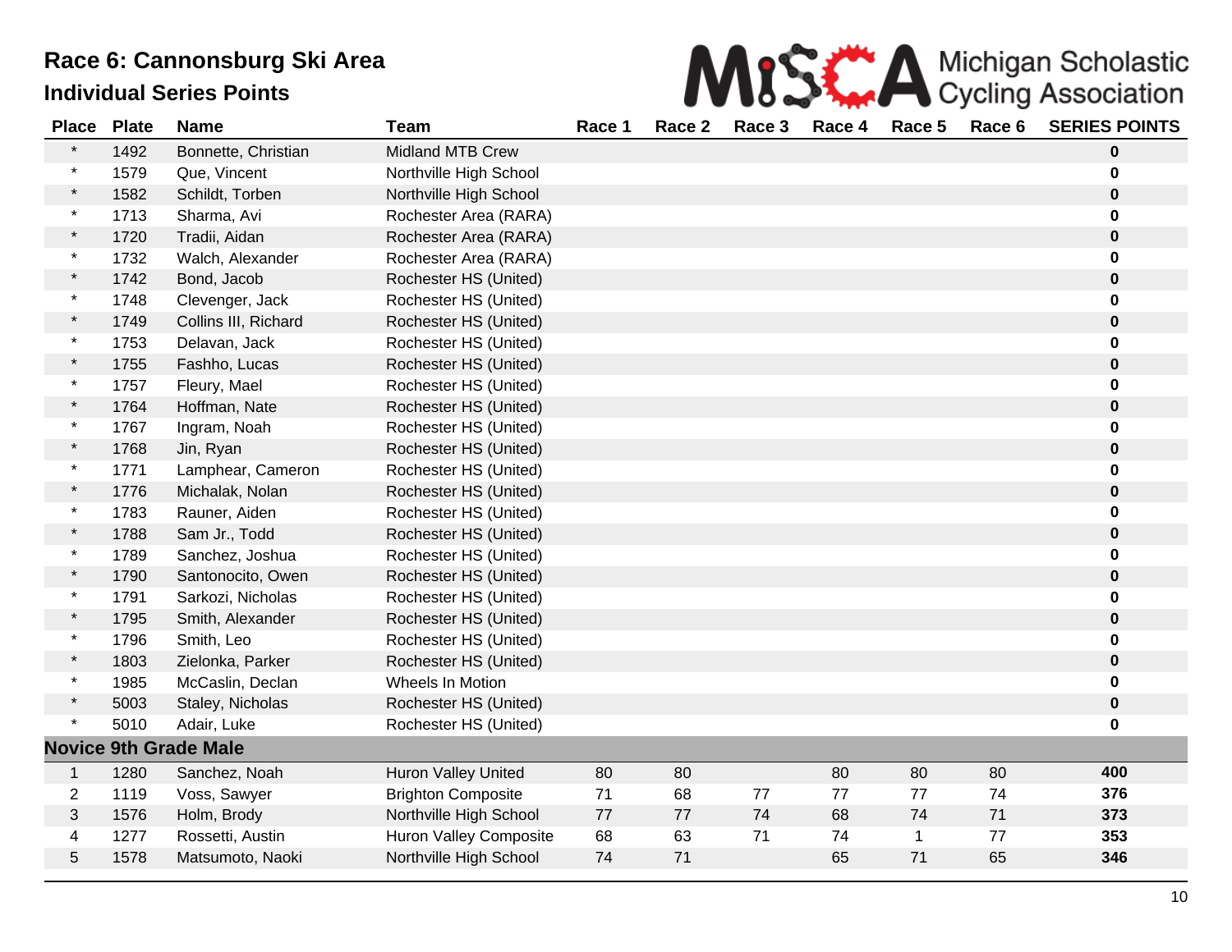# Race 6: Cannonsburg Ski Area

## Individual Series Points

Michigan Scholastic Cycling Association

| Place | Plate | Name | Team | Race 1 | Race 2 | Race 3 | Race 4 | Race 5 | Race 6 | SERIES POINTS |
|---|---|---|---|---|---|---|---|---|---|---|
| * | 1492 | Bonnette, Christian | Midland MTB Crew | | | | | | | **0** |
| * | 1579 | Que, Vincent | Northville High School | | | | | | | **0** |
| * | 1582 | Schildt, Torben | Northville High School | | | | | | | **0** |
| * | 1713 | Sharma, Avi | Rochester Area (RARA) | | | | | | | **0** |
| * | 1720 | Tradii, Aidan | Rochester Area (RARA) | | | | | | | **0** |
| * | 1732 | Walch, Alexander | Rochester Area (RARA) | | | | | | | **0** |
| * | 1742 | Bond, Jacob | Rochester HS (United) | | | | | | | **0** |
| * | 1748 | Clevenger, Jack | Rochester HS (United) | | | | | | | **0** |
| * | 1749 | Collins III, Richard | Rochester HS (United) | | | | | | | **0** |
| * | 1753 | Delavan, Jack | Rochester HS (United) | | | | | | | **0** |
| * | 1755 | Fashho, Lucas | Rochester HS (United) | | | | | | | **0** |
| * | 1757 | Fleury, Mael | Rochester HS (United) | | | | | | | **0** |
| * | 1764 | Hoffman, Nate | Rochester HS (United) | | | | | | | **0** |
| * | 1767 | Ingram, Noah | Rochester HS (United) | | | | | | | **0** |
| * | 1768 | Jin, Ryan | Rochester HS (United) | | | | | | | **0** |
| * | 1771 | Lamphear, Cameron | Rochester HS (United) | | | | | | | **0** |
| * | 1776 | Michalak, Nolan | Rochester HS (United) | | | | | | | **0** |
| * | 1783 | Rauner, Aiden | Rochester HS (United) | | | | | | | **0** |
| * | 1788 | Sam Jr., Todd | Rochester HS (United) | | | | | | | **0** |
| * | 1789 | Sanchez, Joshua | Rochester HS (United) | | | | | | | **0** |
| * | 1790 | Santonocito, Owen | Rochester HS (United) | | | | | | | **0** |
| * | 1791 | Sarkozi, Nicholas | Rochester HS (United) | | | | | | | **0** |
| * | 1795 | Smith, Alexander | Rochester HS (United) | | | | | | | **0** |
| * | 1796 | Smith, Leo | Rochester HS (United) | | | | | | | **0** |
| * | 1803 | Zielonka, Parker | Rochester HS (United) | | | | | | | **0** |
| * | 1985 | McCaslin, Declan | Wheels In Motion | | | | | | | **0** |
| * | 5003 | Staley, Nicholas | Rochester HS (United) | | | | | | | **0** |
| * | 5010 | Adair, Luke | Rochester HS (United) | | | | | | | **0** |
| **Novice 9th Grade Male** | | | | | | | | | | |
| 1 | 1280 | Sanchez, Noah | Huron Valley United | 80 | 80 | | 80 | 80 | 80 | **400** |
| 2 | 1119 | Voss, Sawyer | Brighton Composite | 71 | 68 | 77 | 77 | 77 | 74 | **376** |
| 3 | 1576 | Holm, Brody | Northville High School | 77 | 77 | 74 | 68 | 74 | 71 | **373** |
| 4 | 1277 | Rossetti, Austin | Huron Valley Composite | 68 | 63 | 71 | 74 | 1 | 77 | **353** |
| 5 | 1578 | Matsumoto, Naoki | Northville High School | 74 | 71 | | 65 | 71 | 65 | **346** |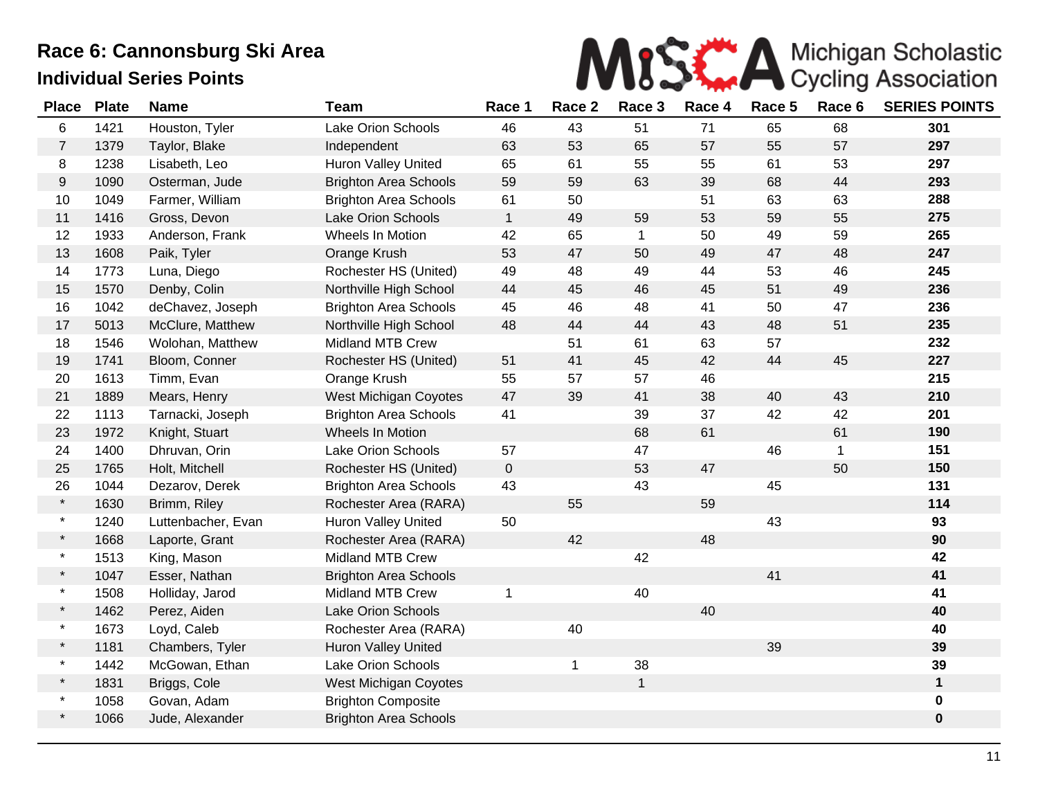# Race 6: Cannonsburg Ski Area

## Individual Series Points

| Place | Plate | Name | Team | Race 1 | Race 2 | Race 3 | Race 4 | Race 5 | Race 6 | SERIES POINTS |
|---|---|---|---|---|---|---|---|---|---|---|
| 6 | 1421 | Houston, Tyler | Lake Orion Schools | 46 | 43 | 51 | 71 | 65 | 68 | **301** |
| 7 | 1379 | Taylor, Blake | Independent | 63 | 53 | 65 | 57 | 55 | 57 | **297** |
| 8 | 1238 | Lisabeth, Leo | Huron Valley United | 65 | 61 | 55 | 55 | 61 | 53 | **297** |
| 9 | 1090 | Osterman, Jude | Brighton Area Schools | 59 | 59 | 63 | 39 | 68 | 44 | **293** |
| 10 | 1049 | Farmer, William | Brighton Area Schools | 61 | 50 | | 51 | 63 | 63 | **288** |
| 11 | 1416 | Gross, Devon | Lake Orion Schools | 1 | 49 | 59 | 53 | 59 | 55 | **275** |
| 12 | 1933 | Anderson, Frank | Wheels In Motion | 42 | 65 | 1 | 50 | 49 | 59 | **265** |
| 13 | 1608 | Paik, Tyler | Orange Krush | 53 | 47 | 50 | 49 | 47 | 48 | **247** |
| 14 | 1773 | Luna, Diego | Rochester HS (United) | 49 | 48 | 49 | 44 | 53 | 46 | **245** |
| 15 | 1570 | Denby, Colin | Northville High School | 44 | 45 | 46 | 45 | 51 | 49 | **236** |
| 16 | 1042 | deChavez, Joseph | Brighton Area Schools | 45 | 46 | 48 | 41 | 50 | 47 | **236** |
| 17 | 5013 | McClure, Matthew | Northville High School | 48 | 44 | 44 | 43 | 48 | 51 | **235** |
| 18 | 1546 | Wolohan, Matthew | Midland MTB Crew | | 51 | 61 | 63 | 57 | | **232** |
| 19 | 1741 | Bloom, Conner | Rochester HS (United) | 51 | 41 | 45 | 42 | 44 | 45 | **227** |
| 20 | 1613 | Timm, Evan | Orange Krush | 55 | 57 | 57 | 46 | | | **215** |
| 21 | 1889 | Mears, Henry | West Michigan Coyotes | 47 | 39 | 41 | 38 | 40 | 43 | **210** |
| 22 | 1113 | Tarnacki, Joseph | Brighton Area Schools | 41 | | 39 | 37 | 42 | 42 | **201** |
| 23 | 1972 | Knight, Stuart | Wheels In Motion | | | 68 | 61 | | 61 | **190** |
| 24 | 1400 | Dhruvan, Orin | Lake Orion Schools | 57 | | 47 | | 46 | 1 | **151** |
| 25 | 1765 | Holt, Mitchell | Rochester HS (United) | 0 | | 53 | 47 | | 50 | **150** |
| 26 | 1044 | Dezarov, Derek | Brighton Area Schools | 43 | | 43 | | 45 | | **131** |
| * | 1630 | Brimm, Riley | Rochester Area (RARA) | | 55 | | 59 | | | **114** |
| * | 1240 | Luttenbacher, Evan | Huron Valley United | 50 | | | | 43 | | **93** |
| * | 1668 | Laporte, Grant | Rochester Area (RARA) | | 42 | | 48 | | | **90** |
| * | 1513 | King, Mason | Midland MTB Crew | | | 42 | | | | **42** |
| * | 1047 | Esser, Nathan | Brighton Area Schools | | | | | 41 | | **41** |
| * | 1508 | Holliday, Jarod | Midland MTB Crew | 1 | | 40 | | | | **41** |
| * | 1462 | Perez, Aiden | Lake Orion Schools | | | | 40 | | | **40** |
| * | 1673 | Loyd, Caleb | Rochester Area (RARA) | | 40 | | | | | **40** |
| * | 1181 | Chambers, Tyler | Huron Valley United | | | | | 39 | | **39** |
| * | 1442 | McGowan, Ethan | Lake Orion Schools | | 1 | 38 | | | | **39** |
| * | 1831 | Briggs, Cole | West Michigan Coyotes | | | 1 | | | | **1** |
| * | 1058 | Govan, Adam | Brighton Composite | | | | | | | **0** |
| * | 1066 | Jude, Alexander | Brighton Area Schools | | | | | | | **0** |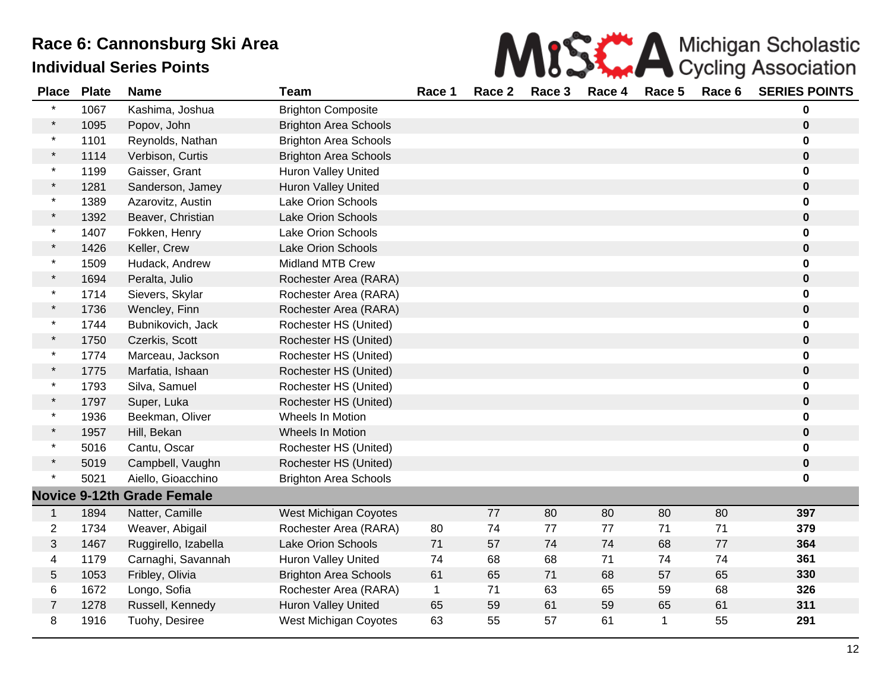# Race 6: Cannonsburg Ski Area

## Individual Series Points

MiSCA Michigan Scholastic Cycling Association

| Place | Plate | Name | Team | Race 1 | Race 2 | Race 3 | Race 4 | Race 5 | Race 6 | SERIES POINTS |
|---|---|---|---|---|---|---|---|---|---|---|
| * | 1067 | Kashima, Joshua | Brighton Composite | | | | | | | **0** |
| * | 1095 | Popov, John | Brighton Area Schools | | | | | | | **0** |
| * | 1101 | Reynolds, Nathan | Brighton Area Schools | | | | | | | **0** |
| * | 1114 | Verbison, Curtis | Brighton Area Schools | | | | | | | **0** |
| * | 1199 | Gaisser, Grant | Huron Valley United | | | | | | | **0** |
| * | 1281 | Sanderson, Jamey | Huron Valley United | | | | | | | **0** |
| * | 1389 | Azarovitz, Austin | Lake Orion Schools | | | | | | | **0** |
| * | 1392 | Beaver, Christian | Lake Orion Schools | | | | | | | **0** |
| * | 1407 | Fokken, Henry | Lake Orion Schools | | | | | | | **0** |
| * | 1426 | Keller, Crew | Lake Orion Schools | | | | | | | **0** |
| * | 1509 | Hudack, Andrew | Midland MTB Crew | | | | | | | **0** |
| * | 1694 | Peralta, Julio | Rochester Area (RARA) | | | | | | | **0** |
| * | 1714 | Sievers, Skylar | Rochester Area (RARA) | | | | | | | **0** |
| * | 1736 | Wencley, Finn | Rochester Area (RARA) | | | | | | | **0** |
| * | 1744 | Bubnikovich, Jack | Rochester HS (United) | | | | | | | **0** |
| * | 1750 | Czerkis, Scott | Rochester HS (United) | | | | | | | **0** |
| * | 1774 | Marceau, Jackson | Rochester HS (United) | | | | | | | **0** |
| * | 1775 | Marfatia, Ishaan | Rochester HS (United) | | | | | | | **0** |
| * | 1793 | Silva, Samuel | Rochester HS (United) | | | | | | | **0** |
| * | 1797 | Super, Luka | Rochester HS (United) | | | | | | | **0** |
| * | 1936 | Beekman, Oliver | Wheels In Motion | | | | | | | **0** |
| * | 1957 | Hill, Bekan | Wheels In Motion | | | | | | | **0** |
| * | 5016 | Cantu, Oscar | Rochester HS (United) | | | | | | | **0** |
| * | 5019 | Campbell, Vaughn | Rochester HS (United) | | | | | | | **0** |
| * | 5021 | Aiello, Gioacchino | Brighton Area Schools | | | | | | | **0** |
| **Novice 9-12th Grade Female** | | | | | | | | | | |
| 1 | 1894 | Natter, Camille | West Michigan Coyotes | | 77 | 80 | 80 | 80 | 80 | **397** |
| 2 | 1734 | Weaver, Abigail | Rochester Area (RARA) | 80 | 74 | 77 | 77 | 71 | 71 | **379** |
| 3 | 1467 | Ruggirello, Izabella | Lake Orion Schools | 71 | 57 | 74 | 74 | 68 | 77 | **364** |
| 4 | 1179 | Carnaghi, Savannah | Huron Valley United | 74 | 68 | 68 | 71 | 74 | 74 | **361** |
| 5 | 1053 | Fribley, Olivia | Brighton Area Schools | 61 | 65 | 71 | 68 | 57 | 65 | **330** |
| 6 | 1672 | Longo, Sofia | Rochester Area (RARA) | 1 | 71 | 63 | 65 | 59 | 68 | **326** |
| 7 | 1278 | Russell, Kennedy | Huron Valley United | 65 | 59 | 61 | 59 | 65 | 61 | **311** |
| 8 | 1916 | Tuohy, Desiree | West Michigan Coyotes | 63 | 55 | 57 | 61 | 1 | 55 | **291** |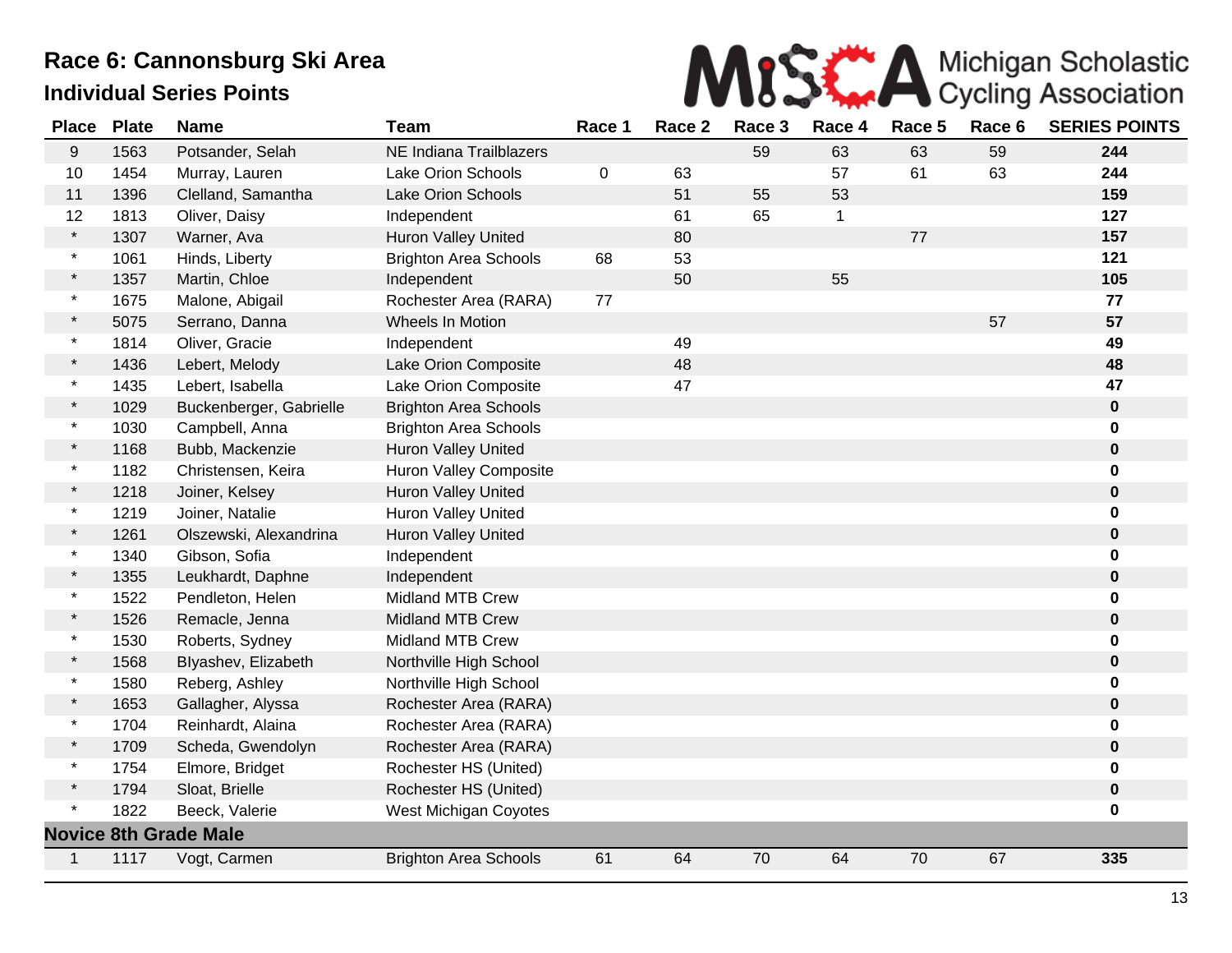# Race 6: Cannonsburg Ski Area

## Individual Series Points

| Place | Plate | Name | Team | Race 1 | Race 2 | Race 3 | Race 4 | Race 5 | Race 6 | SERIES POINTS |
|---|---|---|---|---|---|---|---|---|---|---|
| 9 | 1563 | Potsander, Selah | NE Indiana Trailblazers | | | 59 | 63 | 63 | 59 | **244** |
| 10 | 1454 | Murray, Lauren | Lake Orion Schools | 0 | 63 | | 57 | 61 | 63 | **244** |
| 11 | 1396 | Clelland, Samantha | Lake Orion Schools | | 51 | 55 | 53 | | | **159** |
| 12 | 1813 | Oliver, Daisy | Independent | | 61 | 65 | 1 | | | **127** |
| * | 1307 | Warner, Ava | Huron Valley United | | 80 | | | 77 | | **157** |
| * | 1061 | Hinds, Liberty | Brighton Area Schools | 68 | 53 | | | | | **121** |
| * | 1357 | Martin, Chloe | Independent | | 50 | | 55 | | | **105** |
| * | 1675 | Malone, Abigail | Rochester Area (RARA) | 77 | | | | | | **77** |
| * | 5075 | Serrano, Danna | Wheels In Motion | | | | | | 57 | **57** |
| * | 1814 | Oliver, Gracie | Independent | | 49 | | | | | **49** |
| * | 1436 | Lebert, Melody | Lake Orion Composite | | 48 | | | | | **48** |
| * | 1435 | Lebert, Isabella | Lake Orion Composite | | 47 | | | | | **47** |
| * | 1029 | Buckenberger, Gabrielle | Brighton Area Schools | | | | | | | **0** |
| * | 1030 | Campbell, Anna | Brighton Area Schools | | | | | | | **0** |
| * | 1168 | Bubb, Mackenzie | Huron Valley United | | | | | | | **0** |
| * | 1182 | Christensen, Keira | Huron Valley Composite | | | | | | | **0** |
| * | 1218 | Joiner, Kelsey | Huron Valley United | | | | | | | **0** |
| * | 1219 | Joiner, Natalie | Huron Valley United | | | | | | | **0** |
| * | 1261 | Olszewski, Alexandrina | Huron Valley United | | | | | | | **0** |
| * | 1340 | Gibson, Sofia | Independent | | | | | | | **0** |
| * | 1355 | Leukhardt, Daphne | Independent | | | | | | | **0** |
| * | 1522 | Pendleton, Helen | Midland MTB Crew | | | | | | | **0** |
| * | 1526 | Remacle, Jenna | Midland MTB Crew | | | | | | | **0** |
| * | 1530 | Roberts, Sydney | Midland MTB Crew | | | | | | | **0** |
| * | 1568 | Blyashev, Elizabeth | Northville High School | | | | | | | **0** |
| * | 1580 | Reberg, Ashley | Northville High School | | | | | | | **0** |
| * | 1653 | Gallagher, Alyssa | Rochester Area (RARA) | | | | | | | **0** |
| * | 1704 | Reinhardt, Alaina | Rochester Area (RARA) | | | | | | | **0** |
| * | 1709 | Scheda, Gwendolyn | Rochester Area (RARA) | | | | | | | **0** |
| * | 1754 | Elmore, Bridget | Rochester HS (United) | | | | | | | **0** |
| * | 1794 | Sloat, Brielle | Rochester HS (United) | | | | | | | **0** |
| * | 1822 | Beeck, Valerie | West Michigan Coyotes | | | | | | | **0** |
| **Novice 8th Grade Male** | | | | | | | | | | |
| 1 | 1117 | Vogt, Carmen | Brighton Area Schools | 61 | 64 | 70 | 64 | 70 | 67 | **335** |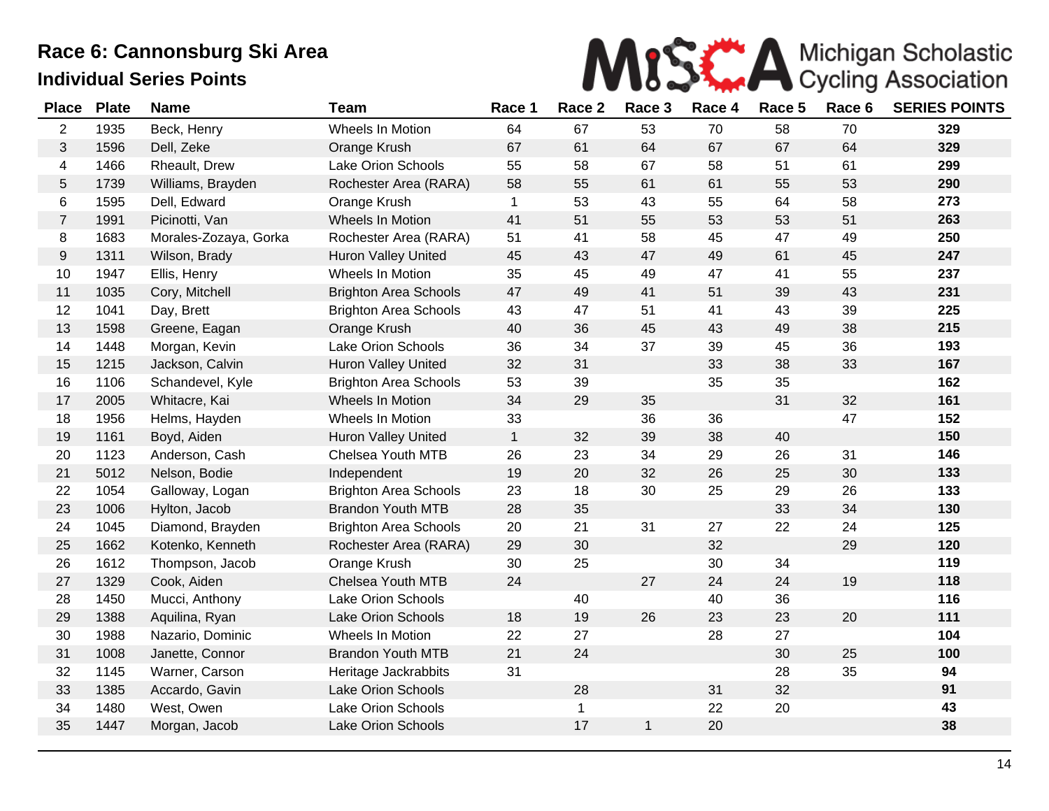# Race 6: Cannonsburg Ski Area

## Individual Series Points

Michigan Scholastic Cycling Association

| Place | Plate | Name | Team | Race 1 | Race 2 | Race 3 | Race 4 | Race 5 | Race 6 | SERIES POINTS |
|---|---|---|---|---|---|---|---|---|---|---|
| 2 | 1935 | Beck, Henry | Wheels In Motion | 64 | 67 | 53 | 70 | 58 | 70 | **329** |
| 3 | 1596 | Dell, Zeke | Orange Krush | 67 | 61 | 64 | 67 | 67 | 64 | **329** |
| 4 | 1466 | Rheault, Drew | Lake Orion Schools | 55 | 58 | 67 | 58 | 51 | 61 | **299** |
| 5 | 1739 | Williams, Brayden | Rochester Area (RARA) | 58 | 55 | 61 | 61 | 55 | 53 | **290** |
| 6 | 1595 | Dell, Edward | Orange Krush | 1 | 53 | 43 | 55 | 64 | 58 | **273** |
| 7 | 1991 | Picinotti, Van | Wheels In Motion | 41 | 51 | 55 | 53 | 53 | 51 | **263** |
| 8 | 1683 | Morales-Zozaya, Gorka | Rochester Area (RARA) | 51 | 41 | 58 | 45 | 47 | 49 | **250** |
| 9 | 1311 | Wilson, Brady | Huron Valley United | 45 | 43 | 47 | 49 | 61 | 45 | **247** |
| 10 | 1947 | Ellis, Henry | Wheels In Motion | 35 | 45 | 49 | 47 | 41 | 55 | **237** |
| 11 | 1035 | Cory, Mitchell | Brighton Area Schools | 47 | 49 | 41 | 51 | 39 | 43 | **231** |
| 12 | 1041 | Day, Brett | Brighton Area Schools | 43 | 47 | 51 | 41 | 43 | 39 | **225** |
| 13 | 1598 | Greene, Eagan | Orange Krush | 40 | 36 | 45 | 43 | 49 | 38 | **215** |
| 14 | 1448 | Morgan, Kevin | Lake Orion Schools | 36 | 34 | 37 | 39 | 45 | 36 | **193** |
| 15 | 1215 | Jackson, Calvin | Huron Valley United | 32 | 31 | | 33 | 38 | 33 | **167** |
| 16 | 1106 | Schandevel, Kyle | Brighton Area Schools | 53 | 39 | | 35 | 35 | | **162** |
| 17 | 2005 | Whitacre, Kai | Wheels In Motion | 34 | 29 | 35 | | 31 | 32 | **161** |
| 18 | 1956 | Helms, Hayden | Wheels In Motion | 33 | | 36 | 36 | | 47 | **152** |
| 19 | 1161 | Boyd, Aiden | Huron Valley United | 1 | 32 | 39 | 38 | 40 | | **150** |
| 20 | 1123 | Anderson, Cash | Chelsea Youth MTB | 26 | 23 | 34 | 29 | 26 | 31 | **146** |
| 21 | 5012 | Nelson, Bodie | Independent | 19 | 20 | 32 | 26 | 25 | 30 | **133** |
| 22 | 1054 | Galloway, Logan | Brighton Area Schools | 23 | 18 | 30 | 25 | 29 | 26 | **133** |
| 23 | 1006 | Hylton, Jacob | Brandon Youth MTB | 28 | 35 | | | 33 | 34 | **130** |
| 24 | 1045 | Diamond, Brayden | Brighton Area Schools | 20 | 21 | 31 | 27 | 22 | 24 | **125** |
| 25 | 1662 | Kotenko, Kenneth | Rochester Area (RARA) | 29 | 30 | | 32 | | 29 | **120** |
| 26 | 1612 | Thompson, Jacob | Orange Krush | 30 | 25 | | 30 | 34 | | **119** |
| 27 | 1329 | Cook, Aiden | Chelsea Youth MTB | 24 | | 27 | 24 | 24 | 19 | **118** |
| 28 | 1450 | Mucci, Anthony | Lake Orion Schools | | 40 | | 40 | 36 | | **116** |
| 29 | 1388 | Aquilina, Ryan | Lake Orion Schools | 18 | 19 | 26 | 23 | 23 | 20 | **111** |
| 30 | 1988 | Nazario, Dominic | Wheels In Motion | 22 | 27 | | 28 | 27 | | **104** |
| 31 | 1008 | Janette, Connor | Brandon Youth MTB | 21 | 24 | | | 30 | 25 | **100** |
| 32 | 1145 | Warner, Carson | Heritage Jackrabbits | 31 | | | | 28 | 35 | **94** |
| 33 | 1385 | Accardo, Gavin | Lake Orion Schools | | 28 | | 31 | 32 | | **91** |
| 34 | 1480 | West, Owen | Lake Orion Schools | | 1 | | 22 | 20 | | **43** |
| 35 | 1447 | Morgan, Jacob | Lake Orion Schools | | 17 | 1 | 20 | | | **38** |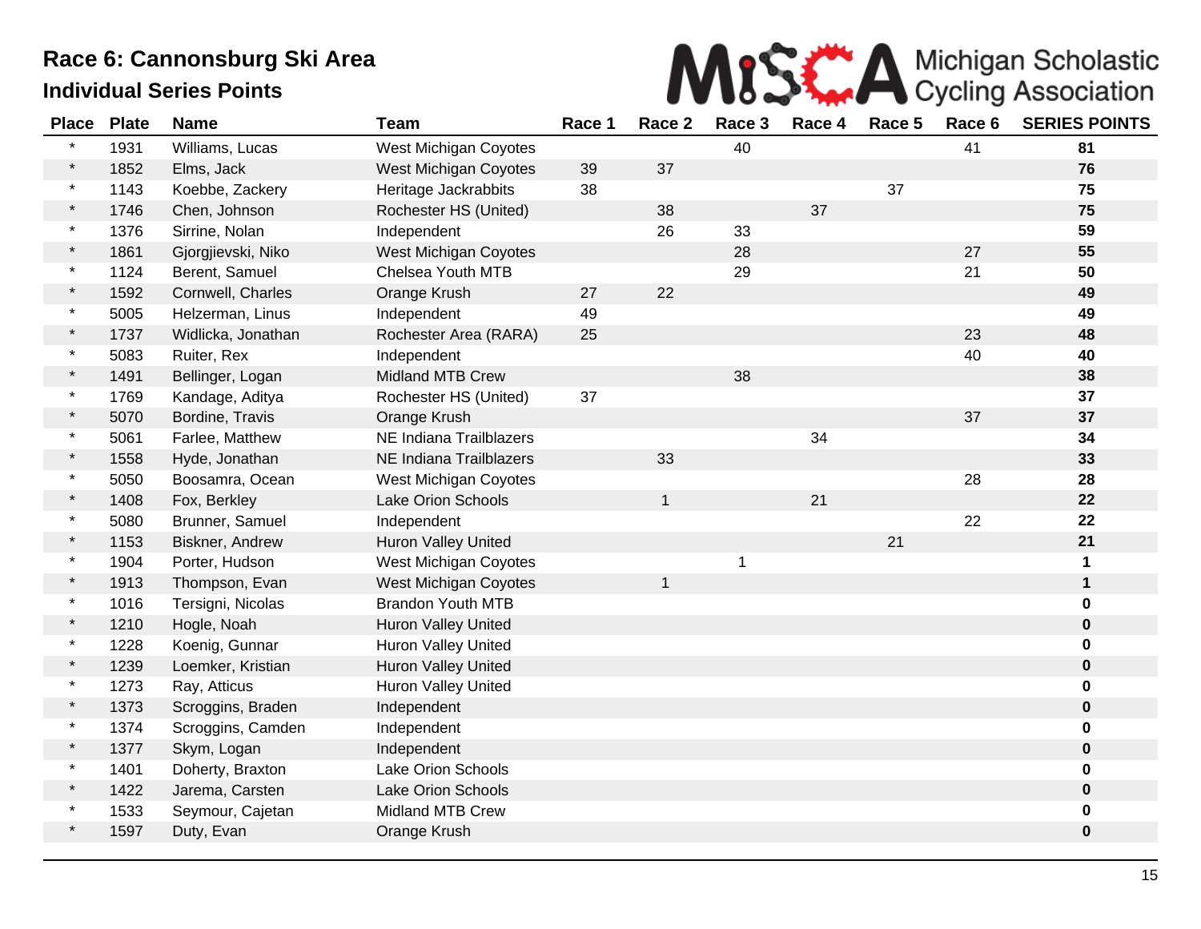# Race 6: Cannonsburg Ski Area

## Individual Series Points

Michigan Scholastic Cycling Association

| Place | Plate | Name | Team | Race 1 | Race 2 | Race 3 | Race 4 | Race 5 | Race 6 | SERIES POINTS |
|---|---|---|---|---|---|---|---|---|---|---|
| * | 1931 | Williams, Lucas | West Michigan Coyotes | | | 40 | | | 41 | **81** |
| * | 1852 | Elms, Jack | West Michigan Coyotes | 39 | 37 | | | | | **76** |
| * | 1143 | Koebbe, Zackery | Heritage Jackrabbits | 38 | | | | 37 | | **75** |
| * | 1746 | Chen, Johnson | Rochester HS (United) | | 38 | | 37 | | | **75** |
| * | 1376 | Sirrine, Nolan | Independent | | 26 | 33 | | | | **59** |
| * | 1861 | Gjorgjievski, Niko | West Michigan Coyotes | | | 28 | | | 27 | **55** |
| * | 1124 | Berent, Samuel | Chelsea Youth MTB | | | 29 | | | 21 | **50** |
| * | 1592 | Cornwell, Charles | Orange Krush | 27 | 22 | | | | | **49** |
| * | 5005 | Helzerman, Linus | Independent | 49 | | | | | | **49** |
| * | 1737 | Widlicka, Jonathan | Rochester Area (RARA) | 25 | | | | | 23 | **48** |
| * | 5083 | Ruiter, Rex | Independent | | | | | | 40 | **40** |
| * | 1491 | Bellinger, Logan | Midland MTB Crew | | | 38 | | | | **38** |
| * | 1769 | Kandage, Aditya | Rochester HS (United) | 37 | | | | | | **37** |
| * | 5070 | Bordine, Travis | Orange Krush | | | | | | 37 | **37** |
| * | 5061 | Farlee, Matthew | NE Indiana Trailblazers | | | | 34 | | | **34** |
| * | 1558 | Hyde, Jonathan | NE Indiana Trailblazers | | 33 | | | | | **33** |
| * | 5050 | Boosamra, Ocean | West Michigan Coyotes | | | | | | 28 | **28** |
| * | 1408 | Fox, Berkley | Lake Orion Schools | | 1 | | 21 | | | **22** |
| * | 5080 | Brunner, Samuel | Independent | | | | | | 22 | **22** |
| * | 1153 | Biskner, Andrew | Huron Valley United | | | | | 21 | | **21** |
| * | 1904 | Porter, Hudson | West Michigan Coyotes | | | 1 | | | | **1** |
| * | 1913 | Thompson, Evan | West Michigan Coyotes | | 1 | | | | | **1** |
| * | 1016 | Tersigni, Nicolas | Brandon Youth MTB | | | | | | | **0** |
| * | 1210 | Hogle, Noah | Huron Valley United | | | | | | | **0** |
| * | 1228 | Koenig, Gunnar | Huron Valley United | | | | | | | **0** |
| * | 1239 | Loemker, Kristian | Huron Valley United | | | | | | | **0** |
| * | 1273 | Ray, Atticus | Huron Valley United | | | | | | | **0** |
| * | 1373 | Scroggins, Braden | Independent | | | | | | | **0** |
| * | 1374 | Scroggins, Camden | Independent | | | | | | | **0** |
| * | 1377 | Skym, Logan | Independent | | | | | | | **0** |
| * | 1401 | Doherty, Braxton | Lake Orion Schools | | | | | | | **0** |
| * | 1422 | Jarema, Carsten | Lake Orion Schools | | | | | | | **0** |
| * | 1533 | Seymour, Cajetan | Midland MTB Crew | | | | | | | **0** |
| * | 1597 | Duty, Evan | Orange Krush | | | | | | | **0** |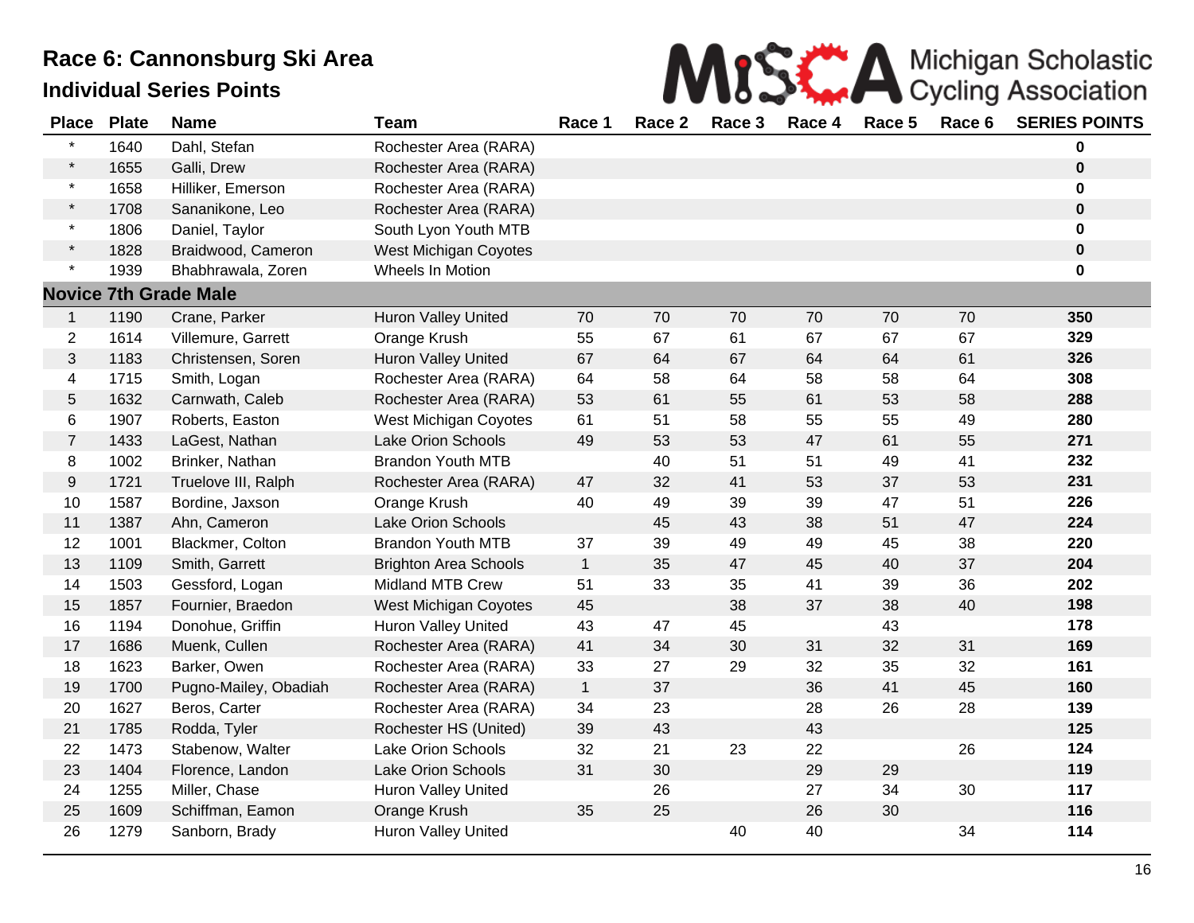# Race 6: Cannonsburg Ski Area

## Individual Series Points

MiSCA Michigan Scholastic Cycling Association

| Place | Plate | Name | Team | Race 1 | Race 2 | Race 3 | Race 4 | Race 5 | Race 6 | SERIES POINTS |
|---|---|---|---|---|---|---|---|---|---|---|
| * | 1640 | Dahl, Stefan | Rochester Area (RARA) | | | | | | | **0** |
| * | 1655 | Galli, Drew | Rochester Area (RARA) | | | | | | | **0** |
| * | 1658 | Hilliker, Emerson | Rochester Area (RARA) | | | | | | | **0** |
| * | 1708 | Sananikone, Leo | Rochester Area (RARA) | | | | | | | **0** |
| * | 1806 | Daniel, Taylor | South Lyon Youth MTB | | | | | | | **0** |
| * | 1828 | Braidwood, Cameron | West Michigan Coyotes | | | | | | | **0** |
| * | 1939 | Bhabhrawala, Zoren | Wheels In Motion | | | | | | | **0** |
| **Novice 7th Grade Male** | | | | | | | | | | |
| 1 | 1190 | Crane, Parker | Huron Valley United | 70 | 70 | 70 | 70 | 70 | 70 | **350** |
| 2 | 1614 | Villemure, Garrett | Orange Krush | 55 | 67 | 61 | 67 | 67 | 67 | **329** |
| 3 | 1183 | Christensen, Soren | Huron Valley United | 67 | 64 | 67 | 64 | 64 | 61 | **326** |
| 4 | 1715 | Smith, Logan | Rochester Area (RARA) | 64 | 58 | 64 | 58 | 58 | 64 | **308** |
| 5 | 1632 | Carnwath, Caleb | Rochester Area (RARA) | 53 | 61 | 55 | 61 | 53 | 58 | **288** |
| 6 | 1907 | Roberts, Easton | West Michigan Coyotes | 61 | 51 | 58 | 55 | 55 | 49 | **280** |
| 7 | 1433 | LaGest, Nathan | Lake Orion Schools | 49 | 53 | 53 | 47 | 61 | 55 | **271** |
| 8 | 1002 | Brinker, Nathan | Brandon Youth MTB | | 40 | 51 | 51 | 49 | 41 | **232** |
| 9 | 1721 | Truelove III, Ralph | Rochester Area (RARA) | 47 | 32 | 41 | 53 | 37 | 53 | **231** |
| 10 | 1587 | Bordine, Jaxson | Orange Krush | 40 | 49 | 39 | 39 | 47 | 51 | **226** |
| 11 | 1387 | Ahn, Cameron | Lake Orion Schools | | 45 | 43 | 38 | 51 | 47 | **224** |
| 12 | 1001 | Blackmer, Colton | Brandon Youth MTB | 37 | 39 | 49 | 49 | 45 | 38 | **220** |
| 13 | 1109 | Smith, Garrett | Brighton Area Schools | 1 | 35 | 47 | 45 | 40 | 37 | **204** |
| 14 | 1503 | Gessford, Logan | Midland MTB Crew | 51 | 33 | 35 | 41 | 39 | 36 | **202** |
| 15 | 1857 | Fournier, Braedon | West Michigan Coyotes | 45 | | 38 | 37 | 38 | 40 | **198** |
| 16 | 1194 | Donohue, Griffin | Huron Valley United | 43 | 47 | 45 | | 43 | | **178** |
| 17 | 1686 | Muenk, Cullen | Rochester Area (RARA) | 41 | 34 | 30 | 31 | 32 | 31 | **169** |
| 18 | 1623 | Barker, Owen | Rochester Area (RARA) | 33 | 27 | 29 | 32 | 35 | 32 | **161** |
| 19 | 1700 | Pugno-Mailey, Obadiah | Rochester Area (RARA) | 1 | 37 | | 36 | 41 | 45 | **160** |
| 20 | 1627 | Beros, Carter | Rochester Area (RARA) | 34 | 23 | | 28 | 26 | 28 | **139** |
| 21 | 1785 | Rodda, Tyler | Rochester HS (United) | 39 | 43 | | 43 | | | **125** |
| 22 | 1473 | Stabenow, Walter | Lake Orion Schools | 32 | 21 | 23 | 22 | | 26 | **124** |
| 23 | 1404 | Florence, Landon | Lake Orion Schools | 31 | 30 | | 29 | 29 | | **119** |
| 24 | 1255 | Miller, Chase | Huron Valley United | | 26 | | 27 | 34 | 30 | **117** |
| 25 | 1609 | Schiffman, Eamon | Orange Krush | 35 | 25 | | 26 | 30 | | **116** |
| 26 | 1279 | Sanborn, Brady | Huron Valley United | | | 40 | 40 | | 34 | **114** |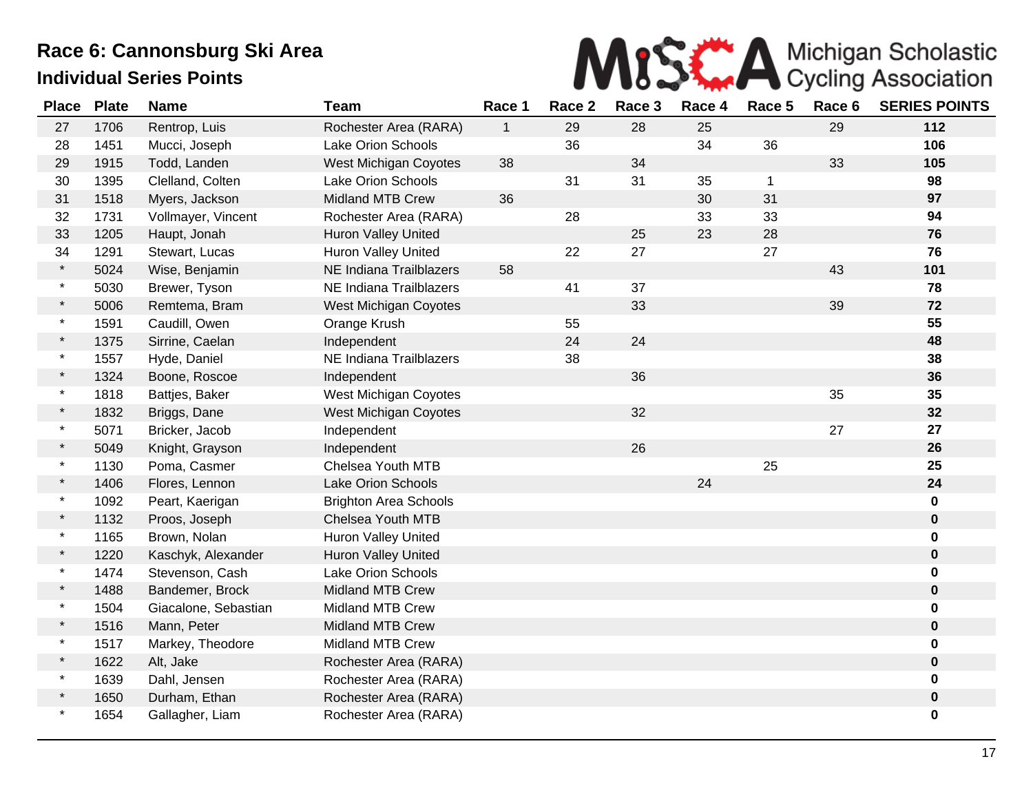# Race 6: Cannonsburg Ski Area

## Individual Series Points

| Place | Plate | Name | Team | Race 1 | Race 2 | Race 3 | Race 4 | Race 5 | Race 6 | SERIES POINTS |
|---|---|---|---|---|---|---|---|---|---|---|
| 27 | 1706 | Rentrop, Luis | Rochester Area (RARA) | 1 | 29 | 28 | 25 | | 29 | **112** |
| 28 | 1451 | Mucci, Joseph | Lake Orion Schools | | 36 | | 34 | 36 | | **106** |
| 29 | 1915 | Todd, Landen | West Michigan Coyotes | 38 | | 34 | | | 33 | **105** |
| 30 | 1395 | Clelland, Colten | Lake Orion Schools | | 31 | 31 | 35 | 1 | | **98** |
| 31 | 1518 | Myers, Jackson | Midland MTB Crew | 36 | | | 30 | 31 | | **97** |
| 32 | 1731 | Vollmayer, Vincent | Rochester Area (RARA) | | 28 | | 33 | 33 | | **94** |
| 33 | 1205 | Haupt, Jonah | Huron Valley United | | | 25 | 23 | 28 | | **76** |
| 34 | 1291 | Stewart, Lucas | Huron Valley United | | 22 | 27 | | 27 | | **76** |
| * | 5024 | Wise, Benjamin | NE Indiana Trailblazers | 58 | | | | | 43 | **101** |
| * | 5030 | Brewer, Tyson | NE Indiana Trailblazers | | 41 | 37 | | | | **78** |
| * | 5006 | Remtema, Bram | West Michigan Coyotes | | | 33 | | | 39 | **72** |
| * | 1591 | Caudill, Owen | Orange Krush | | 55 | | | | | **55** |
| * | 1375 | Sirrine, Caelan | Independent | | 24 | 24 | | | | **48** |
| * | 1557 | Hyde, Daniel | NE Indiana Trailblazers | | 38 | | | | | **38** |
| * | 1324 | Boone, Roscoe | Independent | | | 36 | | | | **36** |
| * | 1818 | Battjes, Baker | West Michigan Coyotes | | | | | | 35 | **35** |
| * | 1832 | Briggs, Dane | West Michigan Coyotes | | | 32 | | | | **32** |
| * | 5071 | Bricker, Jacob | Independent | | | | | | 27 | **27** |
| * | 5049 | Knight, Grayson | Independent | | | 26 | | | | **26** |
| * | 1130 | Poma, Casmer | Chelsea Youth MTB | | | | | 25 | | **25** |
| * | 1406 | Flores, Lennon | Lake Orion Schools | | | | 24 | | | **24** |
| * | 1092 | Peart, Kaerigan | Brighton Area Schools | | | | | | | **0** |
| * | 1132 | Proos, Joseph | Chelsea Youth MTB | | | | | | | **0** |
| * | 1165 | Brown, Nolan | Huron Valley United | | | | | | | **0** |
| * | 1220 | Kaschyk, Alexander | Huron Valley United | | | | | | | **0** |
| * | 1474 | Stevenson, Cash | Lake Orion Schools | | | | | | | **0** |
| * | 1488 | Bandemer, Brock | Midland MTB Crew | | | | | | | **0** |
| * | 1504 | Giacalone, Sebastian | Midland MTB Crew | | | | | | | **0** |
| * | 1516 | Mann, Peter | Midland MTB Crew | | | | | | | **0** |
| * | 1517 | Markey, Theodore | Midland MTB Crew | | | | | | | **0** |
| * | 1622 | Alt, Jake | Rochester Area (RARA) | | | | | | | **0** |
| * | 1639 | Dahl, Jensen | Rochester Area (RARA) | | | | | | | **0** |
| * | 1650 | Durham, Ethan | Rochester Area (RARA) | | | | | | | **0** |
| * | 1654 | Gallagher, Liam | Rochester Area (RARA) | | | | | | | **0** |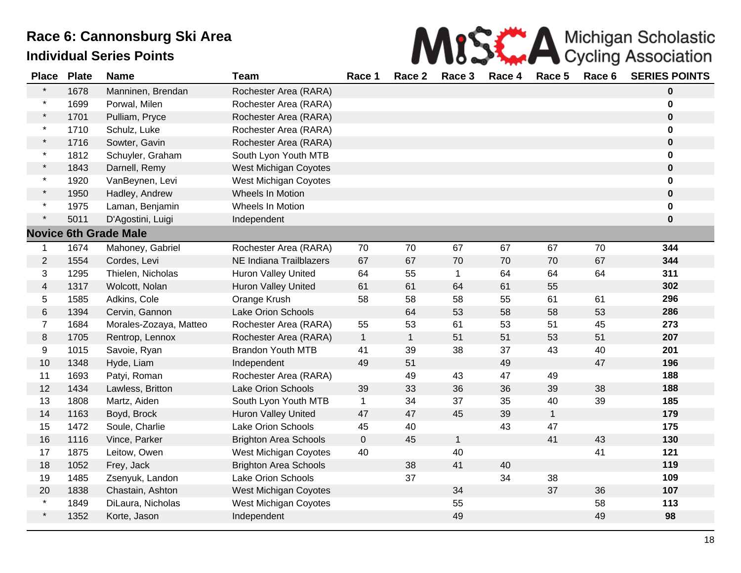# Race 6: Cannonsburg Ski Area

## Individual Series Points

Michigan Scholastic Cycling Association

| Place | Plate | Name | Team | Race 1 | Race 2 | Race 3 | Race 4 | Race 5 | Race 6 | SERIES POINTS |
|---|---|---|---|---|---|---|---|---|---|---|
| * | 1678 | Manninen, Brendan | Rochester Area (RARA) | | | | | | | **0** |
| * | 1699 | Porwal, Milen | Rochester Area (RARA) | | | | | | | **0** |
| * | 1701 | Pulliam, Pryce | Rochester Area (RARA) | | | | | | | **0** |
| * | 1710 | Schulz, Luke | Rochester Area (RARA) | | | | | | | **0** |
| * | 1716 | Sowter, Gavin | Rochester Area (RARA) | | | | | | | **0** |
| * | 1812 | Schuyler, Graham | South Lyon Youth MTB | | | | | | | **0** |
| * | 1843 | Darnell, Remy | West Michigan Coyotes | | | | | | | **0** |
| * | 1920 | VanBeynen, Levi | West Michigan Coyotes | | | | | | | **0** |
| * | 1950 | Hadley, Andrew | Wheels In Motion | | | | | | | **0** |
| * | 1975 | Laman, Benjamin | Wheels In Motion | | | | | | | **0** |
| * | 5011 | D'Agostini, Luigi | Independent | | | | | | | **0** |
| **Novice 6th Grade Male** | | | | | | | | | | |
| 1 | 1674 | Mahoney, Gabriel | Rochester Area (RARA) | 70 | 70 | 67 | 67 | 67 | 70 | **344** |
| 2 | 1554 | Cordes, Levi | NE Indiana Trailblazers | 67 | 67 | 70 | 70 | 70 | 67 | **344** |
| 3 | 1295 | Thielen, Nicholas | Huron Valley United | 64 | 55 | 1 | 64 | 64 | 64 | **311** |
| 4 | 1317 | Wolcott, Nolan | Huron Valley United | 61 | 61 | 64 | 61 | 55 | | **302** |
| 5 | 1585 | Adkins, Cole | Orange Krush | 58 | 58 | 58 | 55 | 61 | 61 | **296** |
| 6 | 1394 | Cervin, Gannon | Lake Orion Schools | | 64 | 53 | 58 | 58 | 53 | **286** |
| 7 | 1684 | Morales-Zozaya, Matteo | Rochester Area (RARA) | 55 | 53 | 61 | 53 | 51 | 45 | **273** |
| 8 | 1705 | Rentrop, Lennox | Rochester Area (RARA) | 1 | 1 | 51 | 51 | 53 | 51 | **207** |
| 9 | 1015 | Savoie, Ryan | Brandon Youth MTB | 41 | 39 | 38 | 37 | 43 | 40 | **201** |
| 10 | 1348 | Hyde, Liam | Independent | 49 | 51 | | 49 | | 47 | **196** |
| 11 | 1693 | Patyi, Roman | Rochester Area (RARA) | | 49 | 43 | 47 | 49 | | **188** |
| 12 | 1434 | Lawless, Britton | Lake Orion Schools | 39 | 33 | 36 | 36 | 39 | 38 | **188** |
| 13 | 1808 | Martz, Aiden | South Lyon Youth MTB | 1 | 34 | 37 | 35 | 40 | 39 | **185** |
| 14 | 1163 | Boyd, Brock | Huron Valley United | 47 | 47 | 45 | 39 | 1 | | **179** |
| 15 | 1472 | Soule, Charlie | Lake Orion Schools | 45 | 40 | | 43 | 47 | | **175** |
| 16 | 1116 | Vince, Parker | Brighton Area Schools | 0 | 45 | 1 | | 41 | 43 | **130** |
| 17 | 1875 | Leitow, Owen | West Michigan Coyotes | 40 | | 40 | | | 41 | **121** |
| 18 | 1052 | Frey, Jack | Brighton Area Schools | | 38 | 41 | 40 | | | **119** |
| 19 | 1485 | Zsenyuk, Landon | Lake Orion Schools | | 37 | | 34 | 38 | | **109** |
| 20 | 1838 | Chastain, Ashton | West Michigan Coyotes | | | 34 | | 37 | 36 | **107** |
| * | 1849 | DiLaura, Nicholas | West Michigan Coyotes | | | 55 | | | 58 | **113** |
| * | 1352 | Korte, Jason | Independent | | | 49 | | | 49 | **98** |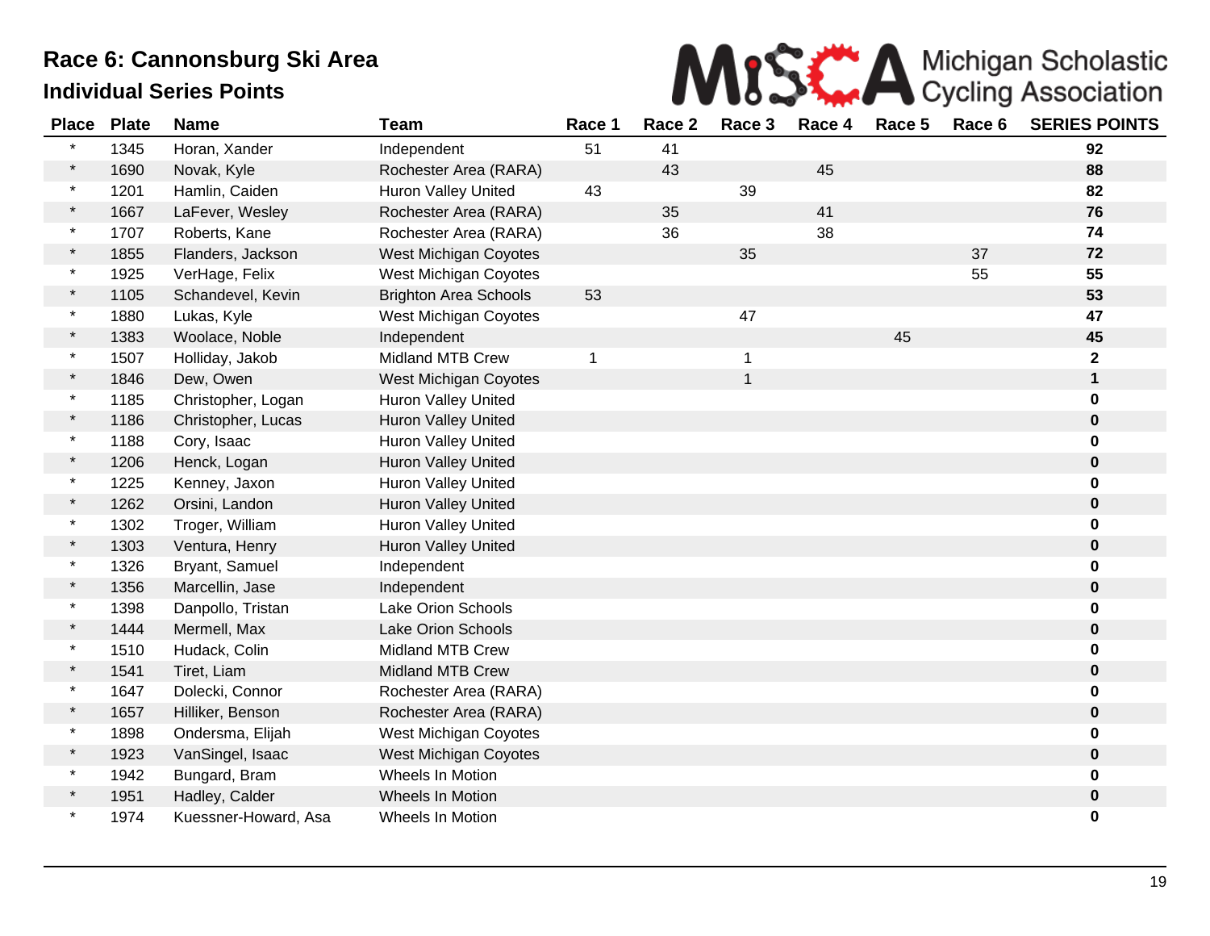# Race 6: Cannonsburg Ski Area

## Individual Series Points

Michigan Scholastic Cycling Association

| Place | Plate | Name | Team | Race 1 | Race 2 | Race 3 | Race 4 | Race 5 | Race 6 | SERIES POINTS |
|---|---|---|---|---|---|---|---|---|---|---|
| * | 1345 | Horan, Xander | Independent | 51 | 41 | | | | | **92** |
| * | 1690 | Novak, Kyle | Rochester Area (RARA) | | 43 | | 45 | | | **88** |
| * | 1201 | Hamlin, Caiden | Huron Valley United | 43 | | 39 | | | | **82** |
| * | 1667 | LaFever, Wesley | Rochester Area (RARA) | | 35 | | 41 | | | **76** |
| * | 1707 | Roberts, Kane | Rochester Area (RARA) | | 36 | | 38 | | | **74** |
| * | 1855 | Flanders, Jackson | West Michigan Coyotes | | | 35 | | | 37 | **72** |
| * | 1925 | VerHage, Felix | West Michigan Coyotes | | | | | | 55 | **55** |
| * | 1105 | Schandevel, Kevin | Brighton Area Schools | 53 | | | | | | **53** |
| * | 1880 | Lukas, Kyle | West Michigan Coyotes | | | 47 | | | | **47** |
| * | 1383 | Woolace, Noble | Independent | | | | | 45 | | **45** |
| * | 1507 | Holliday, Jakob | Midland MTB Crew | 1 | | 1 | | | | **2** |
| * | 1846 | Dew, Owen | West Michigan Coyotes | | | 1 | | | | **1** |
| * | 1185 | Christopher, Logan | Huron Valley United | | | | | | | **0** |
| * | 1186 | Christopher, Lucas | Huron Valley United | | | | | | | **0** |
| * | 1188 | Cory, Isaac | Huron Valley United | | | | | | | **0** |
| * | 1206 | Henck, Logan | Huron Valley United | | | | | | | **0** |
| * | 1225 | Kenney, Jaxon | Huron Valley United | | | | | | | **0** |
| * | 1262 | Orsini, Landon | Huron Valley United | | | | | | | **0** |
| * | 1302 | Troger, William | Huron Valley United | | | | | | | **0** |
| * | 1303 | Ventura, Henry | Huron Valley United | | | | | | | **0** |
| * | 1326 | Bryant, Samuel | Independent | | | | | | | **0** |
| * | 1356 | Marcellin, Jase | Independent | | | | | | | **0** |
| * | 1398 | Danpollo, Tristan | Lake Orion Schools | | | | | | | **0** |
| * | 1444 | Mermell, Max | Lake Orion Schools | | | | | | | **0** |
| * | 1510 | Hudack, Colin | Midland MTB Crew | | | | | | | **0** |
| * | 1541 | Tiret, Liam | Midland MTB Crew | | | | | | | **0** |
| * | 1647 | Dolecki, Connor | Rochester Area (RARA) | | | | | | | **0** |
| * | 1657 | Hilliker, Benson | Rochester Area (RARA) | | | | | | | **0** |
| * | 1898 | Ondersma, Elijah | West Michigan Coyotes | | | | | | | **0** |
| * | 1923 | VanSingel, Isaac | West Michigan Coyotes | | | | | | | **0** |
| * | 1942 | Bungard, Bram | Wheels In Motion | | | | | | | **0** |
| * | 1951 | Hadley, Calder | Wheels In Motion | | | | | | | **0** |
| * | 1974 | Kuessner-Howard, Asa | Wheels In Motion | | | | | | | **0** |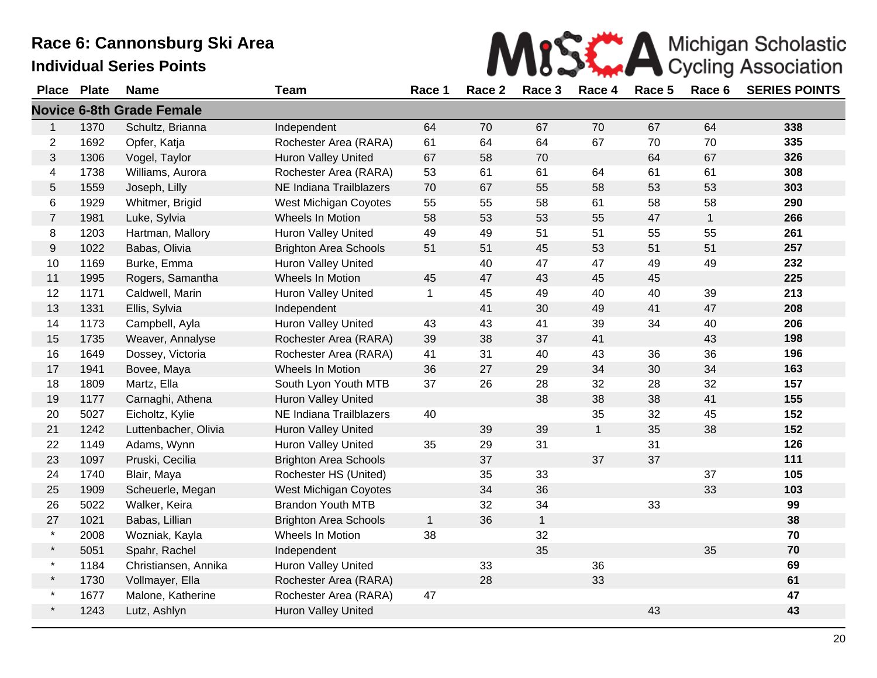# Race 6: Cannonsburg Ski Area

## Individual Series Points

Michigan Scholastic Cycling Association

| Place | Plate | Name | Team | Race 1 | Race 2 | Race 3 | Race 4 | Race 5 | Race 6 | SERIES POINTS |
|---|---|---|---|---|---|---|---|---|---|---|
| **Novice 6-8th Grade Female** | | | | | | | | | | |
| 1 | 1370 | Schultz, Brianna | Independent | 64 | 70 | 67 | 70 | 67 | 64 | **338** |
| 2 | 1692 | Opfer, Katja | Rochester Area (RARA) | 61 | 64 | 64 | 67 | 70 | 70 | **335** |
| 3 | 1306 | Vogel, Taylor | Huron Valley United | 67 | 58 | 70 | | 64 | 67 | **326** |
| 4 | 1738 | Williams, Aurora | Rochester Area (RARA) | 53 | 61 | 61 | 64 | 61 | 61 | **308** |
| 5 | 1559 | Joseph, Lilly | NE Indiana Trailblazers | 70 | 67 | 55 | 58 | 53 | 53 | **303** |
| 6 | 1929 | Whitmer, Brigid | West Michigan Coyotes | 55 | 55 | 58 | 61 | 58 | 58 | **290** |
| 7 | 1981 | Luke, Sylvia | Wheels In Motion | 58 | 53 | 53 | 55 | 47 | 1 | **266** |
| 8 | 1203 | Hartman, Mallory | Huron Valley United | 49 | 49 | 51 | 51 | 55 | 55 | **261** |
| 9 | 1022 | Babas, Olivia | Brighton Area Schools | 51 | 51 | 45 | 53 | 51 | 51 | **257** |
| 10 | 1169 | Burke, Emma | Huron Valley United | | 40 | 47 | 47 | 49 | 49 | **232** |
| 11 | 1995 | Rogers, Samantha | Wheels In Motion | 45 | 47 | 43 | 45 | 45 | | **225** |
| 12 | 1171 | Caldwell, Marin | Huron Valley United | 1 | 45 | 49 | 40 | 40 | 39 | **213** |
| 13 | 1331 | Ellis, Sylvia | Independent | | 41 | 30 | 49 | 41 | 47 | **208** |
| 14 | 1173 | Campbell, Ayla | Huron Valley United | 43 | 43 | 41 | 39 | 34 | 40 | **206** |
| 15 | 1735 | Weaver, Annalyse | Rochester Area (RARA) | 39 | 38 | 37 | 41 | | 43 | **198** |
| 16 | 1649 | Dossey, Victoria | Rochester Area (RARA) | 41 | 31 | 40 | 43 | 36 | 36 | **196** |
| 17 | 1941 | Bovee, Maya | Wheels In Motion | 36 | 27 | 29 | 34 | 30 | 34 | **163** |
| 18 | 1809 | Martz, Ella | South Lyon Youth MTB | 37 | 26 | 28 | 32 | 28 | 32 | **157** |
| 19 | 1177 | Carnaghi, Athena | Huron Valley United | | | 38 | 38 | 38 | 41 | **155** |
| 20 | 5027 | Eicholtz, Kylie | NE Indiana Trailblazers | 40 | | | 35 | 32 | 45 | **152** |
| 21 | 1242 | Luttenbacher, Olivia | Huron Valley United | | 39 | 39 | 1 | 35 | 38 | **152** |
| 22 | 1149 | Adams, Wynn | Huron Valley United | 35 | 29 | 31 | | 31 | | **126** |
| 23 | 1097 | Pruski, Cecilia | Brighton Area Schools | | 37 | | 37 | 37 | | **111** |
| 24 | 1740 | Blair, Maya | Rochester HS (United) | | 35 | 33 | | | 37 | **105** |
| 25 | 1909 | Scheuerle, Megan | West Michigan Coyotes | | 34 | 36 | | | 33 | **103** |
| 26 | 5022 | Walker, Keira | Brandon Youth MTB | | 32 | 34 | | 33 | | **99** |
| 27 | 1021 | Babas, Lillian | Brighton Area Schools | 1 | 36 | 1 | | | | **38** |
| * | 2008 | Wozniak, Kayla | Wheels In Motion | 38 | | 32 | | | | **70** |
| * | 5051 | Spahr, Rachel | Independent | | | 35 | | | 35 | **70** |
| * | 1184 | Christiansen, Annika | Huron Valley United | | 33 | | 36 | | | **69** |
| * | 1730 | Vollmayer, Ella | Rochester Area (RARA) | | 28 | | 33 | | | **61** |
| * | 1677 | Malone, Katherine | Rochester Area (RARA) | 47 | | | | | | **47** |
| * | 1243 | Lutz, Ashlyn | Huron Valley United | | | | | 43 | | **43** |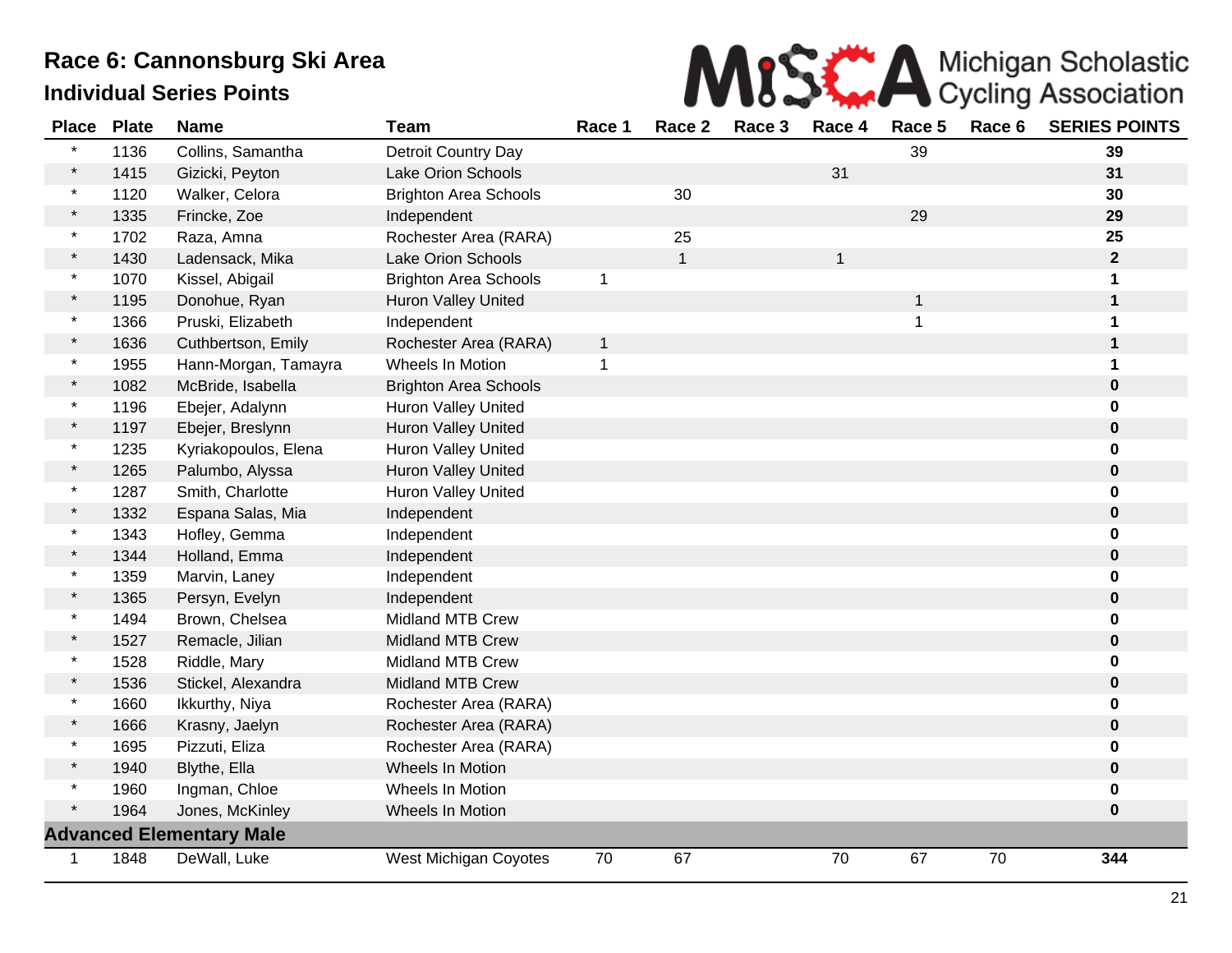# Race 6: Cannonsburg Ski Area

## Individual Series Points

Michigan Scholastic Cycling Association

| Place | Plate | Name | Team | Race 1 | Race 2 | Race 3 | Race 4 | Race 5 | Race 6 | SERIES POINTS |
|---|---|---|---|---|---|---|---|---|---|---|
| * | 1136 | Collins, Samantha | Detroit Country Day | | | | | 39 | | **39** |
| * | 1415 | Gizicki, Peyton | Lake Orion Schools | | | | 31 | | | **31** |
| * | 1120 | Walker, Celora | Brighton Area Schools | | 30 | | | | | **30** |
| * | 1335 | Frincke, Zoe | Independent | | | | | 29 | | **29** |
| * | 1702 | Raza, Amna | Rochester Area (RARA) | | 25 | | | | | **25** |
| * | 1430 | Ladensack, Mika | Lake Orion Schools | | 1 | | 1 | | | **2** |
| * | 1070 | Kissel, Abigail | Brighton Area Schools | 1 | | | | | | **1** |
| * | 1195 | Donohue, Ryan | Huron Valley United | | | | | 1 | | **1** |
| * | 1366 | Pruski, Elizabeth | Independent | | | | | 1 | | **1** |
| * | 1636 | Cuthbertson, Emily | Rochester Area (RARA) | 1 | | | | | | **1** |
| * | 1955 | Hann-Morgan, Tamayra | Wheels In Motion | 1 | | | | | | **1** |
| * | 1082 | McBride, Isabella | Brighton Area Schools | | | | | | | **0** |
| * | 1196 | Ebejer, Adalynn | Huron Valley United | | | | | | | **0** |
| * | 1197 | Ebejer, Breslynn | Huron Valley United | | | | | | | **0** |
| * | 1235 | Kyriakopoulos, Elena | Huron Valley United | | | | | | | **0** |
| * | 1265 | Palumbo, Alyssa | Huron Valley United | | | | | | | **0** |
| * | 1287 | Smith, Charlotte | Huron Valley United | | | | | | | **0** |
| * | 1332 | Espana Salas, Mia | Independent | | | | | | | **0** |
| * | 1343 | Hofley, Gemma | Independent | | | | | | | **0** |
| * | 1344 | Holland, Emma | Independent | | | | | | | **0** |
| * | 1359 | Marvin, Laney | Independent | | | | | | | **0** |
| * | 1365 | Persyn, Evelyn | Independent | | | | | | | **0** |
| * | 1494 | Brown, Chelsea | Midland MTB Crew | | | | | | | **0** |
| * | 1527 | Remacle, Jilian | Midland MTB Crew | | | | | | | **0** |
| * | 1528 | Riddle, Mary | Midland MTB Crew | | | | | | | **0** |
| * | 1536 | Stickel, Alexandra | Midland MTB Crew | | | | | | | **0** |
| * | 1660 | Ikkurthy, Niya | Rochester Area (RARA) | | | | | | | **0** |
| * | 1666 | Krasny, Jaelyn | Rochester Area (RARA) | | | | | | | **0** |
| * | 1695 | Pizzuti, Eliza | Rochester Area (RARA) | | | | | | | **0** |
| * | 1940 | Blythe, Ella | Wheels In Motion | | | | | | | **0** |
| * | 1960 | Ingman, Chloe | Wheels In Motion | | | | | | | **0** |
| * | 1964 | Jones, McKinley | Wheels In Motion | | | | | | | **0** |
| **Advanced Elementary Male** | | | | | | | | | | |
| 1 | 1848 | DeWall, Luke | West Michigan Coyotes | 70 | 67 | | 70 | 67 | 70 | **344** |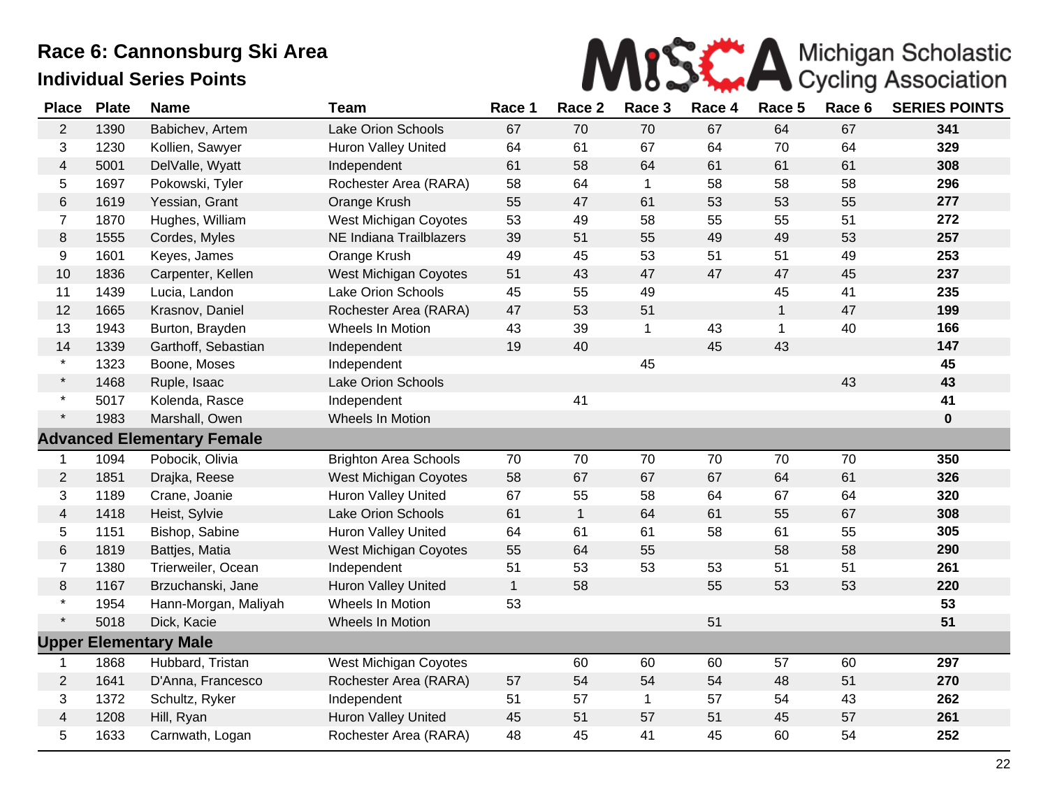# Race 6: Cannonsburg Ski Area

## Individual Series Points

Michigan Scholastic Cycling Association

| Place | Plate | Name | Team | Race 1 | Race 2 | Race 3 | Race 4 | Race 5 | Race 6 | SERIES POINTS |
|---|---|---|---|---|---|---|---|---|---|---|
| 2 | 1390 | Babichev, Artem | Lake Orion Schools | 67 | 70 | 70 | 67 | 64 | 67 | **341** |
| 3 | 1230 | Kollien, Sawyer | Huron Valley United | 64 | 61 | 67 | 64 | 70 | 64 | **329** |
| 4 | 5001 | DelValle, Wyatt | Independent | 61 | 58 | 64 | 61 | 61 | 61 | **308** |
| 5 | 1697 | Pokowski, Tyler | Rochester Area (RARA) | 58 | 64 | 1 | 58 | 58 | 58 | **296** |
| 6 | 1619 | Yessian, Grant | Orange Krush | 55 | 47 | 61 | 53 | 53 | 55 | **277** |
| 7 | 1870 | Hughes, William | West Michigan Coyotes | 53 | 49 | 58 | 55 | 55 | 51 | **272** |
| 8 | 1555 | Cordes, Myles | NE Indiana Trailblazers | 39 | 51 | 55 | 49 | 49 | 53 | **257** |
| 9 | 1601 | Keyes, James | Orange Krush | 49 | 45 | 53 | 51 | 51 | 49 | **253** |
| 10 | 1836 | Carpenter, Kellen | West Michigan Coyotes | 51 | 43 | 47 | 47 | 47 | 45 | **237** |
| 11 | 1439 | Lucia, Landon | Lake Orion Schools | 45 | 55 | 49 | | 45 | 41 | **235** |
| 12 | 1665 | Krasnov, Daniel | Rochester Area (RARA) | 47 | 53 | 51 | | 1 | 47 | **199** |
| 13 | 1943 | Burton, Brayden | Wheels In Motion | 43 | 39 | 1 | 43 | 1 | 40 | **166** |
| 14 | 1339 | Garthoff, Sebastian | Independent | 19 | 40 | | 45 | 43 | | **147** |
| * | 1323 | Boone, Moses | Independent | | | 45 | | | | **45** |
| * | 1468 | Ruple, Isaac | Lake Orion Schools | | | | | | 43 | **43** |
| * | 5017 | Kolenda, Rasce | Independent | | 41 | | | | | **41** |
| * | 1983 | Marshall, Owen | Wheels In Motion | | | | | | | **0** |
| **Advanced Elementary Female** | | | | | | | | | | |
| 1 | 1094 | Pobocik, Olivia | Brighton Area Schools | 70 | 70 | 70 | 70 | 70 | 70 | **350** |
| 2 | 1851 | Drajka, Reese | West Michigan Coyotes | 58 | 67 | 67 | 67 | 64 | 61 | **326** |
| 3 | 1189 | Crane, Joanie | Huron Valley United | 67 | 55 | 58 | 64 | 67 | 64 | **320** |
| 4 | 1418 | Heist, Sylvie | Lake Orion Schools | 61 | 1 | 64 | 61 | 55 | 67 | **308** |
| 5 | 1151 | Bishop, Sabine | Huron Valley United | 64 | 61 | 61 | 58 | 61 | 55 | **305** |
| 6 | 1819 | Battjes, Matia | West Michigan Coyotes | 55 | 64 | 55 | | 58 | 58 | **290** |
| 7 | 1380 | Trierweiler, Ocean | Independent | 51 | 53 | 53 | 53 | 51 | 51 | **261** |
| 8 | 1167 | Brzuchanski, Jane | Huron Valley United | 1 | 58 | | 55 | 53 | 53 | **220** |
| * | 1954 | Hann-Morgan, Maliyah | Wheels In Motion | 53 | | | | | | **53** |
| * | 5018 | Dick, Kacie | Wheels In Motion | | | | 51 | | | **51** |
| **Upper Elementary Male** | | | | | | | | | | |
| 1 | 1868 | Hubbard, Tristan | West Michigan Coyotes | | 60 | 60 | 60 | 57 | 60 | **297** |
| 2 | 1641 | D'Anna, Francesco | Rochester Area (RARA) | 57 | 54 | 54 | 54 | 48 | 51 | **270** |
| 3 | 1372 | Schultz, Ryker | Independent | 51 | 57 | 1 | 57 | 54 | 43 | **262** |
| 4 | 1208 | Hill, Ryan | Huron Valley United | 45 | 51 | 57 | 51 | 45 | 57 | **261** |
| 5 | 1633 | Carnwath, Logan | Rochester Area (RARA) | 48 | 45 | 41 | 45 | 60 | 54 | **252** |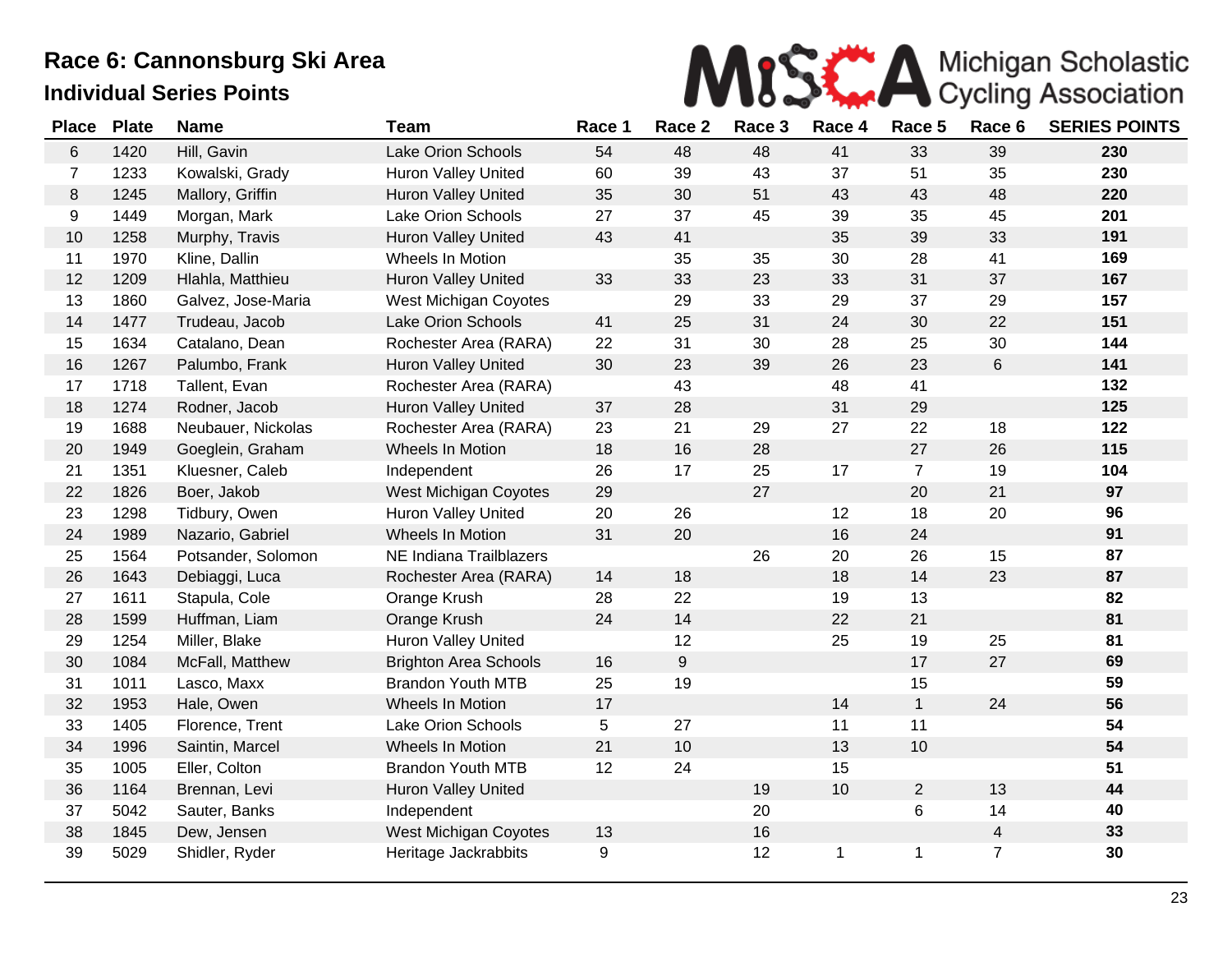# Race 6: Cannonsburg Ski Area

## Individual Series Points

Michigan Scholastic Cycling Association

| Place | Plate | Name | Team | Race 1 | Race 2 | Race 3 | Race 4 | Race 5 | Race 6 | SERIES POINTS |
|---|---|---|---|---|---|---|---|---|---|---|
| 6 | 1420 | Hill, Gavin | Lake Orion Schools | 54 | 48 | 48 | 41 | 33 | 39 | **230** |
| 7 | 1233 | Kowalski, Grady | Huron Valley United | 60 | 39 | 43 | 37 | 51 | 35 | **230** |
| 8 | 1245 | Mallory, Griffin | Huron Valley United | 35 | 30 | 51 | 43 | 43 | 48 | **220** |
| 9 | 1449 | Morgan, Mark | Lake Orion Schools | 27 | 37 | 45 | 39 | 35 | 45 | **201** |
| 10 | 1258 | Murphy, Travis | Huron Valley United | 43 | 41 | | 35 | 39 | 33 | **191** |
| 11 | 1970 | Kline, Dallin | Wheels In Motion | | 35 | 35 | 30 | 28 | 41 | **169** |
| 12 | 1209 | Hlahla, Matthieu | Huron Valley United | 33 | 33 | 23 | 33 | 31 | 37 | **167** |
| 13 | 1860 | Galvez, Jose-Maria | West Michigan Coyotes | | 29 | 33 | 29 | 37 | 29 | **157** |
| 14 | 1477 | Trudeau, Jacob | Lake Orion Schools | 41 | 25 | 31 | 24 | 30 | 22 | **151** |
| 15 | 1634 | Catalano, Dean | Rochester Area (RARA) | 22 | 31 | 30 | 28 | 25 | 30 | **144** |
| 16 | 1267 | Palumbo, Frank | Huron Valley United | 30 | 23 | 39 | 26 | 23 | 6 | **141** |
| 17 | 1718 | Tallent, Evan | Rochester Area (RARA) | | 43 | | 48 | 41 | | **132** |
| 18 | 1274 | Rodner, Jacob | Huron Valley United | 37 | 28 | | 31 | 29 | | **125** |
| 19 | 1688 | Neubauer, Nickolas | Rochester Area (RARA) | 23 | 21 | 29 | 27 | 22 | 18 | **122** |
| 20 | 1949 | Goeglein, Graham | Wheels In Motion | 18 | 16 | 28 | | 27 | 26 | **115** |
| 21 | 1351 | Kluesner, Caleb | Independent | 26 | 17 | 25 | 17 | 7 | 19 | **104** |
| 22 | 1826 | Boer, Jakob | West Michigan Coyotes | 29 | | 27 | | 20 | 21 | **97** |
| 23 | 1298 | Tidbury, Owen | Huron Valley United | 20 | 26 | | 12 | 18 | 20 | **96** |
| 24 | 1989 | Nazario, Gabriel | Wheels In Motion | 31 | 20 | | 16 | 24 | | **91** |
| 25 | 1564 | Potsander, Solomon | NE Indiana Trailblazers | | | 26 | 20 | 26 | 15 | **87** |
| 26 | 1643 | Debiaggi, Luca | Rochester Area (RARA) | 14 | 18 | | 18 | 14 | 23 | **87** |
| 27 | 1611 | Stapula, Cole | Orange Krush | 28 | 22 | | 19 | 13 | | **82** |
| 28 | 1599 | Huffman, Liam | Orange Krush | 24 | 14 | | 22 | 21 | | **81** |
| 29 | 1254 | Miller, Blake | Huron Valley United | | 12 | | 25 | 19 | 25 | **81** |
| 30 | 1084 | McFall, Matthew | Brighton Area Schools | 16 | 9 | | | 17 | 27 | **69** |
| 31 | 1011 | Lasco, Maxx | Brandon Youth MTB | 25 | 19 | | | 15 | | **59** |
| 32 | 1953 | Hale, Owen | Wheels In Motion | 17 | | | 14 | 1 | 24 | **56** |
| 33 | 1405 | Florence, Trent | Lake Orion Schools | 5 | 27 | | 11 | 11 | | **54** |
| 34 | 1996 | Saintin, Marcel | Wheels In Motion | 21 | 10 | | 13 | 10 | | **54** |
| 35 | 1005 | Eller, Colton | Brandon Youth MTB | 12 | 24 | | 15 | | | **51** |
| 36 | 1164 | Brennan, Levi | Huron Valley United | | | 19 | 10 | 2 | 13 | **44** |
| 37 | 5042 | Sauter, Banks | Independent | | | 20 | | 6 | 14 | **40** |
| 38 | 1845 | Dew, Jensen | West Michigan Coyotes | 13 | | 16 | | | 4 | **33** |
| 39 | 5029 | Shidler, Ryder | Heritage Jackrabbits | 9 | | 12 | 1 | 1 | 7 | **30** |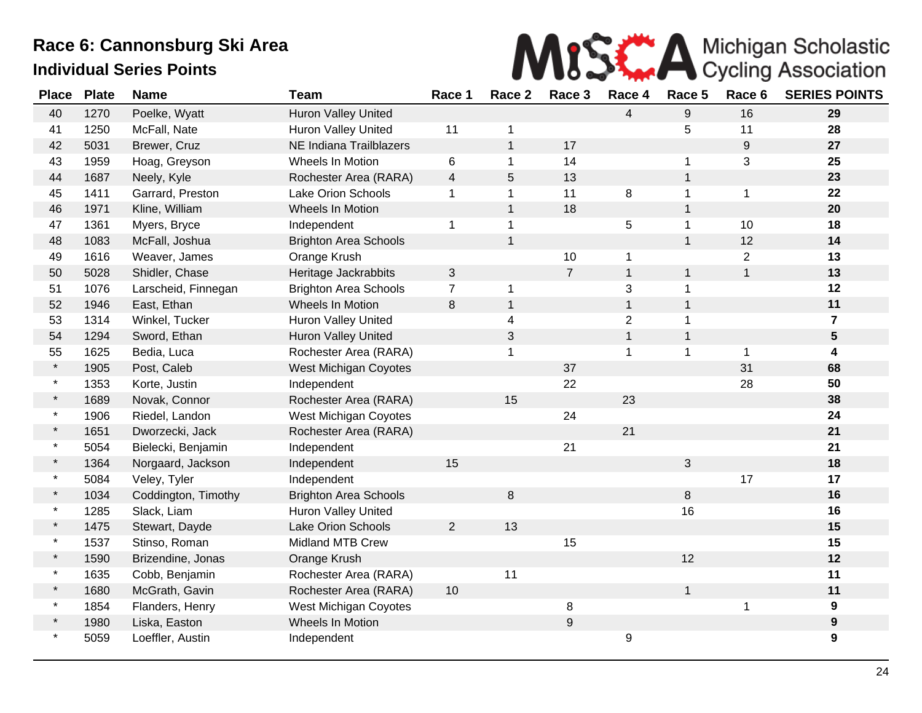# Race 6: Cannonsburg Ski Area

## Individual Series Points

Michigan Scholastic Cycling Association

| Place | Plate | Name | Team | Race 1 | Race 2 | Race 3 | Race 4 | Race 5 | Race 6 | SERIES POINTS |
|---|---|---|---|---|---|---|---|---|---|---|
| 40 | 1270 | Poelke, Wyatt | Huron Valley United | | | | 4 | 9 | 16 | **29** |
| 41 | 1250 | McFall, Nate | Huron Valley United | 11 | 1 | | | 5 | 11 | **28** |
| 42 | 5031 | Brewer, Cruz | NE Indiana Trailblazers | | 1 | 17 | | | 9 | **27** |
| 43 | 1959 | Hoag, Greyson | Wheels In Motion | 6 | 1 | 14 | | 1 | 3 | **25** |
| 44 | 1687 | Neely, Kyle | Rochester Area (RARA) | 4 | 5 | 13 | | 1 | | **23** |
| 45 | 1411 | Garrard, Preston | Lake Orion Schools | 1 | 1 | 11 | 8 | 1 | 1 | **22** |
| 46 | 1971 | Kline, William | Wheels In Motion | | 1 | 18 | | 1 | | **20** |
| 47 | 1361 | Myers, Bryce | Independent | 1 | 1 | | 5 | 1 | 10 | **18** |
| 48 | 1083 | McFall, Joshua | Brighton Area Schools | | 1 | | | 1 | 12 | **14** |
| 49 | 1616 | Weaver, James | Orange Krush | | | 10 | 1 | | 2 | **13** |
| 50 | 5028 | Shidler, Chase | Heritage Jackrabbits | 3 | | 7 | 1 | 1 | 1 | **13** |
| 51 | 1076 | Larscheid, Finnegan | Brighton Area Schools | 7 | 1 | | 3 | 1 | | **12** |
| 52 | 1946 | East, Ethan | Wheels In Motion | 8 | 1 | | 1 | 1 | | **11** |
| 53 | 1314 | Winkel, Tucker | Huron Valley United | | 4 | | 2 | 1 | | **7** |
| 54 | 1294 | Sword, Ethan | Huron Valley United | | 3 | | 1 | 1 | | **5** |
| 55 | 1625 | Bedia, Luca | Rochester Area (RARA) | | 1 | | 1 | 1 | 1 | **4** |
| * | 1905 | Post, Caleb | West Michigan Coyotes | | | 37 | | | 31 | **68** |
| * | 1353 | Korte, Justin | Independent | | | 22 | | | 28 | **50** |
| * | 1689 | Novak, Connor | Rochester Area (RARA) | | 15 | | 23 | | | **38** |
| * | 1906 | Riedel, Landon | West Michigan Coyotes | | | 24 | | | | **24** |
| * | 1651 | Dworzecki, Jack | Rochester Area (RARA) | | | | 21 | | | **21** |
| * | 5054 | Bielecki, Benjamin | Independent | | | 21 | | | | **21** |
| * | 1364 | Norgaard, Jackson | Independent | 15 | | | | 3 | | **18** |
| * | 5084 | Veley, Tyler | Independent | | | | | | 17 | **17** |
| * | 1034 | Coddington, Timothy | Brighton Area Schools | | 8 | | | 8 | | **16** |
| * | 1285 | Slack, Liam | Huron Valley United | | | | | 16 | | **16** |
| * | 1475 | Stewart, Dayde | Lake Orion Schools | 2 | 13 | | | | | **15** |
| * | 1537 | Stinso, Roman | Midland MTB Crew | | | 15 | | | | **15** |
| * | 1590 | Brizendine, Jonas | Orange Krush | | | | | 12 | | **12** |
| * | 1635 | Cobb, Benjamin | Rochester Area (RARA) | | 11 | | | | | **11** |
| * | 1680 | McGrath, Gavin | Rochester Area (RARA) | 10 | | | | 1 | | **11** |
| * | 1854 | Flanders, Henry | West Michigan Coyotes | | | 8 | | | 1 | **9** |
| * | 1980 | Liska, Easton | Wheels In Motion | | | 9 | | | | **9** |
| * | 5059 | Loeffler, Austin | Independent | | | | 9 | | | **9** |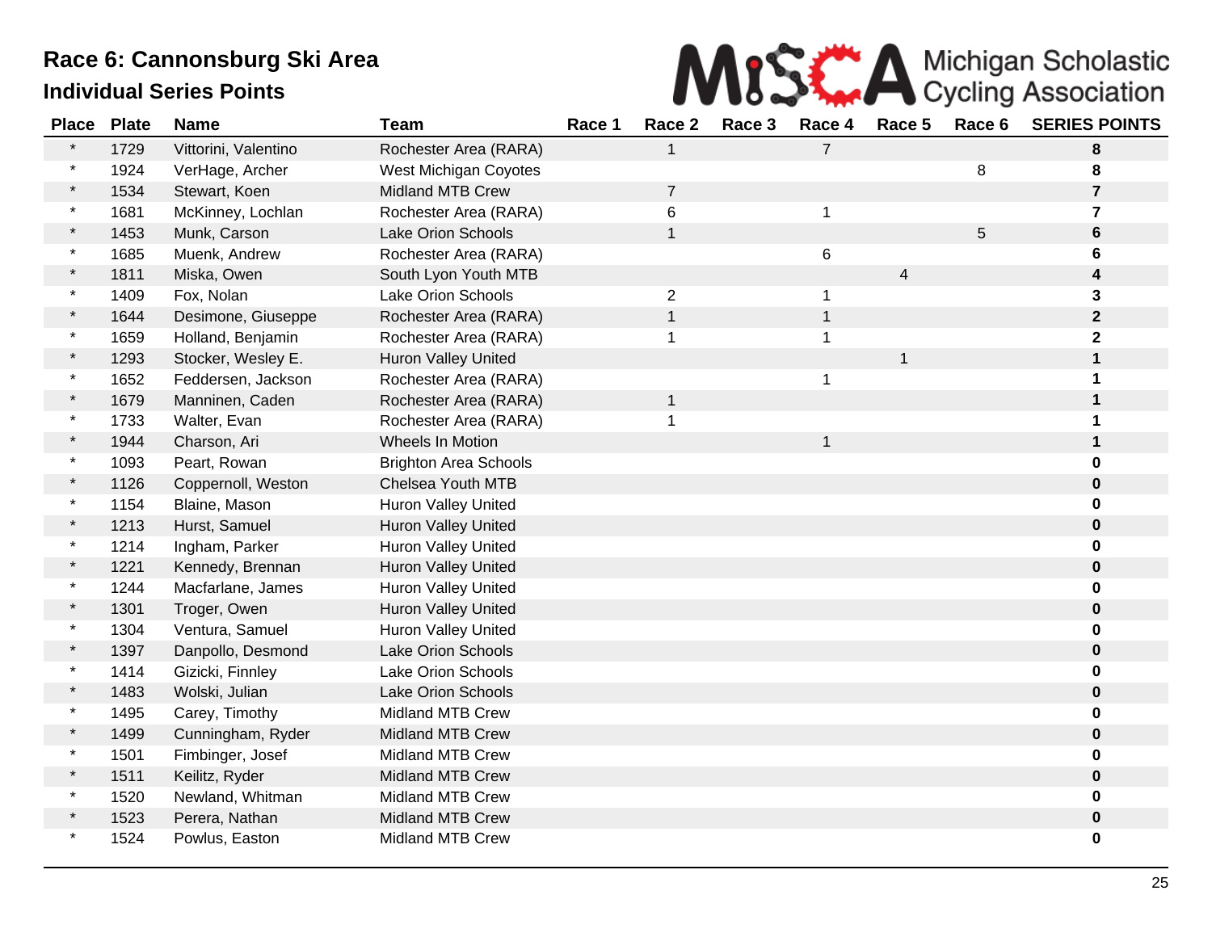# Race 6: Cannonsburg Ski Area

## Individual Series Points

Michigan Scholastic Cycling Association

| Place | Plate | Name | Team | Race 1 | Race 2 | Race 3 | Race 4 | Race 5 | Race 6 | SERIES POINTS |
|---|---|---|---|---|---|---|---|---|---|---|
| * | 1729 | Vittorini, Valentino | Rochester Area (RARA) | | 1 | | 7 | | | **8** |
| * | 1924 | VerHage, Archer | West Michigan Coyotes | | | | | | 8 | **8** |
| * | 1534 | Stewart, Koen | Midland MTB Crew | | 7 | | | | | **7** |
| * | 1681 | McKinney, Lochlan | Rochester Area (RARA) | | 6 | | 1 | | | **7** |
| * | 1453 | Munk, Carson | Lake Orion Schools | | 1 | | | | 5 | **6** |
| * | 1685 | Muenk, Andrew | Rochester Area (RARA) | | | | 6 | | | **6** |
| * | 1811 | Miska, Owen | South Lyon Youth MTB | | | | | 4 | | **4** |
| * | 1409 | Fox, Nolan | Lake Orion Schools | | 2 | | 1 | | | **3** |
| * | 1644 | Desimone, Giuseppe | Rochester Area (RARA) | | 1 | | 1 | | | **2** |
| * | 1659 | Holland, Benjamin | Rochester Area (RARA) | | 1 | | 1 | | | **2** |
| * | 1293 | Stocker, Wesley E. | Huron Valley United | | | | | 1 | | **1** |
| * | 1652 | Feddersen, Jackson | Rochester Area (RARA) | | | | 1 | | | **1** |
| * | 1679 | Manninen, Caden | Rochester Area (RARA) | | 1 | | | | | **1** |
| * | 1733 | Walter, Evan | Rochester Area (RARA) | | 1 | | | | | **1** |
| * | 1944 | Charson, Ari | Wheels In Motion | | | | 1 | | | **1** |
| * | 1093 | Peart, Rowan | Brighton Area Schools | | | | | | | **0** |
| * | 1126 | Coppernoll, Weston | Chelsea Youth MTB | | | | | | | **0** |
| * | 1154 | Blaine, Mason | Huron Valley United | | | | | | | **0** |
| * | 1213 | Hurst, Samuel | Huron Valley United | | | | | | | **0** |
| * | 1214 | Ingham, Parker | Huron Valley United | | | | | | | **0** |
| * | 1221 | Kennedy, Brennan | Huron Valley United | | | | | | | **0** |
| * | 1244 | Macfarlane, James | Huron Valley United | | | | | | | **0** |
| * | 1301 | Troger, Owen | Huron Valley United | | | | | | | **0** |
| * | 1304 | Ventura, Samuel | Huron Valley United | | | | | | | **0** |
| * | 1397 | Danpollo, Desmond | Lake Orion Schools | | | | | | | **0** |
| * | 1414 | Gizicki, Finnley | Lake Orion Schools | | | | | | | **0** |
| * | 1483 | Wolski, Julian | Lake Orion Schools | | | | | | | **0** |
| * | 1495 | Carey, Timothy | Midland MTB Crew | | | | | | | **0** |
| * | 1499 | Cunningham, Ryder | Midland MTB Crew | | | | | | | **0** |
| * | 1501 | Fimbinger, Josef | Midland MTB Crew | | | | | | | **0** |
| * | 1511 | Keilitz, Ryder | Midland MTB Crew | | | | | | | **0** |
| * | 1520 | Newland, Whitman | Midland MTB Crew | | | | | | | **0** |
| * | 1523 | Perera, Nathan | Midland MTB Crew | | | | | | | **0** |
| * | 1524 | Powlus, Easton | Midland MTB Crew | | | | | | | **0** |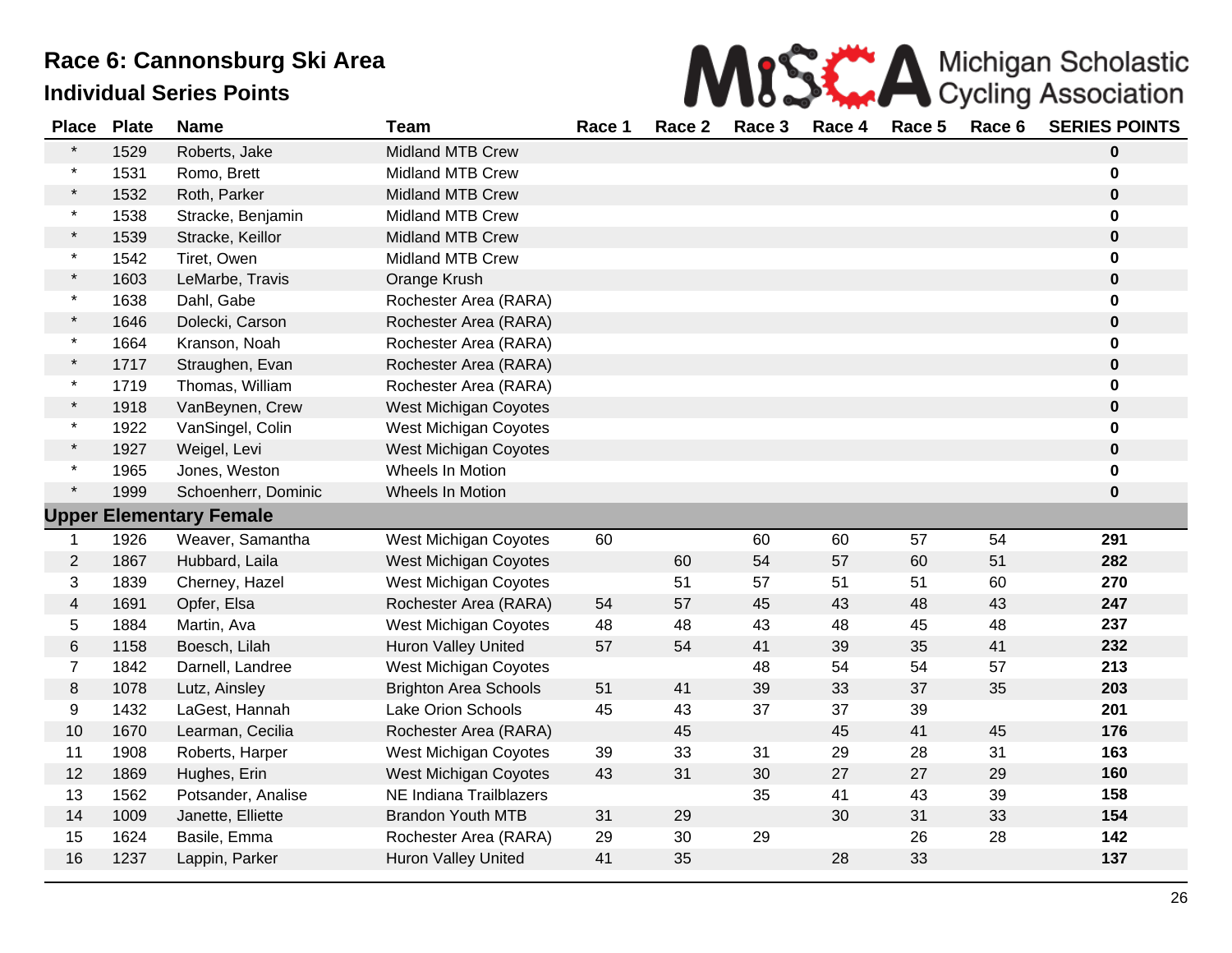# Race 6: Cannonsburg Ski Area

## Individual Series Points

| Place | Plate | Name | Team | Race 1 | Race 2 | Race 3 | Race 4 | Race 5 | Race 6 | SERIES POINTS |
|---|---|---|---|---|---|---|---|---|---|---|
| * | 1529 | Roberts, Jake | Midland MTB Crew | | | | | | | **0** |
| * | 1531 | Romo, Brett | Midland MTB Crew | | | | | | | **0** |
| * | 1532 | Roth, Parker | Midland MTB Crew | | | | | | | **0** |
| * | 1538 | Stracke, Benjamin | Midland MTB Crew | | | | | | | **0** |
| * | 1539 | Stracke, Keillor | Midland MTB Crew | | | | | | | **0** |
| * | 1542 | Tiret, Owen | Midland MTB Crew | | | | | | | **0** |
| * | 1603 | LeMarbe, Travis | Orange Krush | | | | | | | **0** |
| * | 1638 | Dahl, Gabe | Rochester Area (RARA) | | | | | | | **0** |
| * | 1646 | Dolecki, Carson | Rochester Area (RARA) | | | | | | | **0** |
| * | 1664 | Kranson, Noah | Rochester Area (RARA) | | | | | | | **0** |
| * | 1717 | Straughen, Evan | Rochester Area (RARA) | | | | | | | **0** |
| * | 1719 | Thomas, William | Rochester Area (RARA) | | | | | | | **0** |
| * | 1918 | VanBeynen, Crew | West Michigan Coyotes | | | | | | | **0** |
| * | 1922 | VanSingel, Colin | West Michigan Coyotes | | | | | | | **0** |
| * | 1927 | Weigel, Levi | West Michigan Coyotes | | | | | | | **0** |
| * | 1965 | Jones, Weston | Wheels In Motion | | | | | | | **0** |
| * | 1999 | Schoenherr, Dominic | Wheels In Motion | | | | | | | **0** |
| **Upper Elementary Female** | | | | | | | | | | |
| 1 | 1926 | Weaver, Samantha | West Michigan Coyotes | 60 | | 60 | 60 | 57 | 54 | **291** |
| 2 | 1867 | Hubbard, Laila | West Michigan Coyotes | | 60 | 54 | 57 | 60 | 51 | **282** |
| 3 | 1839 | Cherney, Hazel | West Michigan Coyotes | | 51 | 57 | 51 | 51 | 60 | **270** |
| 4 | 1691 | Opfer, Elsa | Rochester Area (RARA) | 54 | 57 | 45 | 43 | 48 | 43 | **247** |
| 5 | 1884 | Martin, Ava | West Michigan Coyotes | 48 | 48 | 43 | 48 | 45 | 48 | **237** |
| 6 | 1158 | Boesch, Lilah | Huron Valley United | 57 | 54 | 41 | 39 | 35 | 41 | **232** |
| 7 | 1842 | Darnell, Landree | West Michigan Coyotes | | | 48 | 54 | 54 | 57 | **213** |
| 8 | 1078 | Lutz, Ainsley | Brighton Area Schools | 51 | 41 | 39 | 33 | 37 | 35 | **203** |
| 9 | 1432 | LaGest, Hannah | Lake Orion Schools | 45 | 43 | 37 | 37 | 39 | | **201** |
| 10 | 1670 | Learman, Cecilia | Rochester Area (RARA) | | 45 | | 45 | 41 | 45 | **176** |
| 11 | 1908 | Roberts, Harper | West Michigan Coyotes | 39 | 33 | 31 | 29 | 28 | 31 | **163** |
| 12 | 1869 | Hughes, Erin | West Michigan Coyotes | 43 | 31 | 30 | 27 | 27 | 29 | **160** |
| 13 | 1562 | Potsander, Analise | NE Indiana Trailblazers | | | 35 | 41 | 43 | 39 | **158** |
| 14 | 1009 | Janette, Elliette | Brandon Youth MTB | 31 | 29 | | 30 | 31 | 33 | **154** |
| 15 | 1624 | Basile, Emma | Rochester Area (RARA) | 29 | 30 | 29 | | 26 | 28 | **142** |
| 16 | 1237 | Lappin, Parker | Huron Valley United | 41 | 35 | | 28 | 33 | | **137** |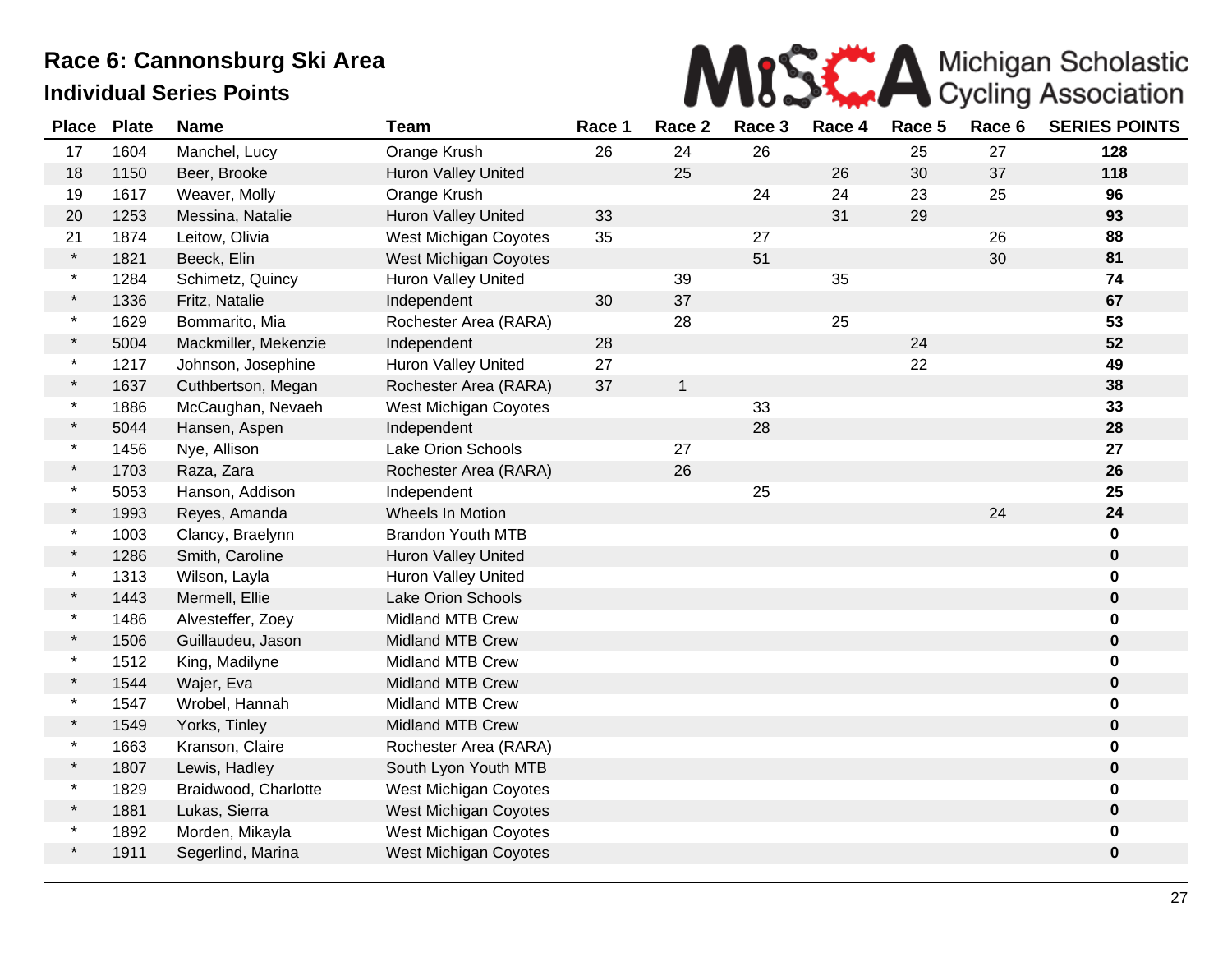# Race 6: Cannonsburg Ski Area

## Individual Series Points

MiSCA Michigan Scholastic Cycling Association

| Place | Plate | Name | Team | Race 1 | Race 2 | Race 3 | Race 4 | Race 5 | Race 6 | SERIES POINTS |
|---|---|---|---|---|---|---|---|---|---|---|
| 17 | 1604 | Manchel, Lucy | Orange Krush | 26 | 24 | 26 | | 25 | 27 | **128** |
| 18 | 1150 | Beer, Brooke | Huron Valley United | | 25 | | 26 | 30 | 37 | **118** |
| 19 | 1617 | Weaver, Molly | Orange Krush | | | 24 | 24 | 23 | 25 | **96** |
| 20 | 1253 | Messina, Natalie | Huron Valley United | 33 | | | 31 | 29 | | **93** |
| 21 | 1874 | Leitow, Olivia | West Michigan Coyotes | 35 | | 27 | | | 26 | **88** |
| * | 1821 | Beeck, Elin | West Michigan Coyotes | | | 51 | | | 30 | **81** |
| * | 1284 | Schimetz, Quincy | Huron Valley United | | 39 | | 35 | | | **74** |
| * | 1336 | Fritz, Natalie | Independent | 30 | 37 | | | | | **67** |
| * | 1629 | Bommarito, Mia | Rochester Area (RARA) | | 28 | | 25 | | | **53** |
| * | 5004 | Mackmiller, Mekenzie | Independent | 28 | | | | 24 | | **52** |
| * | 1217 | Johnson, Josephine | Huron Valley United | 27 | | | | 22 | | **49** |
| * | 1637 | Cuthbertson, Megan | Rochester Area (RARA) | 37 | 1 | | | | | **38** |
| * | 1886 | McCaughan, Nevaeh | West Michigan Coyotes | | | 33 | | | | **33** |
| * | 5044 | Hansen, Aspen | Independent | | | 28 | | | | **28** |
| * | 1456 | Nye, Allison | Lake Orion Schools | | 27 | | | | | **27** |
| * | 1703 | Raza, Zara | Rochester Area (RARA) | | 26 | | | | | **26** |
| * | 5053 | Hanson, Addison | Independent | | | 25 | | | | **25** |
| * | 1993 | Reyes, Amanda | Wheels In Motion | | | | | | 24 | **24** |
| * | 1003 | Clancy, Braelynn | Brandon Youth MTB | | | | | | | **0** |
| * | 1286 | Smith, Caroline | Huron Valley United | | | | | | | **0** |
| * | 1313 | Wilson, Layla | Huron Valley United | | | | | | | **0** |
| * | 1443 | Mermell, Ellie | Lake Orion Schools | | | | | | | **0** |
| * | 1486 | Alvesteffer, Zoey | Midland MTB Crew | | | | | | | **0** |
| * | 1506 | Guillaudeu, Jason | Midland MTB Crew | | | | | | | **0** |
| * | 1512 | King, Madilyne | Midland MTB Crew | | | | | | | **0** |
| * | 1544 | Wajer, Eva | Midland MTB Crew | | | | | | | **0** |
| * | 1547 | Wrobel, Hannah | Midland MTB Crew | | | | | | | **0** |
| * | 1549 | Yorks, Tinley | Midland MTB Crew | | | | | | | **0** |
| * | 1663 | Kranson, Claire | Rochester Area (RARA) | | | | | | | **0** |
| * | 1807 | Lewis, Hadley | South Lyon Youth MTB | | | | | | | **0** |
| * | 1829 | Braidwood, Charlotte | West Michigan Coyotes | | | | | | | **0** |
| * | 1881 | Lukas, Sierra | West Michigan Coyotes | | | | | | | **0** |
| * | 1892 | Morden, Mikayla | West Michigan Coyotes | | | | | | | **0** |
| * | 1911 | Segerlind, Marina | West Michigan Coyotes | | | | | | | **0** |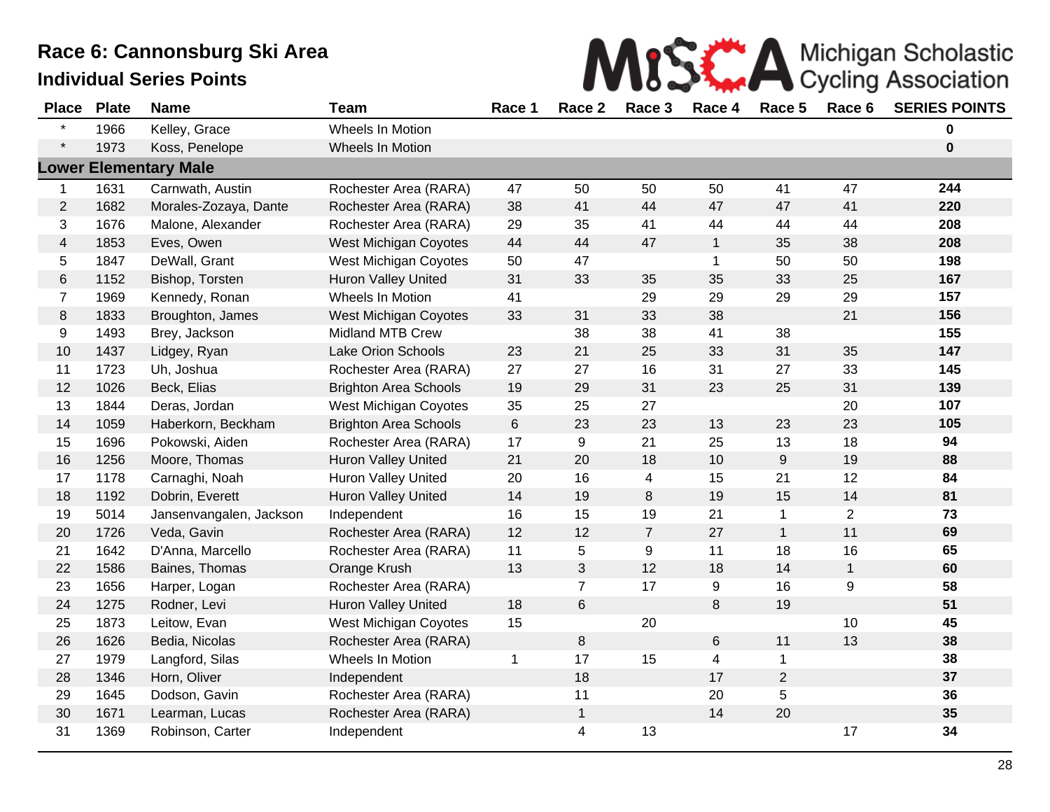# Race 6: Cannonsburg Ski Area

## Individual Series Points

Michigan Scholastic Cycling Association

| Place | Plate | Name | Team | Race 1 | Race 2 | Race 3 | Race 4 | Race 5 | Race 6 | SERIES POINTS |
|---|---|---|---|---|---|---|---|---|---|---|
| * | 1966 | Kelley, Grace | Wheels In Motion | | | | | | | **0** |
| * | 1973 | Koss, Penelope | Wheels In Motion | | | | | | | **0** |
| **Lower Elementary Male** | | | | | | | | | | |
| 1 | 1631 | Carnwath, Austin | Rochester Area (RARA) | 47 | 50 | 50 | 50 | 41 | 47 | **244** |
| 2 | 1682 | Morales-Zozaya, Dante | Rochester Area (RARA) | 38 | 41 | 44 | 47 | 47 | 41 | **220** |
| 3 | 1676 | Malone, Alexander | Rochester Area (RARA) | 29 | 35 | 41 | 44 | 44 | 44 | **208** |
| 4 | 1853 | Eves, Owen | West Michigan Coyotes | 44 | 44 | 47 | 1 | 35 | 38 | **208** |
| 5 | 1847 | DeWall, Grant | West Michigan Coyotes | 50 | 47 | | 1 | 50 | 50 | **198** |
| 6 | 1152 | Bishop, Torsten | Huron Valley United | 31 | 33 | 35 | 35 | 33 | 25 | **167** |
| 7 | 1969 | Kennedy, Ronan | Wheels In Motion | 41 | | 29 | 29 | 29 | 29 | **157** |
| 8 | 1833 | Broughton, James | West Michigan Coyotes | 33 | 31 | 33 | 38 | | 21 | **156** |
| 9 | 1493 | Brey, Jackson | Midland MTB Crew | | 38 | 38 | 41 | 38 | | **155** |
| 10 | 1437 | Lidgey, Ryan | Lake Orion Schools | 23 | 21 | 25 | 33 | 31 | 35 | **147** |
| 11 | 1723 | Uh, Joshua | Rochester Area (RARA) | 27 | 27 | 16 | 31 | 27 | 33 | **145** |
| 12 | 1026 | Beck, Elias | Brighton Area Schools | 19 | 29 | 31 | 23 | 25 | 31 | **139** |
| 13 | 1844 | Deras, Jordan | West Michigan Coyotes | 35 | 25 | 27 | | | 20 | **107** |
| 14 | 1059 | Haberkorn, Beckham | Brighton Area Schools | 6 | 23 | 23 | 13 | 23 | 23 | **105** |
| 15 | 1696 | Pokowski, Aiden | Rochester Area (RARA) | 17 | 9 | 21 | 25 | 13 | 18 | **94** |
| 16 | 1256 | Moore, Thomas | Huron Valley United | 21 | 20 | 18 | 10 | 9 | 19 | **88** |
| 17 | 1178 | Carnaghi, Noah | Huron Valley United | 20 | 16 | 4 | 15 | 21 | 12 | **84** |
| 18 | 1192 | Dobrin, Everett | Huron Valley United | 14 | 19 | 8 | 19 | 15 | 14 | **81** |
| 19 | 5014 | Jansenvangalen, Jackson | Independent | 16 | 15 | 19 | 21 | 1 | 2 | **73** |
| 20 | 1726 | Veda, Gavin | Rochester Area (RARA) | 12 | 12 | 7 | 27 | 1 | 11 | **69** |
| 21 | 1642 | D'Anna, Marcello | Rochester Area (RARA) | 11 | 5 | 9 | 11 | 18 | 16 | **65** |
| 22 | 1586 | Baines, Thomas | Orange Krush | 13 | 3 | 12 | 18 | 14 | 1 | **60** |
| 23 | 1656 | Harper, Logan | Rochester Area (RARA) | | 7 | 17 | 9 | 16 | 9 | **58** |
| 24 | 1275 | Rodner, Levi | Huron Valley United | 18 | 6 | | 8 | 19 | | **51** |
| 25 | 1873 | Leitow, Evan | West Michigan Coyotes | 15 | | 20 | | | 10 | **45** |
| 26 | 1626 | Bedia, Nicolas | Rochester Area (RARA) | | 8 | | 6 | 11 | 13 | **38** |
| 27 | 1979 | Langford, Silas | Wheels In Motion | 1 | 17 | 15 | 4 | 1 | | **38** |
| 28 | 1346 | Horn, Oliver | Independent | | 18 | | 17 | 2 | | **37** |
| 29 | 1645 | Dodson, Gavin | Rochester Area (RARA) | | 11 | | 20 | 5 | | **36** |
| 30 | 1671 | Learman, Lucas | Rochester Area (RARA) | | 1 | | 14 | 20 | | **35** |
| 31 | 1369 | Robinson, Carter | Independent | | 4 | 13 | | | 17 | **34** |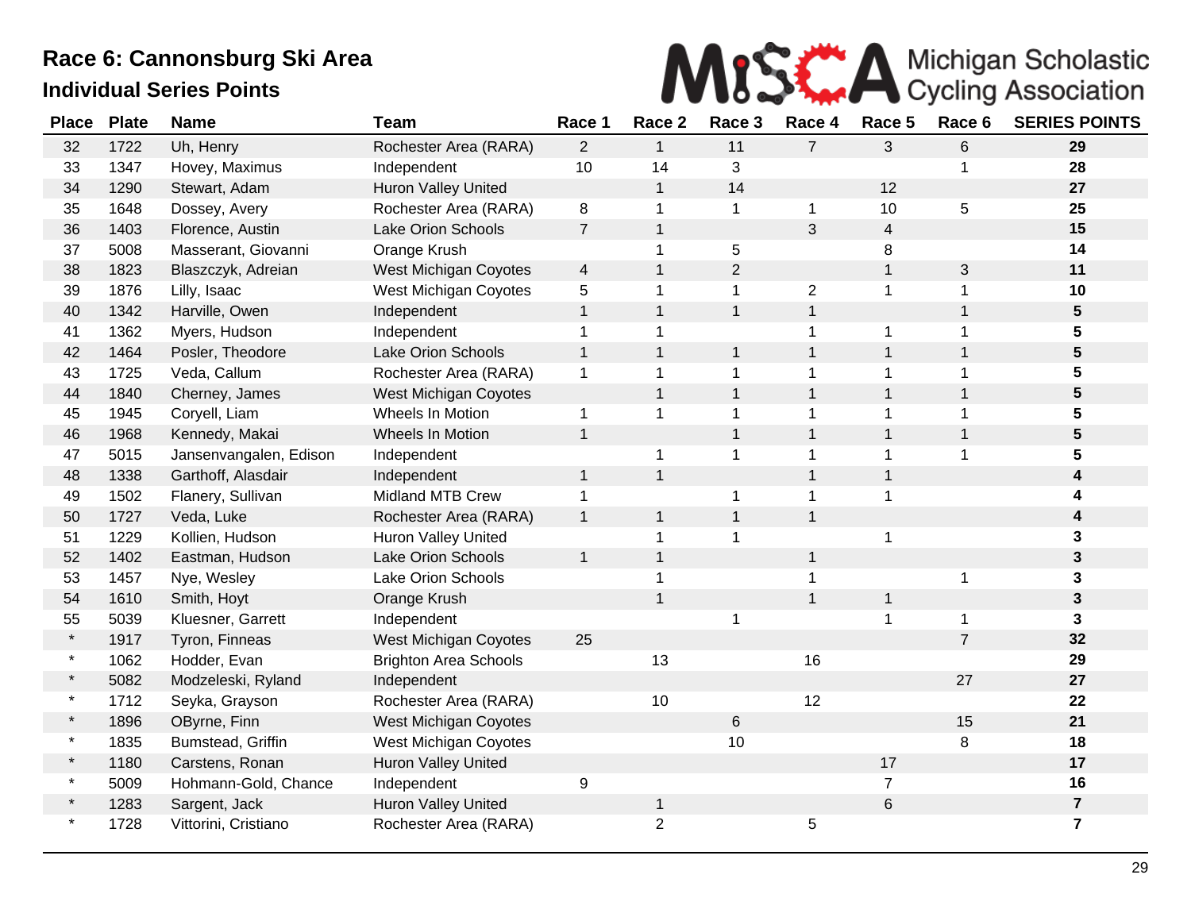# Race 6: Cannonsburg Ski Area

## Individual Series Points

| Place | Plate | Name | Team | Race 1 | Race 2 | Race 3 | Race 4 | Race 5 | Race 6 | SERIES POINTS |
|---|---|---|---|---|---|---|---|---|---|---|
| 32 | 1722 | Uh, Henry | Rochester Area (RARA) | 2 | 1 | 11 | 7 | 3 | 6 | **29** |
| 33 | 1347 | Hovey, Maximus | Independent | 10 | 14 | 3 | | | 1 | **28** |
| 34 | 1290 | Stewart, Adam | Huron Valley United | | 1 | 14 | | 12 | | **27** |
| 35 | 1648 | Dossey, Avery | Rochester Area (RARA) | 8 | 1 | 1 | 1 | 10 | 5 | **25** |
| 36 | 1403 | Florence, Austin | Lake Orion Schools | 7 | 1 | | 3 | 4 | | **15** |
| 37 | 5008 | Masserant, Giovanni | Orange Krush | | 1 | 5 | | 8 | | **14** |
| 38 | 1823 | Blaszczyk, Adreian | West Michigan Coyotes | 4 | 1 | 2 | | 1 | 3 | **11** |
| 39 | 1876 | Lilly, Isaac | West Michigan Coyotes | 5 | 1 | 1 | 2 | 1 | 1 | **10** |
| 40 | 1342 | Harville, Owen | Independent | 1 | 1 | 1 | 1 | | 1 | **5** |
| 41 | 1362 | Myers, Hudson | Independent | 1 | 1 | | 1 | 1 | 1 | **5** |
| 42 | 1464 | Posler, Theodore | Lake Orion Schools | 1 | 1 | 1 | 1 | 1 | 1 | **5** |
| 43 | 1725 | Veda, Callum | Rochester Area (RARA) | 1 | 1 | 1 | 1 | 1 | 1 | **5** |
| 44 | 1840 | Cherney, James | West Michigan Coyotes | | 1 | 1 | 1 | 1 | 1 | **5** |
| 45 | 1945 | Coryell, Liam | Wheels In Motion | 1 | 1 | 1 | 1 | 1 | 1 | **5** |
| 46 | 1968 | Kennedy, Makai | Wheels In Motion | 1 | | 1 | 1 | 1 | 1 | **5** |
| 47 | 5015 | Jansenvangalen, Edison | Independent | | 1 | 1 | 1 | 1 | 1 | **5** |
| 48 | 1338 | Garthoff, Alasdair | Independent | 1 | 1 | | 1 | 1 | | **4** |
| 49 | 1502 | Flanery, Sullivan | Midland MTB Crew | 1 | | 1 | 1 | 1 | | **4** |
| 50 | 1727 | Veda, Luke | Rochester Area (RARA) | 1 | 1 | 1 | 1 | | | **4** |
| 51 | 1229 | Kollien, Hudson | Huron Valley United | | 1 | 1 | | 1 | | **3** |
| 52 | 1402 | Eastman, Hudson | Lake Orion Schools | 1 | 1 | | 1 | | | **3** |
| 53 | 1457 | Nye, Wesley | Lake Orion Schools | | 1 | | 1 | | 1 | **3** |
| 54 | 1610 | Smith, Hoyt | Orange Krush | | 1 | | 1 | 1 | | **3** |
| 55 | 5039 | Kluesner, Garrett | Independent | | | 1 | | 1 | 1 | **3** |
| * | 1917 | Tyron, Finneas | West Michigan Coyotes | 25 | | | | | 7 | **32** |
| * | 1062 | Hodder, Evan | Brighton Area Schools | | 13 | | 16 | | | **29** |
| * | 5082 | Modzeleski, Ryland | Independent | | | | | | 27 | **27** |
| * | 1712 | Seyka, Grayson | Rochester Area (RARA) | | 10 | | 12 | | | **22** |
| * | 1896 | OByrne, Finn | West Michigan Coyotes | | | 6 | | | 15 | **21** |
| * | 1835 | Bumstead, Griffin | West Michigan Coyotes | | | 10 | | | 8 | **18** |
| * | 1180 | Carstens, Ronan | Huron Valley United | | | | | 17 | | **17** |
| * | 5009 | Hohmann-Gold, Chance | Independent | 9 | | | | 7 | | **16** |
| * | 1283 | Sargent, Jack | Huron Valley United | | 1 | | | 6 | | **7** |
| * | 1728 | Vittorini, Cristiano | Rochester Area (RARA) | | 2 | | 5 | | | **7** |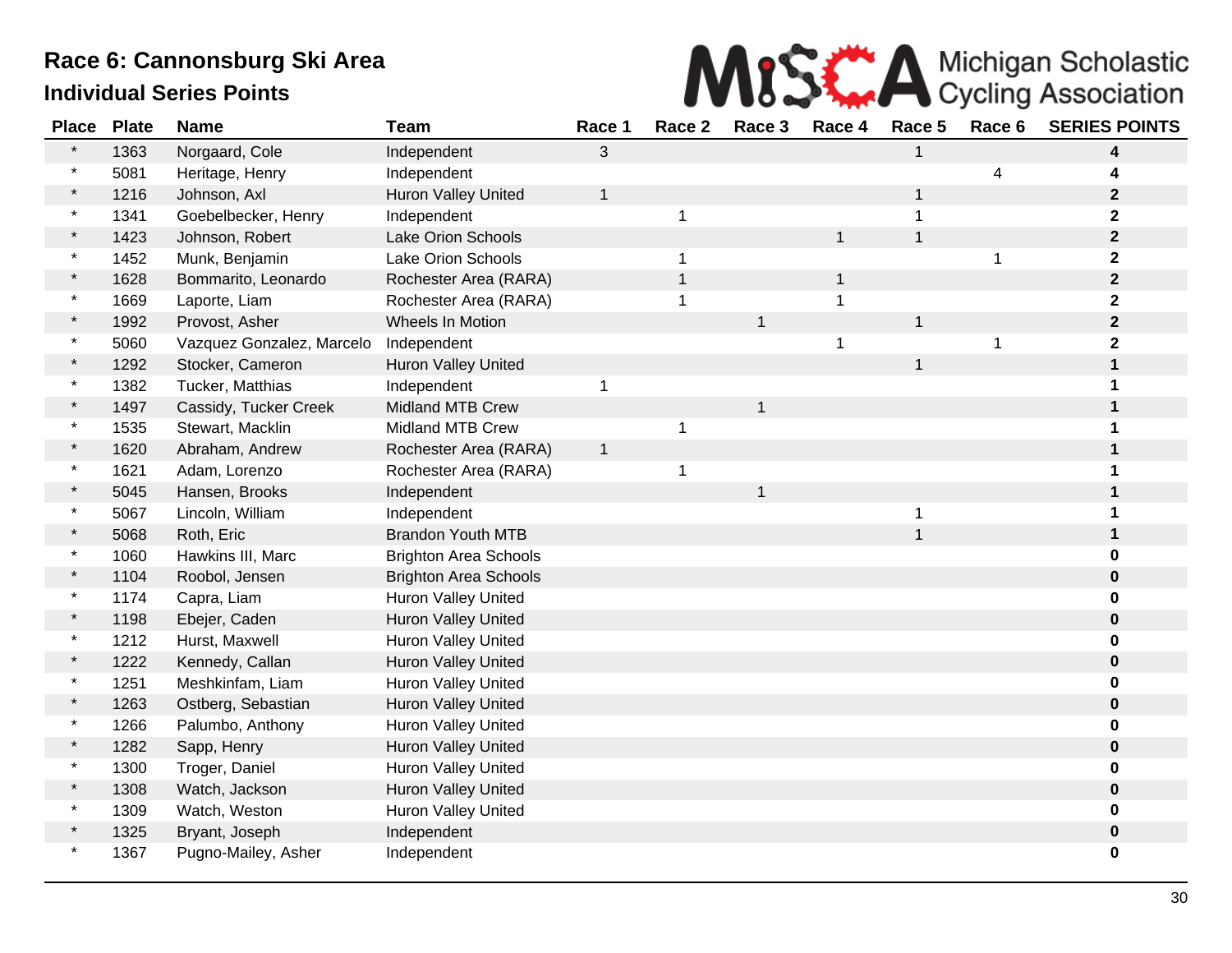# Race 6: Cannonsburg Ski Area

## Individual Series Points

| Place | Plate | Name | Team | Race 1 | Race 2 | Race 3 | Race 4 | Race 5 | Race 6 | SERIES POINTS |
|---|---|---|---|---|---|---|---|---|---|---|
| * | 1363 | Norgaard, Cole | Independent | 3 | | | | 1 | | **4** |
| * | 5081 | Heritage, Henry | Independent | | | | | | 4 | **4** |
| * | 1216 | Johnson, Axl | Huron Valley United | 1 | | | | 1 | | **2** |
| * | 1341 | Goebelbecker, Henry | Independent | | 1 | | | 1 | | **2** |
| * | 1423 | Johnson, Robert | Lake Orion Schools | | | | 1 | 1 | | **2** |
| * | 1452 | Munk, Benjamin | Lake Orion Schools | | 1 | | | | 1 | **2** |
| * | 1628 | Bommarito, Leonardo | Rochester Area (RARA) | | 1 | | 1 | | | **2** |
| * | 1669 | Laporte, Liam | Rochester Area (RARA) | | 1 | | 1 | | | **2** |
| * | 1992 | Provost, Asher | Wheels In Motion | | | 1 | | 1 | | **2** |
| * | 5060 | Vazquez Gonzalez, Marcelo | Independent | | | | 1 | | 1 | **2** |
| * | 1292 | Stocker, Cameron | Huron Valley United | | | | | 1 | | **1** |
| * | 1382 | Tucker, Matthias | Independent | 1 | | | | | | **1** |
| * | 1497 | Cassidy, Tucker Creek | Midland MTB Crew | | | 1 | | | | **1** |
| * | 1535 | Stewart, Macklin | Midland MTB Crew | | 1 | | | | | **1** |
| * | 1620 | Abraham, Andrew | Rochester Area (RARA) | 1 | | | | | | **1** |
| * | 1621 | Adam, Lorenzo | Rochester Area (RARA) | | 1 | | | | | **1** |
| * | 5045 | Hansen, Brooks | Independent | | | 1 | | | | **1** |
| * | 5067 | Lincoln, William | Independent | | | | | 1 | | **1** |
| * | 5068 | Roth, Eric | Brandon Youth MTB | | | | | 1 | | **1** |
| * | 1060 | Hawkins III, Marc | Brighton Area Schools | | | | | | | **0** |
| * | 1104 | Roobol, Jensen | Brighton Area Schools | | | | | | | **0** |
| * | 1174 | Capra, Liam | Huron Valley United | | | | | | | **0** |
| * | 1198 | Ebejer, Caden | Huron Valley United | | | | | | | **0** |
| * | 1212 | Hurst, Maxwell | Huron Valley United | | | | | | | **0** |
| * | 1222 | Kennedy, Callan | Huron Valley United | | | | | | | **0** |
| * | 1251 | Meshkinfam, Liam | Huron Valley United | | | | | | | **0** |
| * | 1263 | Ostberg, Sebastian | Huron Valley United | | | | | | | **0** |
| * | 1266 | Palumbo, Anthony | Huron Valley United | | | | | | | **0** |
| * | 1282 | Sapp, Henry | Huron Valley United | | | | | | | **0** |
| * | 1300 | Troger, Daniel | Huron Valley United | | | | | | | **0** |
| * | 1308 | Watch, Jackson | Huron Valley United | | | | | | | **0** |
| * | 1309 | Watch, Weston | Huron Valley United | | | | | | | **0** |
| * | 1325 | Bryant, Joseph | Independent | | | | | | | **0** |
| * | 1367 | Pugno-Mailey, Asher | Independent | | | | | | | **0** |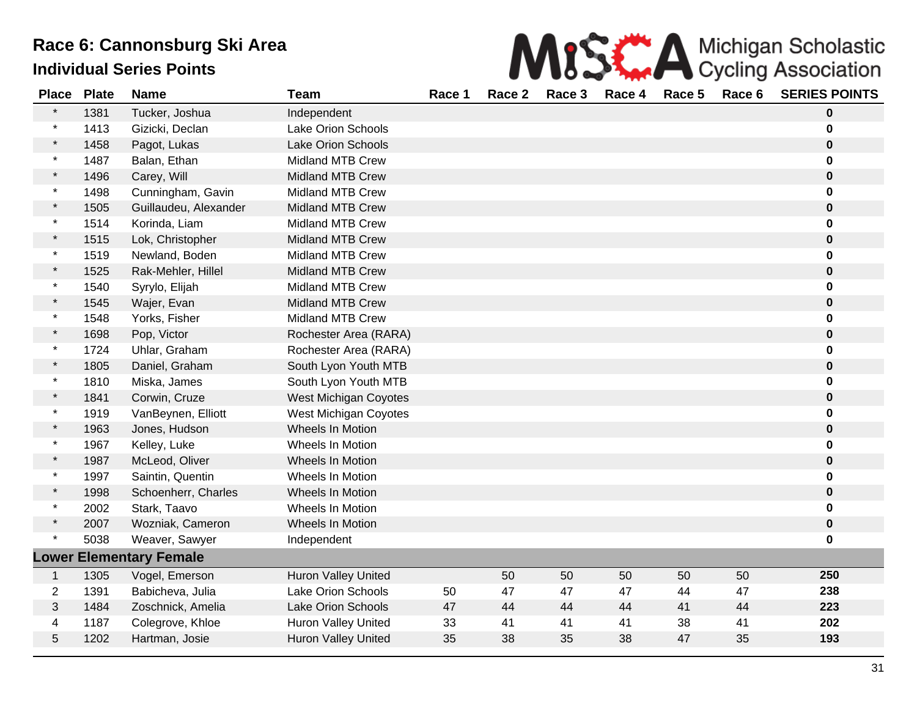# Race 6: Cannonsburg Ski Area

## Individual Series Points

Michigan Scholastic Cycling Association

| Place | Plate | Name | Team | Race 1 | Race 2 | Race 3 | Race 4 | Race 5 | Race 6 | SERIES POINTS |
|---|---|---|---|---|---|---|---|---|---|---|
| * | 1381 | Tucker, Joshua | Independent | | | | | | | **0** |
| * | 1413 | Gizicki, Declan | Lake Orion Schools | | | | | | | **0** |
| * | 1458 | Pagot, Lukas | Lake Orion Schools | | | | | | | **0** |
| * | 1487 | Balan, Ethan | Midland MTB Crew | | | | | | | **0** |
| * | 1496 | Carey, Will | Midland MTB Crew | | | | | | | **0** |
| * | 1498 | Cunningham, Gavin | Midland MTB Crew | | | | | | | **0** |
| * | 1505 | Guillaudeu, Alexander | Midland MTB Crew | | | | | | | **0** |
| * | 1514 | Korinda, Liam | Midland MTB Crew | | | | | | | **0** |
| * | 1515 | Lok, Christopher | Midland MTB Crew | | | | | | | **0** |
| * | 1519 | Newland, Boden | Midland MTB Crew | | | | | | | **0** |
| * | 1525 | Rak-Mehler, Hillel | Midland MTB Crew | | | | | | | **0** |
| * | 1540 | Syrylo, Elijah | Midland MTB Crew | | | | | | | **0** |
| * | 1545 | Wajer, Evan | Midland MTB Crew | | | | | | | **0** |
| * | 1548 | Yorks, Fisher | Midland MTB Crew | | | | | | | **0** |
| * | 1698 | Pop, Victor | Rochester Area (RARA) | | | | | | | **0** |
| * | 1724 | Uhlar, Graham | Rochester Area (RARA) | | | | | | | **0** |
| * | 1805 | Daniel, Graham | South Lyon Youth MTB | | | | | | | **0** |
| * | 1810 | Miska, James | South Lyon Youth MTB | | | | | | | **0** |
| * | 1841 | Corwin, Cruze | West Michigan Coyotes | | | | | | | **0** |
| * | 1919 | VanBeynen, Elliott | West Michigan Coyotes | | | | | | | **0** |
| * | 1963 | Jones, Hudson | Wheels In Motion | | | | | | | **0** |
| * | 1967 | Kelley, Luke | Wheels In Motion | | | | | | | **0** |
| * | 1987 | McLeod, Oliver | Wheels In Motion | | | | | | | **0** |
| * | 1997 | Saintin, Quentin | Wheels In Motion | | | | | | | **0** |
| * | 1998 | Schoenherr, Charles | Wheels In Motion | | | | | | | **0** |
| * | 2002 | Stark, Taavo | Wheels In Motion | | | | | | | **0** |
| * | 2007 | Wozniak, Cameron | Wheels In Motion | | | | | | | **0** |
| * | 5038 | Weaver, Sawyer | Independent | | | | | | | **0** |
| **Lower Elementary Female** | | | | | | | | | | |
| 1 | 1305 | Vogel, Emerson | Huron Valley United | | 50 | 50 | 50 | 50 | 50 | **250** |
| 2 | 1391 | Babicheva, Julia | Lake Orion Schools | 50 | 47 | 47 | 47 | 44 | 47 | **238** |
| 3 | 1484 | Zoschnick, Amelia | Lake Orion Schools | 47 | 44 | 44 | 44 | 41 | 44 | **223** |
| 4 | 1187 | Colegrove, Khloe | Huron Valley United | 33 | 41 | 41 | 41 | 38 | 41 | **202** |
| 5 | 1202 | Hartman, Josie | Huron Valley United | 35 | 38 | 35 | 38 | 47 | 35 | **193** |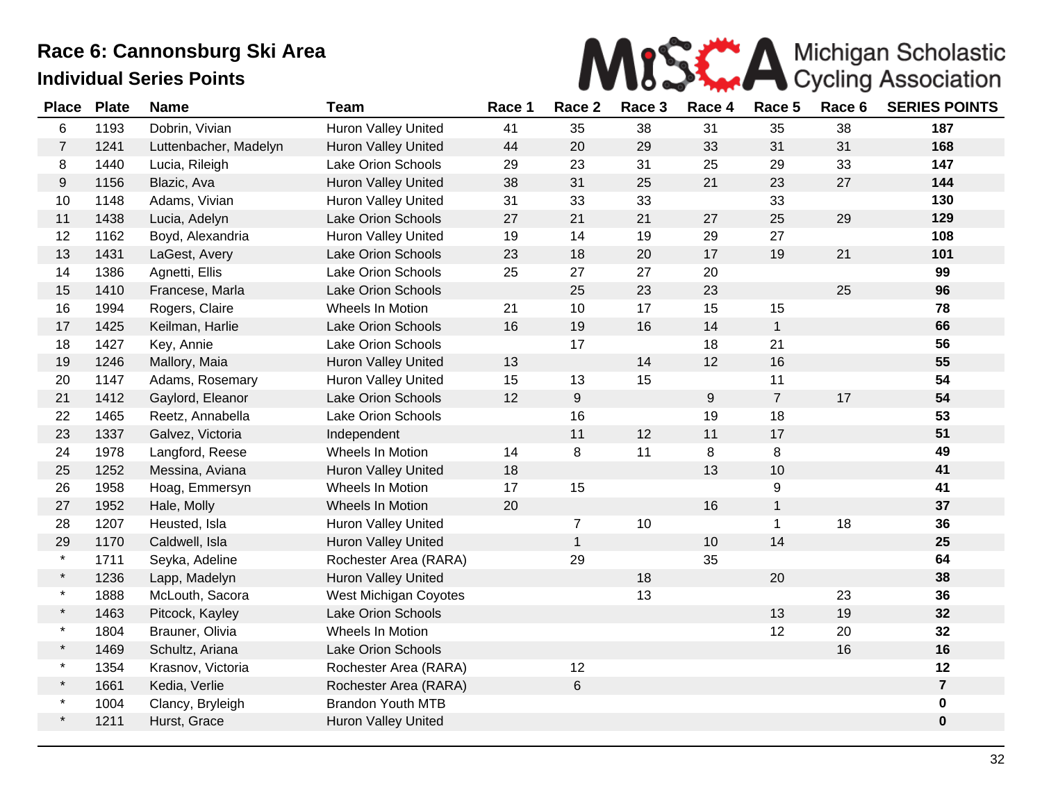# Race 6: Cannonsburg Ski Area

## Individual Series Points

| Place | Plate | Name | Team | Race 1 | Race 2 | Race 3 | Race 4 | Race 5 | Race 6 | SERIES POINTS |
|---|---|---|---|---|---|---|---|---|---|---|
| 6 | 1193 | Dobrin, Vivian | Huron Valley United | 41 | 35 | 38 | 31 | 35 | 38 | **187** |
| 7 | 1241 | Luttenbacher, Madelyn | Huron Valley United | 44 | 20 | 29 | 33 | 31 | 31 | **168** |
| 8 | 1440 | Lucia, Rileigh | Lake Orion Schools | 29 | 23 | 31 | 25 | 29 | 33 | **147** |
| 9 | 1156 | Blazic, Ava | Huron Valley United | 38 | 31 | 25 | 21 | 23 | 27 | **144** |
| 10 | 1148 | Adams, Vivian | Huron Valley United | 31 | 33 | 33 | | 33 | | **130** |
| 11 | 1438 | Lucia, Adelyn | Lake Orion Schools | 27 | 21 | 21 | 27 | 25 | 29 | **129** |
| 12 | 1162 | Boyd, Alexandria | Huron Valley United | 19 | 14 | 19 | 29 | 27 | | **108** |
| 13 | 1431 | LaGest, Avery | Lake Orion Schools | 23 | 18 | 20 | 17 | 19 | 21 | **101** |
| 14 | 1386 | Agnetti, Ellis | Lake Orion Schools | 25 | 27 | 27 | 20 | | | **99** |
| 15 | 1410 | Francese, Marla | Lake Orion Schools | | 25 | 23 | 23 | | 25 | **96** |
| 16 | 1994 | Rogers, Claire | Wheels In Motion | 21 | 10 | 17 | 15 | 15 | | **78** |
| 17 | 1425 | Keilman, Harlie | Lake Orion Schools | 16 | 19 | 16 | 14 | 1 | | **66** |
| 18 | 1427 | Key, Annie | Lake Orion Schools | | 17 | | 18 | 21 | | **56** |
| 19 | 1246 | Mallory, Maia | Huron Valley United | 13 | | 14 | 12 | 16 | | **55** |
| 20 | 1147 | Adams, Rosemary | Huron Valley United | 15 | 13 | 15 | | 11 | | **54** |
| 21 | 1412 | Gaylord, Eleanor | Lake Orion Schools | 12 | 9 | | 9 | 7 | 17 | **54** |
| 22 | 1465 | Reetz, Annabella | Lake Orion Schools | | 16 | | 19 | 18 | | **53** |
| 23 | 1337 | Galvez, Victoria | Independent | | 11 | 12 | 11 | 17 | | **51** |
| 24 | 1978 | Langford, Reese | Wheels In Motion | 14 | 8 | 11 | 8 | 8 | | **49** |
| 25 | 1252 | Messina, Aviana | Huron Valley United | 18 | | | 13 | 10 | | **41** |
| 26 | 1958 | Hoag, Emmersyn | Wheels In Motion | 17 | 15 | | | 9 | | **41** |
| 27 | 1952 | Hale, Molly | Wheels In Motion | 20 | | | 16 | 1 | | **37** |
| 28 | 1207 | Heusted, Isla | Huron Valley United | | 7 | 10 | | 1 | 18 | **36** |
| 29 | 1170 | Caldwell, Isla | Huron Valley United | | 1 | | 10 | 14 | | **25** |
| * | 1711 | Seyka, Adeline | Rochester Area (RARA) | | 29 | | 35 | | | **64** |
| * | 1236 | Lapp, Madelyn | Huron Valley United | | | 18 | | 20 | | **38** |
| * | 1888 | McLouth, Sacora | West Michigan Coyotes | | | 13 | | | 23 | **36** |
| * | 1463 | Pitcock, Kayley | Lake Orion Schools | | | | | 13 | 19 | **32** |
| * | 1804 | Brauner, Olivia | Wheels In Motion | | | | | 12 | 20 | **32** |
| * | 1469 | Schultz, Ariana | Lake Orion Schools | | | | | | 16 | **16** |
| * | 1354 | Krasnov, Victoria | Rochester Area (RARA) | | 12 | | | | | **12** |
| * | 1661 | Kedia, Verlie | Rochester Area (RARA) | | 6 | | | | | **7** |
| * | 1004 | Clancy, Bryleigh | Brandon Youth MTB | | | | | | | **0** |
| * | 1211 | Hurst, Grace | Huron Valley United | | | | | | | **0** |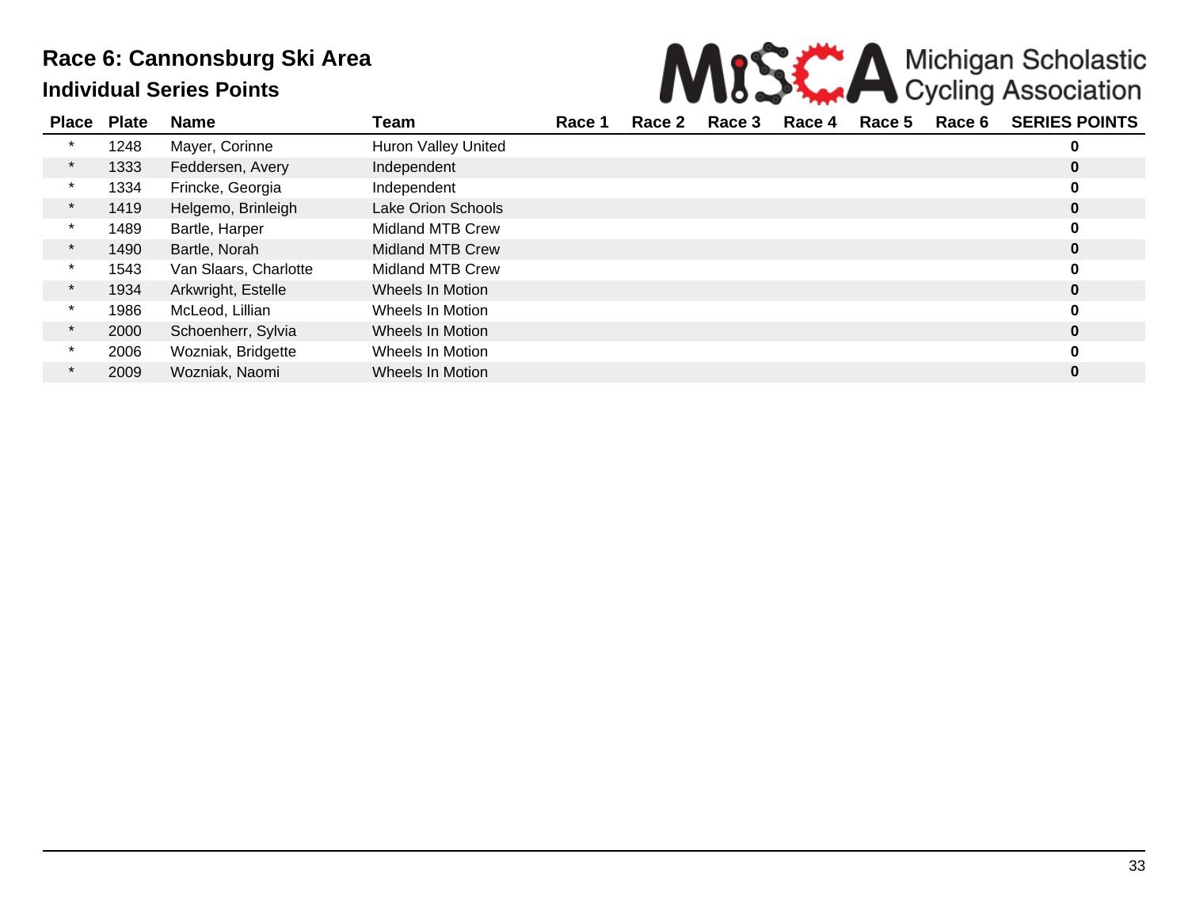# Race 6: Cannonsburg Ski Area

## Individual Series Points

Michigan Scholastic Cycling Association

| Place | Plate | Name | Team | Race 1 | Race 2 | Race 3 | Race 4 | Race 5 | Race 6 | SERIES POINTS |
|---|---|---|---|---|---|---|---|---|---|---|
| * | 1248 | Mayer, Corinne | Huron Valley United | | | | | | | **0** |
| * | 1333 | Feddersen, Avery | Independent | | | | | | | **0** |
| * | 1334 | Frincke, Georgia | Independent | | | | | | | **0** |
| * | 1419 | Helgemo, Brinleigh | Lake Orion Schools | | | | | | | **0** |
| * | 1489 | Bartle, Harper | Midland MTB Crew | | | | | | | **0** |
| * | 1490 | Bartle, Norah | Midland MTB Crew | | | | | | | **0** |
| * | 1543 | Van Slaars, Charlotte | Midland MTB Crew | | | | | | | **0** |
| * | 1934 | Arkwright, Estelle | Wheels In Motion | | | | | | | **0** |
| * | 1986 | McLeod, Lillian | Wheels In Motion | | | | | | | **0** |
| * | 2000 | Schoenherr, Sylvia | Wheels In Motion | | | | | | | **0** |
| * | 2006 | Wozniak, Bridgette | Wheels In Motion | | | | | | | **0** |
| * | 2009 | Wozniak, Naomi | Wheels In Motion | | | | | | | **0** |